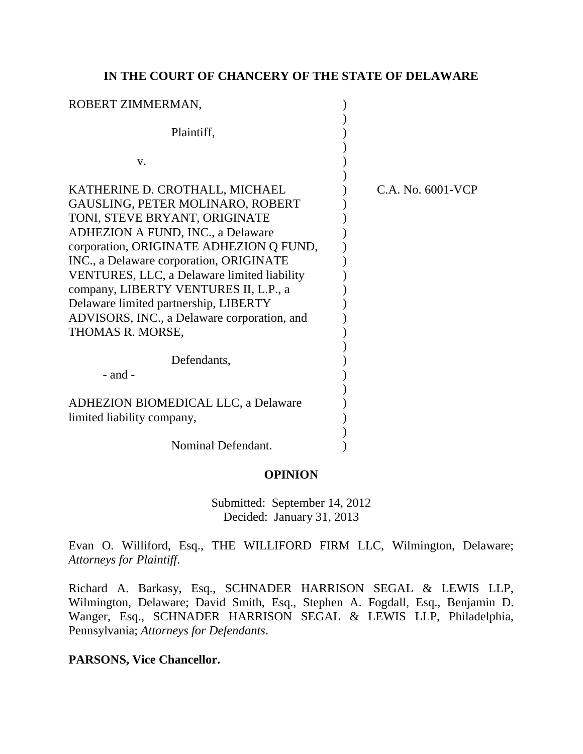**IN THE COURT OF CHANCERY OF THE STATE OF DELAWARE**

ROBERT ZIMMERMAN,

Plaintiff,

v.

KATHERINE D. CROTHALL, MICHAEL GAUSLING, PETER MOLINARO, ROBERT TONI, STEVE BRYANT, ORIGINATE ADHEZION A FUND, INC., a Delaware corporation, ORIGINATE ADHEZION Q FUND, INC., a Delaware corporation, ORIGINATE VENTURES, LLC, a Delaware limited liability company, LIBERTY VENTURES II, L.P., a Delaware limited partnership, LIBERTY ADVISORS, INC., a Delaware corporation, and THOMAS R. MORSE,

Defendants,

- and -

ADHEZION BIOMEDICAL LLC, a Delaware limited liability company,

Nominal Defendant.

C.A. No. 6001-VCP

**OPINION**

Submitted: September 14, 2012
Decided: January 31, 2013

Evan O. Williford, Esq., THE WILLIFORD FIRM LLC, Wilmington, Delaware; *Attorneys for Plaintiff*.

Richard A. Barkasy, Esq., SCHNADER HARRISON SEGAL & LEWIS LLP, Wilmington, Delaware; David Smith, Esq., Stephen A. Fogdall, Esq., Benjamin D. Wanger, Esq., SCHNADER HARRISON SEGAL & LEWIS LLP, Philadelphia, Pennsylvania; *Attorneys for Defendants*.

**PARSONS, Vice Chancellor.**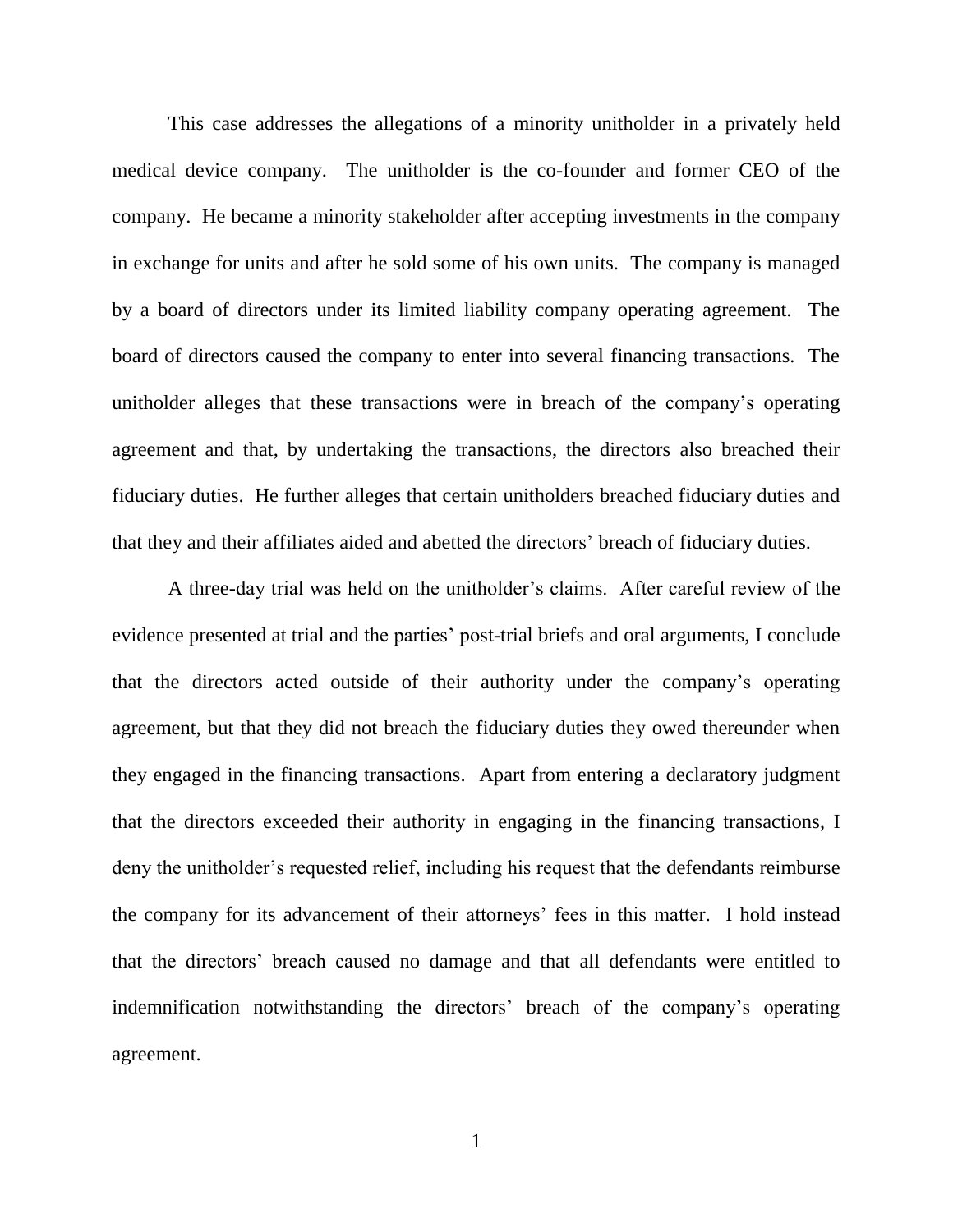This case addresses the allegations of a minority unitholder in a privately held medical device company. The unitholder is the co-founder and former CEO of the company. He became a minority stakeholder after accepting investments in the company in exchange for units and after he sold some of his own units. The company is managed by a board of directors under its limited liability company operating agreement. The board of directors caused the company to enter into several financing transactions. The unitholder alleges that these transactions were in breach of the company's operating agreement and that, by undertaking the transactions, the directors also breached their fiduciary duties. He further alleges that certain unitholders breached fiduciary duties and that they and their affiliates aided and abetted the directors' breach of fiduciary duties.

A three-day trial was held on the unitholder's claims. After careful review of the evidence presented at trial and the parties' post-trial briefs and oral arguments, I conclude that the directors acted outside of their authority under the company's operating agreement, but that they did not breach the fiduciary duties they owed thereunder when they engaged in the financing transactions. Apart from entering a declaratory judgment that the directors exceeded their authority in engaging in the financing transactions, I deny the unitholder's requested relief, including his request that the defendants reimburse the company for its advancement of their attorneys' fees in this matter. I hold instead that the directors' breach caused no damage and that all defendants were entitled to indemnification notwithstanding the directors' breach of the company's operating agreement.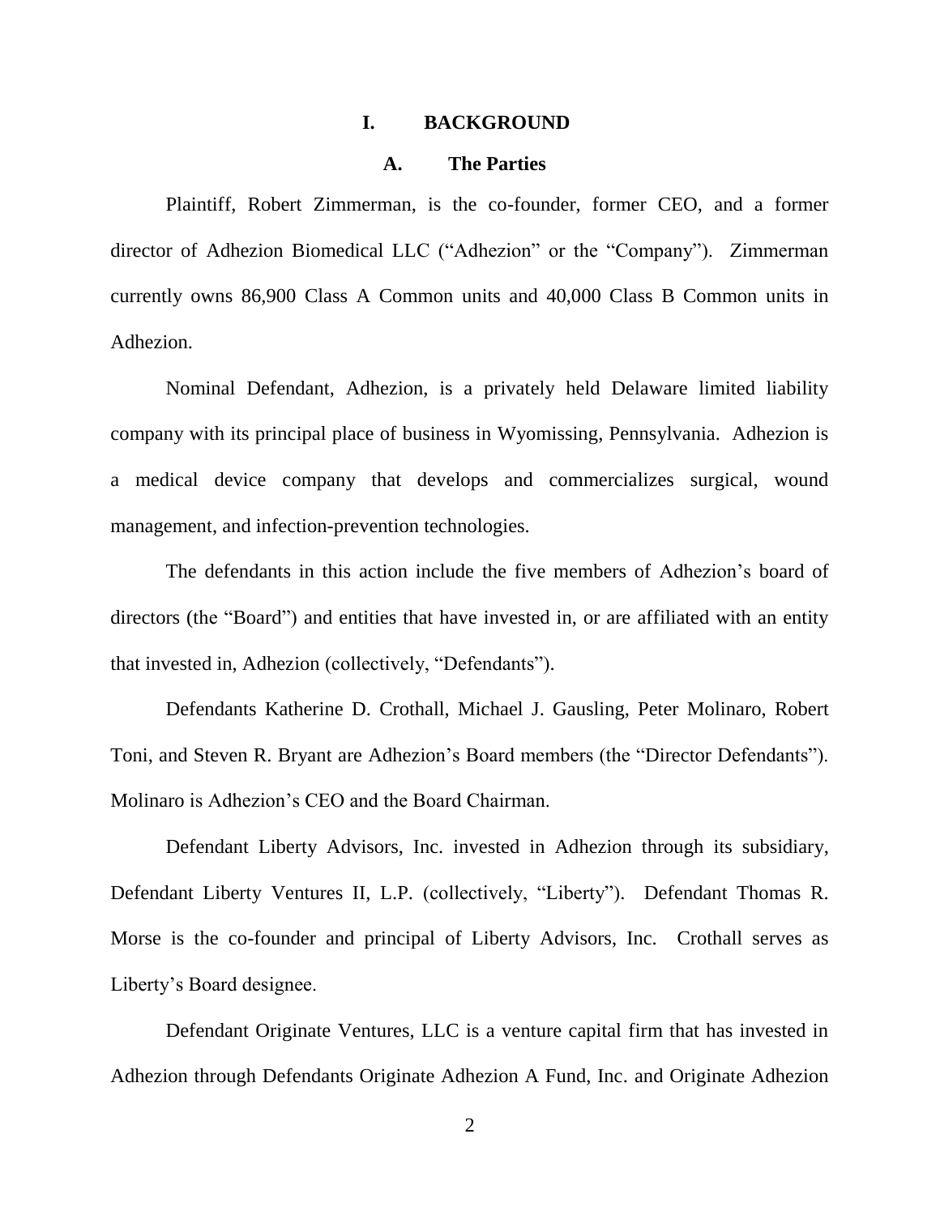# I. BACKGROUND

## A. The Parties

Plaintiff, Robert Zimmerman, is the co-founder, former CEO, and a former director of Adhezion Biomedical LLC ("Adhezion" or the "Company"). Zimmerman currently owns 86,900 Class A Common units and 40,000 Class B Common units in Adhezion.

Nominal Defendant, Adhezion, is a privately held Delaware limited liability company with its principal place of business in Wyomissing, Pennsylvania. Adhezion is a medical device company that develops and commercializes surgical, wound management, and infection-prevention technologies.

The defendants in this action include the five members of Adhezion's board of directors (the "Board") and entities that have invested in, or are affiliated with an entity that invested in, Adhezion (collectively, "Defendants").

Defendants Katherine D. Crothall, Michael J. Gausling, Peter Molinaro, Robert Toni, and Steven R. Bryant are Adhezion's Board members (the "Director Defendants"). Molinaro is Adhezion's CEO and the Board Chairman.

Defendant Liberty Advisors, Inc. invested in Adhezion through its subsidiary, Defendant Liberty Ventures II, L.P. (collectively, "Liberty"). Defendant Thomas R. Morse is the co-founder and principal of Liberty Advisors, Inc. Crothall serves as Liberty's Board designee.

Defendant Originate Ventures, LLC is a venture capital firm that has invested in Adhezion through Defendants Originate Adhezion A Fund, Inc. and Originate Adhezion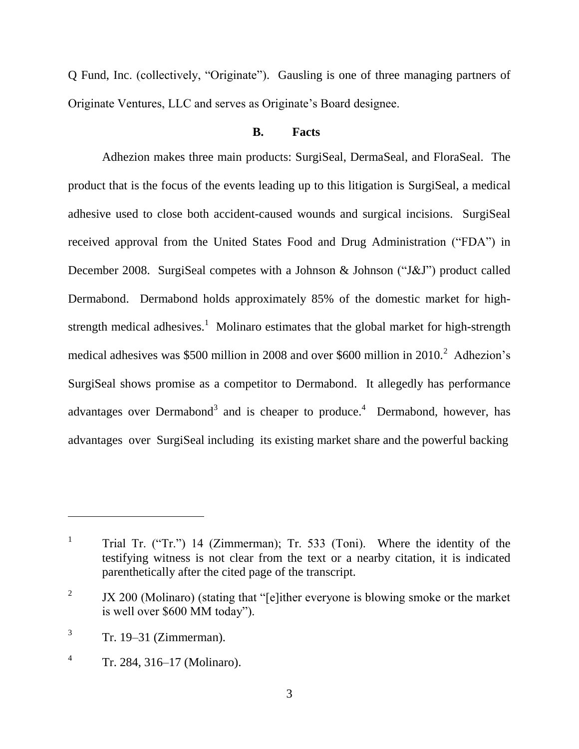Q Fund, Inc. (collectively, "Originate"). Gausling is one of three managing partners of Originate Ventures, LLC and serves as Originate's Board designee.

### B. Facts

Adhezion makes three main products: SurgiSeal, DermaSeal, and FloraSeal. The product that is the focus of the events leading up to this litigation is SurgiSeal, a medical adhesive used to close both accident-caused wounds and surgical incisions. SurgiSeal received approval from the United States Food and Drug Administration ("FDA") in December 2008. SurgiSeal competes with a Johnson & Johnson ("J&J") product called Dermabond. Dermabond holds approximately 85% of the domestic market for high-strength medical adhesives.[1] Molinaro estimates that the global market for high-strength medical adhesives was $500 million in 2008 and over $600 million in 2010.[2] Adhezion's SurgiSeal shows promise as a competitor to Dermabond. It allegedly has performance advantages over Dermabond[3] and is cheaper to produce.[4] Dermabond, however, has advantages over SurgiSeal including its existing market share and the powerful backing

---

[1] Trial Tr. ("Tr.") 14 (Zimmerman); Tr. 533 (Toni). Where the identity of the testifying witness is not clear from the text or a nearby citation, it is indicated parenthetically after the cited page of the transcript.

[2] JX 200 (Molinaro) (stating that "[e]ither everyone is blowing smoke or the market is well over $600 MM today").

[3] Tr. 19–31 (Zimmerman).

[4] Tr. 284, 316–17 (Molinaro).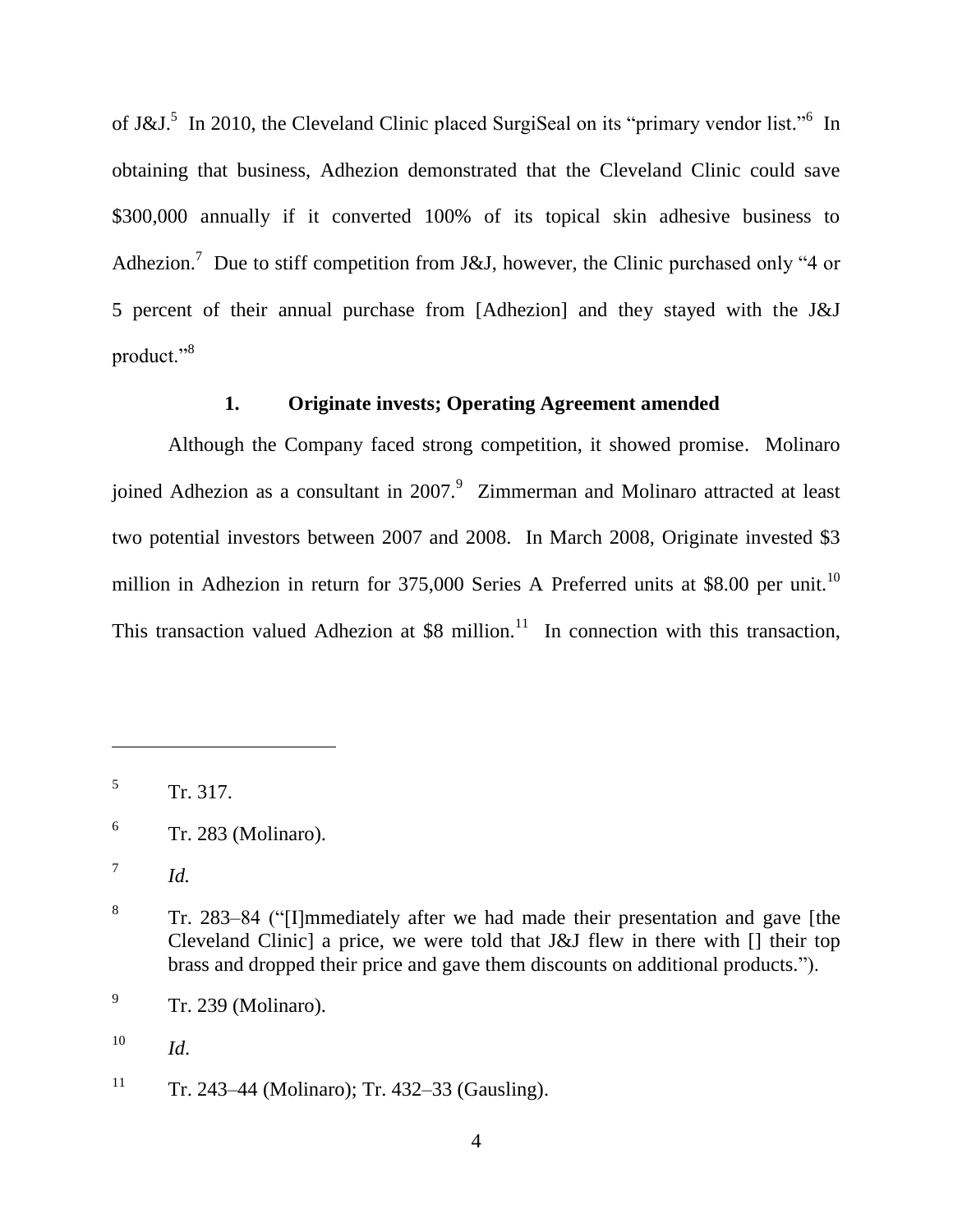of J&J.[5] In 2010, the Cleveland Clinic placed SurgiSeal on its "primary vendor list."[6] In obtaining that business, Adhezion demonstrated that the Cleveland Clinic could save $300,000 annually if it converted 100% of its topical skin adhesive business to Adhezion.[7] Due to stiff competition from J&J, however, the Clinic purchased only "4 or 5 percent of their annual purchase from [Adhezion] and they stayed with the J&J product."[8]

### 1. Originate invests; Operating Agreement amended

Although the Company faced strong competition, it showed promise. Molinaro joined Adhezion as a consultant in 2007.[9] Zimmerman and Molinaro attracted at least two potential investors between 2007 and 2008. In March 2008, Originate invested $3 million in Adhezion in return for 375,000 Series A Preferred units at $8.00 per unit.[10] This transaction valued Adhezion at $8 million.[11] In connection with this transaction,

---

[5] Tr. 317.

[6] Tr. 283 (Molinaro).

[7] *Id.*

[8] Tr. 283–84 ("[I]mmediately after we had made their presentation and gave [the Cleveland Clinic] a price, we were told that J&J flew in there with [] their top brass and dropped their price and gave them discounts on additional products.").

[9] Tr. 239 (Molinaro).

[10] *Id.*

[11] Tr. 243–44 (Molinaro); Tr. 432–33 (Gausling).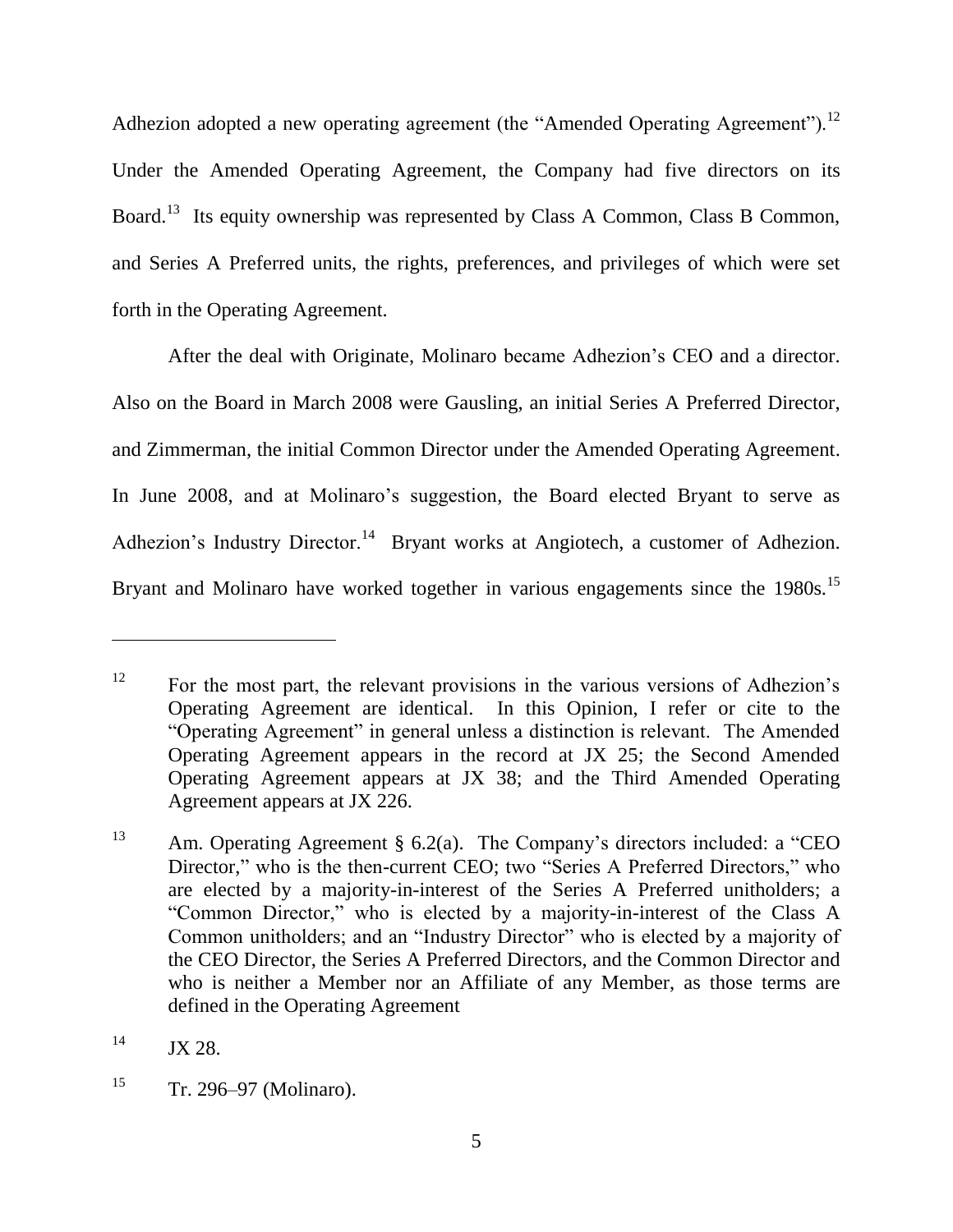Adhezion adopted a new operating agreement (the "Amended Operating Agreement").[12] Under the Amended Operating Agreement, the Company had five directors on its Board.[13] Its equity ownership was represented by Class A Common, Class B Common, and Series A Preferred units, the rights, preferences, and privileges of which were set forth in the Operating Agreement.

After the deal with Originate, Molinaro became Adhezion's CEO and a director. Also on the Board in March 2008 were Gausling, an initial Series A Preferred Director, and Zimmerman, the initial Common Director under the Amended Operating Agreement. In June 2008, and at Molinaro's suggestion, the Board elected Bryant to serve as Adhezion's Industry Director.[14] Bryant works at Angiotech, a customer of Adhezion. Bryant and Molinaro have worked together in various engagements since the 1980s.[15]

---

[12] For the most part, the relevant provisions in the various versions of Adhezion's Operating Agreement are identical. In this Opinion, I refer or cite to the "Operating Agreement" in general unless a distinction is relevant. The Amended Operating Agreement appears in the record at JX 25; the Second Amended Operating Agreement appears at JX 38; and the Third Amended Operating Agreement appears at JX 226.

[13] Am. Operating Agreement § 6.2(a). The Company's directors included: a "CEO Director," who is the then-current CEO; two "Series A Preferred Directors," who are elected by a majority-in-interest of the Series A Preferred unitholders; a "Common Director," who is elected by a majority-in-interest of the Class A Common unitholders; and an "Industry Director" who is elected by a majority of the CEO Director, the Series A Preferred Directors, and the Common Director and who is neither a Member nor an Affiliate of any Member, as those terms are defined in the Operating Agreement

[14] JX 28.

[15] Tr. 296–97 (Molinaro).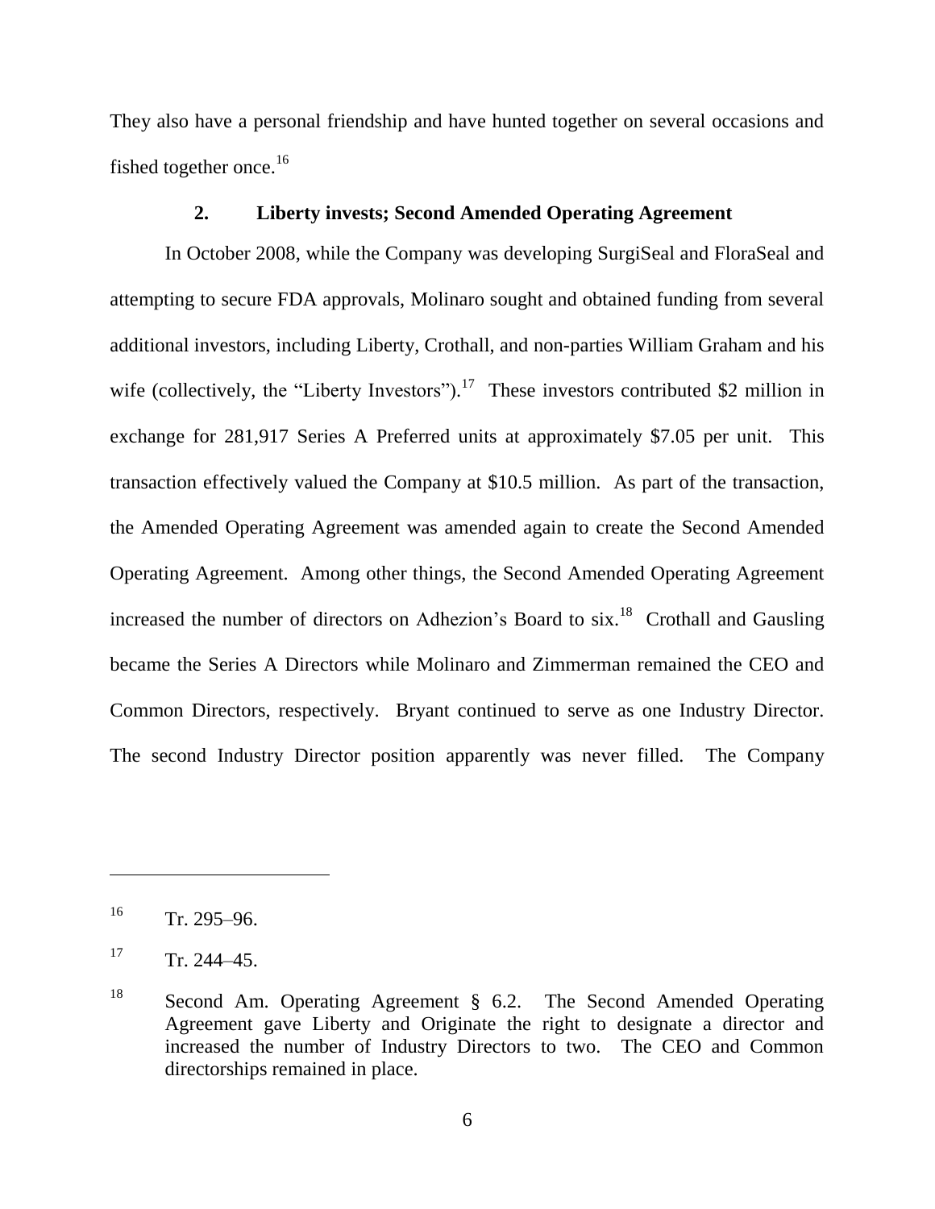They also have a personal friendship and have hunted together on several occasions and fished together once.[16]

### 2. Liberty invests; Second Amended Operating Agreement

In October 2008, while the Company was developing SurgiSeal and FloraSeal and attempting to secure FDA approvals, Molinaro sought and obtained funding from several additional investors, including Liberty, Crothall, and non-parties William Graham and his wife (collectively, the "Liberty Investors").[17] These investors contributed $2 million in exchange for 281,917 Series A Preferred units at approximately $7.05 per unit. This transaction effectively valued the Company at $10.5 million. As part of the transaction, the Amended Operating Agreement was amended again to create the Second Amended Operating Agreement. Among other things, the Second Amended Operating Agreement increased the number of directors on Adhezion's Board to six.[18] Crothall and Gausling became the Series A Directors while Molinaro and Zimmerman remained the CEO and Common Directors, respectively. Bryant continued to serve as one Industry Director. The second Industry Director position apparently was never filled. The Company

---

[16] Tr. 295–96.

[17] Tr. 244–45.

[18] Second Am. Operating Agreement § 6.2. The Second Amended Operating Agreement gave Liberty and Originate the right to designate a director and increased the number of Industry Directors to two. The CEO and Common directorships remained in place.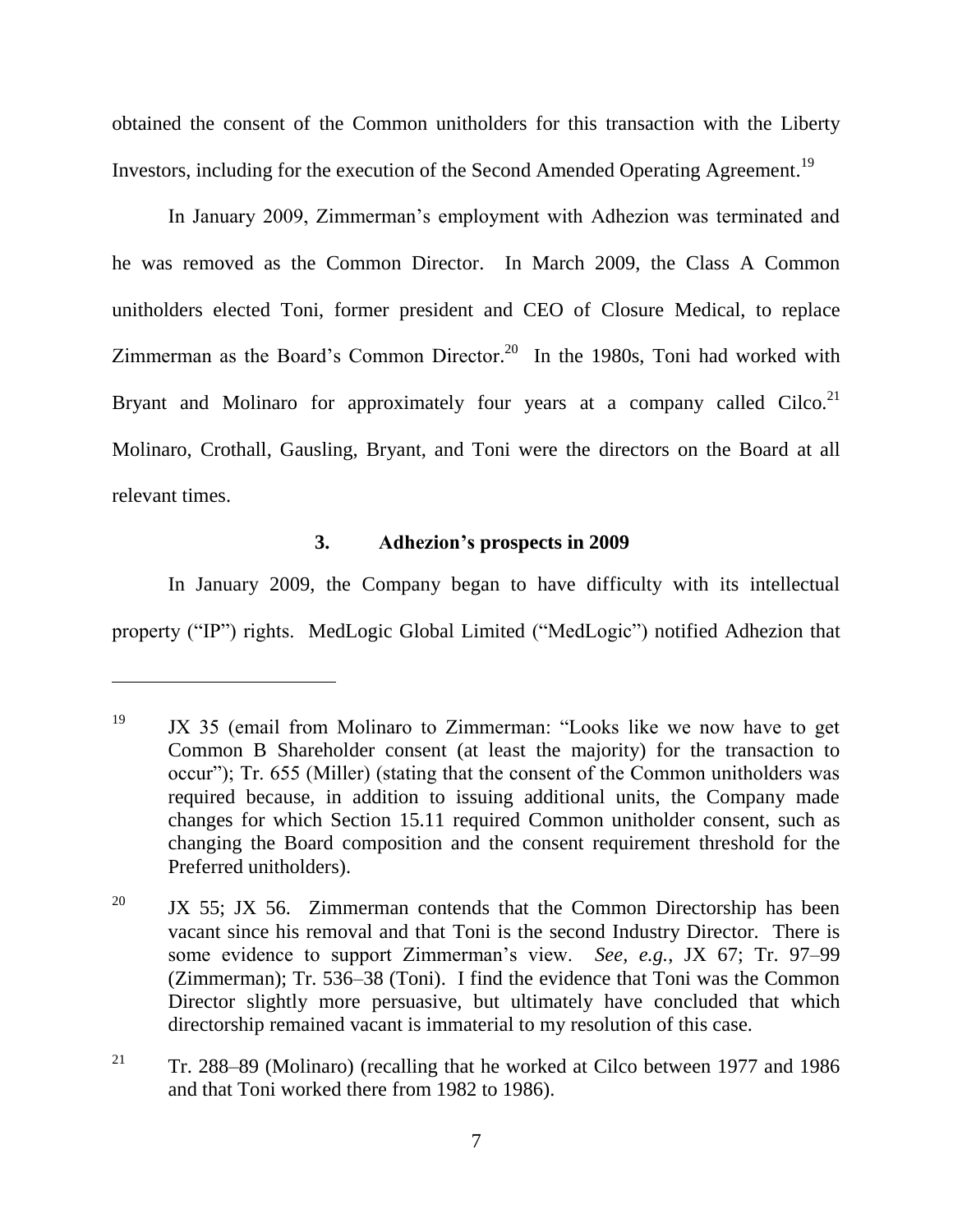obtained the consent of the Common unitholders for this transaction with the Liberty Investors, including for the execution of the Second Amended Operating Agreement.[19]

In January 2009, Zimmerman's employment with Adhezion was terminated and he was removed as the Common Director. In March 2009, the Class A Common unitholders elected Toni, former president and CEO of Closure Medical, to replace Zimmerman as the Board's Common Director.[20] In the 1980s, Toni had worked with Bryant and Molinaro for approximately four years at a company called Cilco.[21] Molinaro, Crothall, Gausling, Bryant, and Toni were the directors on the Board at all relevant times.

### 3. Adhezion's prospects in 2009

In January 2009, the Company began to have difficulty with its intellectual property ("IP") rights. MedLogic Global Limited ("MedLogic") notified Adhezion that

---

[19] JX 35 (email from Molinaro to Zimmerman: "Looks like we now have to get Common B Shareholder consent (at least the majority) for the transaction to occur"); Tr. 655 (Miller) (stating that the consent of the Common unitholders was required because, in addition to issuing additional units, the Company made changes for which Section 15.11 required Common unitholder consent, such as changing the Board composition and the consent requirement threshold for the Preferred unitholders).

[20] JX 55; JX 56. Zimmerman contends that the Common Directorship has been vacant since his removal and that Toni is the second Industry Director. There is some evidence to support Zimmerman's view. *See, e.g.*, JX 67; Tr. 97–99 (Zimmerman); Tr. 536–38 (Toni). I find the evidence that Toni was the Common Director slightly more persuasive, but ultimately have concluded that which directorship remained vacant is immaterial to my resolution of this case.

[21] Tr. 288–89 (Molinaro) (recalling that he worked at Cilco between 1977 and 1986 and that Toni worked there from 1982 to 1986).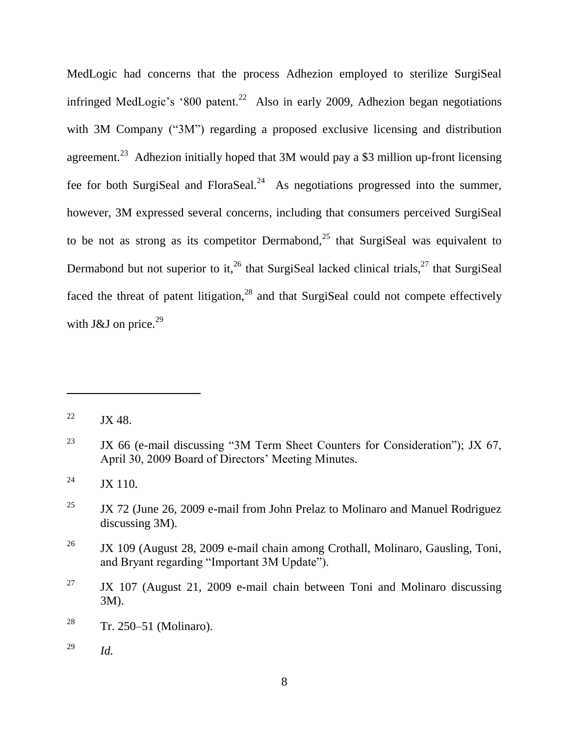MedLogic had concerns that the process Adhezion employed to sterilize SurgiSeal infringed MedLogic's '800 patent.[22] Also in early 2009, Adhezion began negotiations with 3M Company ("3M") regarding a proposed exclusive licensing and distribution agreement.[23] Adhezion initially hoped that 3M would pay a $3 million up-front licensing fee for both SurgiSeal and FloraSeal.[24] As negotiations progressed into the summer, however, 3M expressed several concerns, including that consumers perceived SurgiSeal to be not as strong as its competitor Dermabond,[25] that SurgiSeal was equivalent to Dermabond but not superior to it,[26] that SurgiSeal lacked clinical trials,[27] that SurgiSeal faced the threat of patent litigation,[28] and that SurgiSeal could not compete effectively with J&J on price.[29]

---

[22] JX 48.

[23] JX 66 (e-mail discussing "3M Term Sheet Counters for Consideration"); JX 67, April 30, 2009 Board of Directors' Meeting Minutes.

[24] JX 110.

[25] JX 72 (June 26, 2009 e-mail from John Prelaz to Molinaro and Manuel Rodriguez discussing 3M).

[26] JX 109 (August 28, 2009 e-mail chain among Crothall, Molinaro, Gausling, Toni, and Bryant regarding "Important 3M Update").

[27] JX 107 (August 21, 2009 e-mail chain between Toni and Molinaro discussing 3M).

[28] Tr. 250–51 (Molinaro).

[29] *Id.*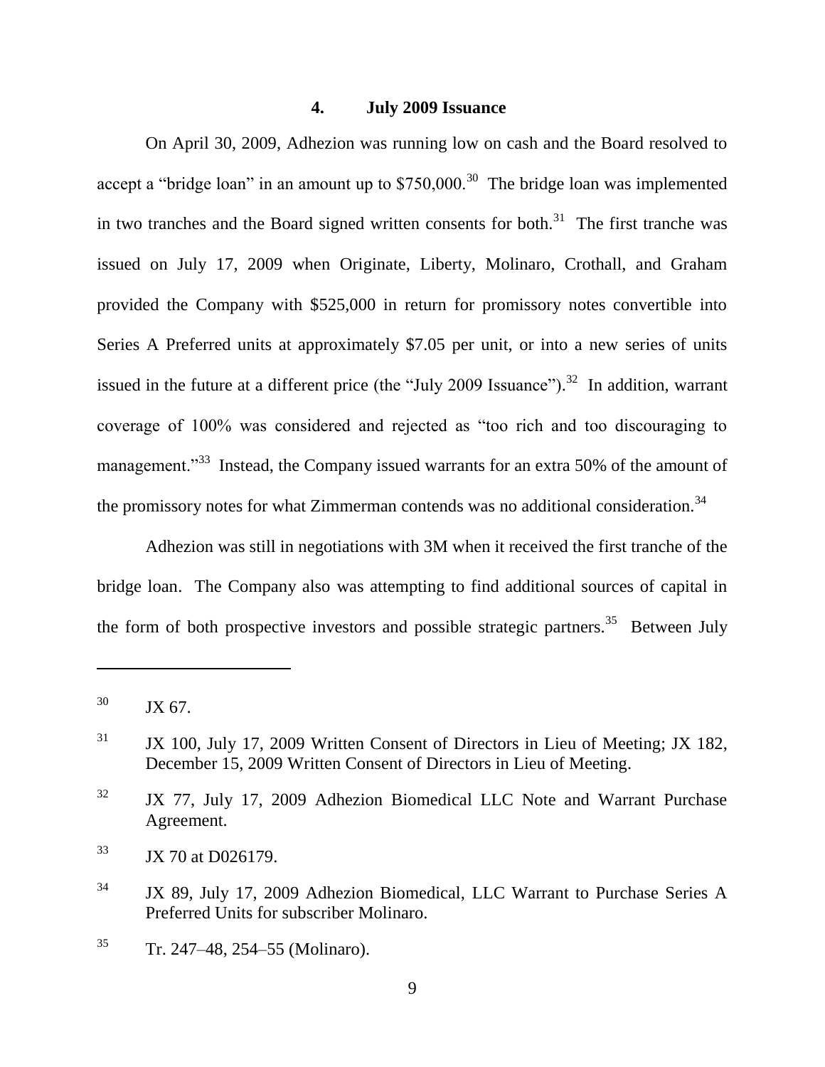#### 4. July 2009 Issuance

On April 30, 2009, Adhezion was running low on cash and the Board resolved to accept a "bridge loan" in an amount up to \$750,000.[30] The bridge loan was implemented in two tranches and the Board signed written consents for both.[31] The first tranche was issued on July 17, 2009 when Originate, Liberty, Molinaro, Crothall, and Graham provided the Company with \$525,000 in return for promissory notes convertible into Series A Preferred units at approximately \$7.05 per unit, or into a new series of units issued in the future at a different price (the "July 2009 Issuance").[32] In addition, warrant coverage of 100% was considered and rejected as "too rich and too discouraging to management."[33] Instead, the Company issued warrants for an extra 50% of the amount of the promissory notes for what Zimmerman contends was no additional consideration.[34]

Adhezion was still in negotiations with 3M when it received the first tranche of the bridge loan. The Company also was attempting to find additional sources of capital in the form of both prospective investors and possible strategic partners.[35] Between July

---

[30] JX 67.

[31] JX 100, July 17, 2009 Written Consent of Directors in Lieu of Meeting; JX 182, December 15, 2009 Written Consent of Directors in Lieu of Meeting.

[32] JX 77, July 17, 2009 Adhezion Biomedical LLC Note and Warrant Purchase Agreement.

[33] JX 70 at D026179.

[34] JX 89, July 17, 2009 Adhezion Biomedical, LLC Warrant to Purchase Series A Preferred Units for subscriber Molinaro.

[35] Tr. 247–48, 254–55 (Molinaro).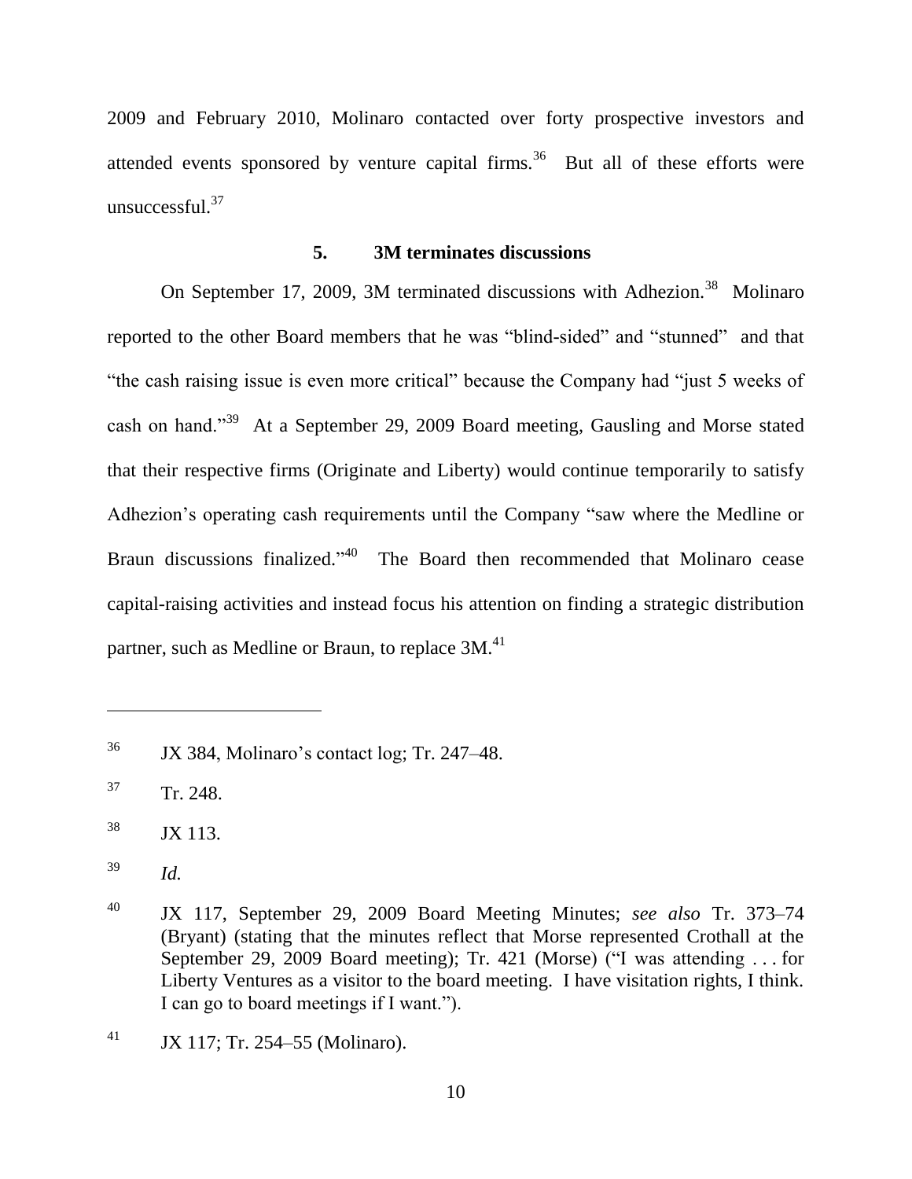2009 and February 2010, Molinaro contacted over forty prospective investors and attended events sponsored by venture capital firms.[36] But all of these efforts were unsuccessful.[37]

### 5. 3M terminates discussions

On September 17, 2009, 3M terminated discussions with Adhezion.[38] Molinaro reported to the other Board members that he was "blind-sided" and "stunned" and that "the cash raising issue is even more critical" because the Company had "just 5 weeks of cash on hand."[39] At a September 29, 2009 Board meeting, Gausling and Morse stated that their respective firms (Originate and Liberty) would continue temporarily to satisfy Adhezion's operating cash requirements until the Company "saw where the Medline or Braun discussions finalized."[40] The Board then recommended that Molinaro cease capital-raising activities and instead focus his attention on finding a strategic distribution partner, such as Medline or Braun, to replace 3M.[41]

---

[36] JX 384, Molinaro's contact log; Tr. 247–48.

[37] Tr. 248.

[38] JX 113.

[39] *Id.*

[40] JX 117, September 29, 2009 Board Meeting Minutes; *see also* Tr. 373–74 (Bryant) (stating that the minutes reflect that Morse represented Crothall at the September 29, 2009 Board meeting); Tr. 421 (Morse) ("I was attending . . . for Liberty Ventures as a visitor to the board meeting. I have visitation rights, I think. I can go to board meetings if I want.").

[41] JX 117; Tr. 254–55 (Molinaro).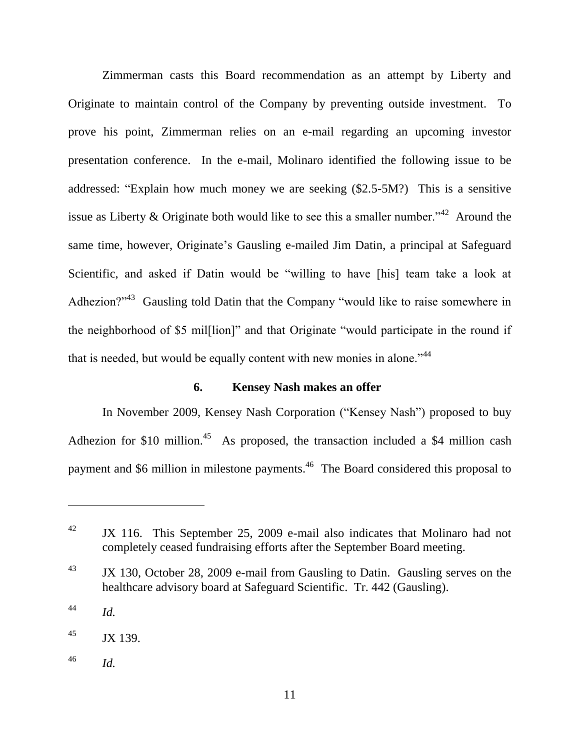Zimmerman casts this Board recommendation as an attempt by Liberty and Originate to maintain control of the Company by preventing outside investment. To prove his point, Zimmerman relies on an e-mail regarding an upcoming investor presentation conference. In the e-mail, Molinaro identified the following issue to be addressed: "Explain how much money we are seeking ($2.5-5M?) This is a sensitive issue as Liberty & Originate both would like to see this a smaller number."[42] Around the same time, however, Originate's Gausling e-mailed Jim Datin, a principal at Safeguard Scientific, and asked if Datin would be "willing to have [his] team take a look at Adhezion?"[43] Gausling told Datin that the Company "would like to raise somewhere in the neighborhood of $5 mil[lion]" and that Originate "would participate in the round if that is needed, but would be equally content with new monies in alone."[44]

### 6. Kensey Nash makes an offer

In November 2009, Kensey Nash Corporation ("Kensey Nash") proposed to buy Adhezion for $10 million.[45] As proposed, the transaction included a $4 million cash payment and $6 million in milestone payments.[46] The Board considered this proposal to

---

[42] JX 116. This September 25, 2009 e-mail also indicates that Molinaro had not completely ceased fundraising efforts after the September Board meeting.

[43] JX 130, October 28, 2009 e-mail from Gausling to Datin. Gausling serves on the healthcare advisory board at Safeguard Scientific. Tr. 442 (Gausling).

[44] *Id.*

[45] JX 139.

[46] *Id.*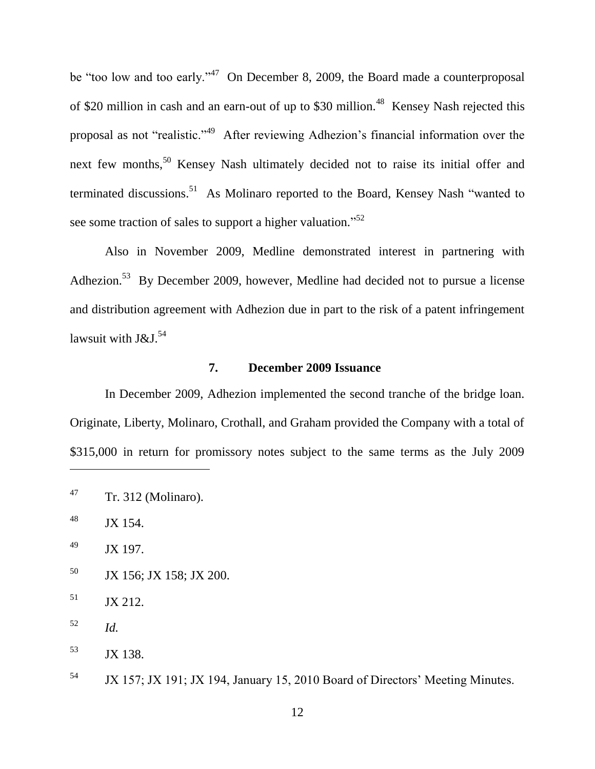be "too low and too early."[47] On December 8, 2009, the Board made a counterproposal of \$20 million in cash and an earn-out of up to \$30 million.[48] Kensey Nash rejected this proposal as not "realistic."[49] After reviewing Adhezion's financial information over the next few months,[50] Kensey Nash ultimately decided not to raise its initial offer and terminated discussions.[51] As Molinaro reported to the Board, Kensey Nash "wanted to see some traction of sales to support a higher valuation."[52]

Also in November 2009, Medline demonstrated interest in partnering with Adhezion.[53] By December 2009, however, Medline had decided not to pursue a license and distribution agreement with Adhezion due in part to the risk of a patent infringement lawsuit with J&J.[54]

#### 7. December 2009 Issuance

In December 2009, Adhezion implemented the second tranche of the bridge loan. Originate, Liberty, Molinaro, Crothall, and Graham provided the Company with a total of \$315,000 in return for promissory notes subject to the same terms as the July 2009

---

[47] Tr. 312 (Molinaro).

[48] JX 154.

[49] JX 197.

[50] JX 156; JX 158; JX 200.

[51] JX 212.

[52] *Id.*

[53] JX 138.

[54] JX 157; JX 191; JX 194, January 15, 2010 Board of Directors' Meeting Minutes.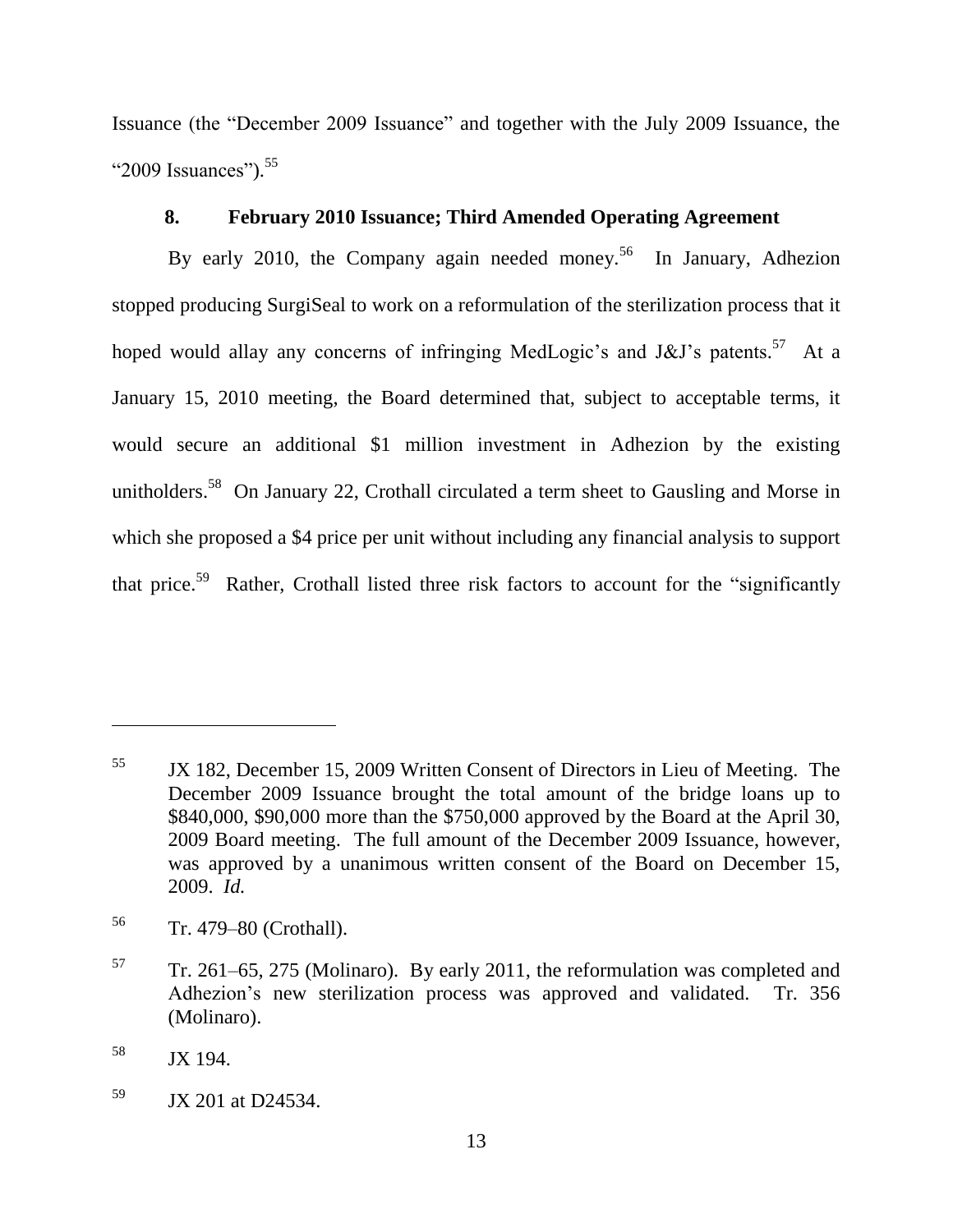Issuance (the "December 2009 Issuance" and together with the July 2009 Issuance, the "2009 Issuances").[55]

### 8. February 2010 Issuance; Third Amended Operating Agreement

By early 2010, the Company again needed money.[56] In January, Adhezion stopped producing SurgiSeal to work on a reformulation of the sterilization process that it hoped would allay any concerns of infringing MedLogic's and J&J's patents.[57] At a January 15, 2010 meeting, the Board determined that, subject to acceptable terms, it would secure an additional $1 million investment in Adhezion by the existing unitholders.[58] On January 22, Crothall circulated a term sheet to Gausling and Morse in which she proposed a $4 price per unit without including any financial analysis to support that price.[59] Rather, Crothall listed three risk factors to account for the "significantly

---

[55] JX 182, December 15, 2009 Written Consent of Directors in Lieu of Meeting. The December 2009 Issuance brought the total amount of the bridge loans up to $840,000, $90,000 more than the $750,000 approved by the Board at the April 30, 2009 Board meeting. The full amount of the December 2009 Issuance, however, was approved by a unanimous written consent of the Board on December 15, 2009. *Id.*

[56] Tr. 479–80 (Crothall).

[57] Tr. 261–65, 275 (Molinaro). By early 2011, the reformulation was completed and Adhezion's new sterilization process was approved and validated. Tr. 356 (Molinaro).

[58] JX 194.

[59] JX 201 at D24534.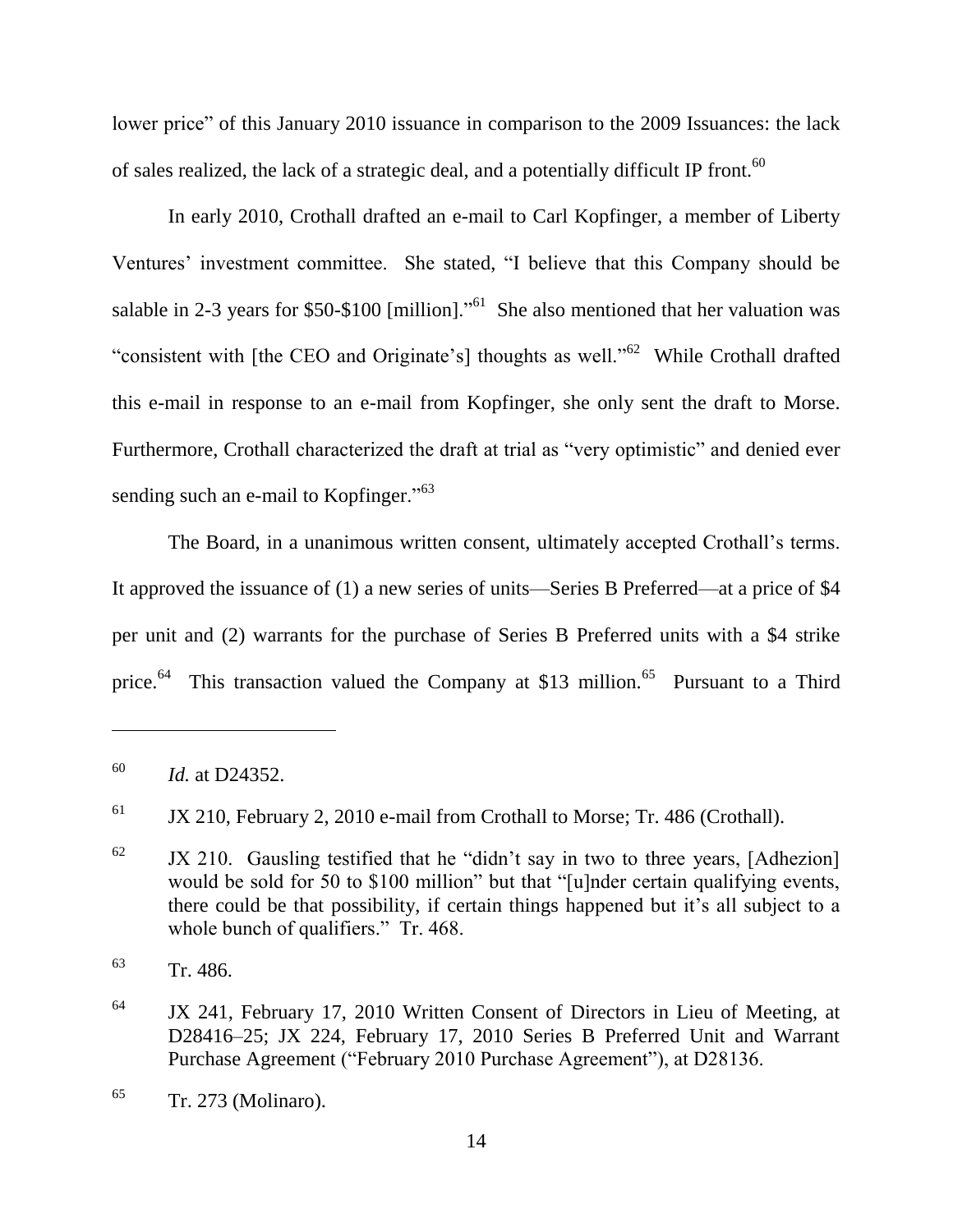lower price" of this January 2010 issuance in comparison to the 2009 Issuances: the lack of sales realized, the lack of a strategic deal, and a potentially difficult IP front.[60]

In early 2010, Crothall drafted an e-mail to Carl Kopfinger, a member of Liberty Ventures' investment committee. She stated, "I believe that this Company should be salable in 2-3 years for $50-$100 [million]."[61] She also mentioned that her valuation was "consistent with [the CEO and Originate's] thoughts as well."[62] While Crothall drafted this e-mail in response to an e-mail from Kopfinger, she only sent the draft to Morse. Furthermore, Crothall characterized the draft at trial as "very optimistic" and denied ever sending such an e-mail to Kopfinger."[63]

The Board, in a unanimous written consent, ultimately accepted Crothall's terms. It approved the issuance of (1) a new series of units—Series B Preferred—at a price of $4 per unit and (2) warrants for the purchase of Series B Preferred units with a $4 strike price.[64] This transaction valued the Company at $13 million.[65] Pursuant to a Third

---

[60] *Id.* at D24352.

[61] JX 210, February 2, 2010 e-mail from Crothall to Morse; Tr. 486 (Crothall).

[62] JX 210. Gausling testified that he "didn't say in two to three years, [Adhezion] would be sold for 50 to $100 million" but that "[u]nder certain qualifying events, there could be that possibility, if certain things happened but it's all subject to a whole bunch of qualifiers." Tr. 468.

[63] Tr. 486.

[64] JX 241, February 17, 2010 Written Consent of Directors in Lieu of Meeting, at D28416–25; JX 224, February 17, 2010 Series B Preferred Unit and Warrant Purchase Agreement ("February 2010 Purchase Agreement"), at D28136.

[65] Tr. 273 (Molinaro).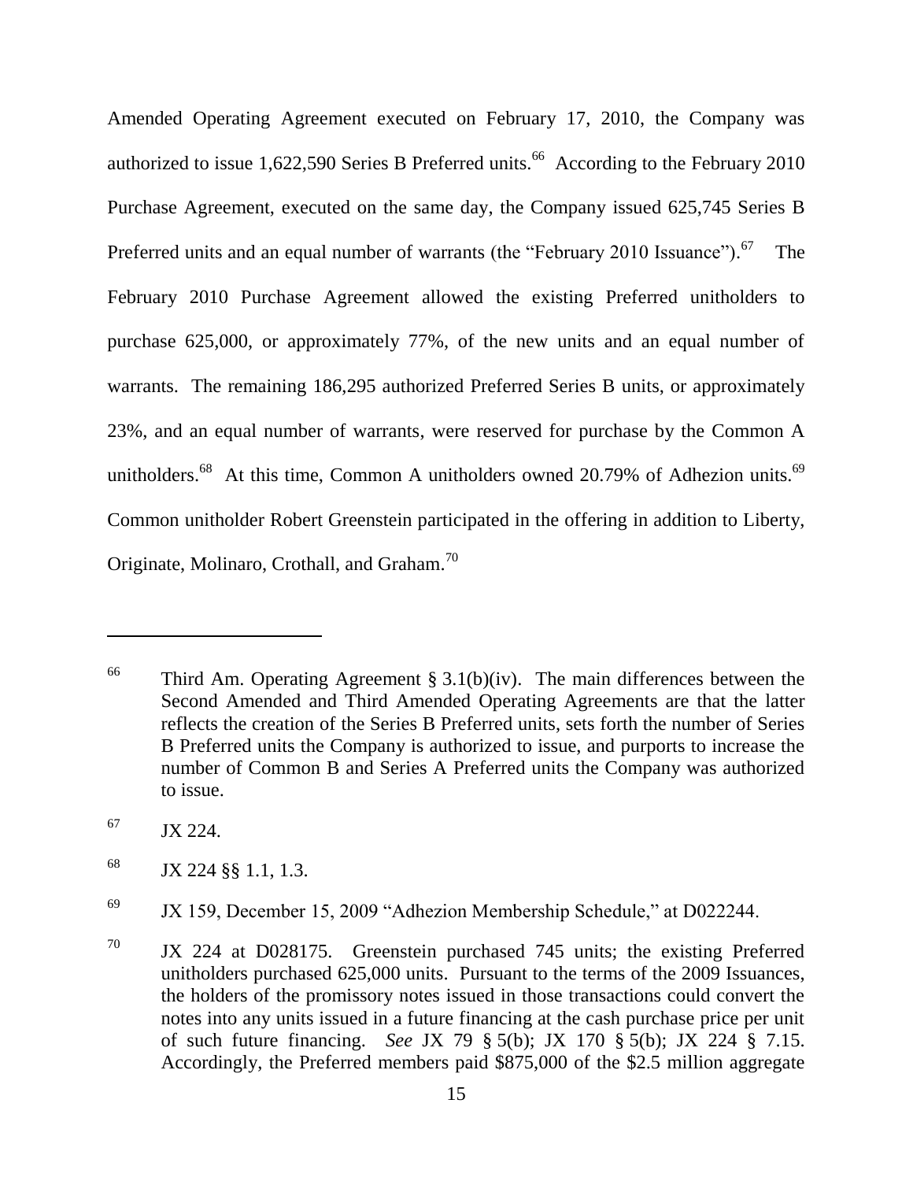Amended Operating Agreement executed on February 17, 2010, the Company was authorized to issue 1,622,590 Series B Preferred units.[66] According to the February 2010 Purchase Agreement, executed on the same day, the Company issued 625,745 Series B Preferred units and an equal number of warrants (the "February 2010 Issuance").[67] The February 2010 Purchase Agreement allowed the existing Preferred unitholders to purchase 625,000, or approximately 77%, of the new units and an equal number of warrants. The remaining 186,295 authorized Preferred Series B units, or approximately 23%, and an equal number of warrants, were reserved for purchase by the Common A unitholders.[68] At this time, Common A unitholders owned 20.79% of Adhezion units.[69] Common unitholder Robert Greenstein participated in the offering in addition to Liberty, Originate, Molinaro, Crothall, and Graham.[70]

---

[66] Third Am. Operating Agreement § 3.1(b)(iv). The main differences between the Second Amended and Third Amended Operating Agreements are that the latter reflects the creation of the Series B Preferred units, sets forth the number of Series B Preferred units the Company is authorized to issue, and purports to increase the number of Common B and Series A Preferred units the Company was authorized to issue.

[67] JX 224.

[68] JX 224 §§ 1.1, 1.3.

[69] JX 159, December 15, 2009 "Adhezion Membership Schedule," at D022244.

[70] JX 224 at D028175. Greenstein purchased 745 units; the existing Preferred unitholders purchased 625,000 units. Pursuant to the terms of the 2009 Issuances, the holders of the promissory notes issued in those transactions could convert the notes into any units issued in a future financing at the cash purchase price per unit of such future financing. *See* JX 79 § 5(b); JX 170 § 5(b); JX 224 § 7.15. Accordingly, the Preferred members paid $875,000 of the $2.5 million aggregate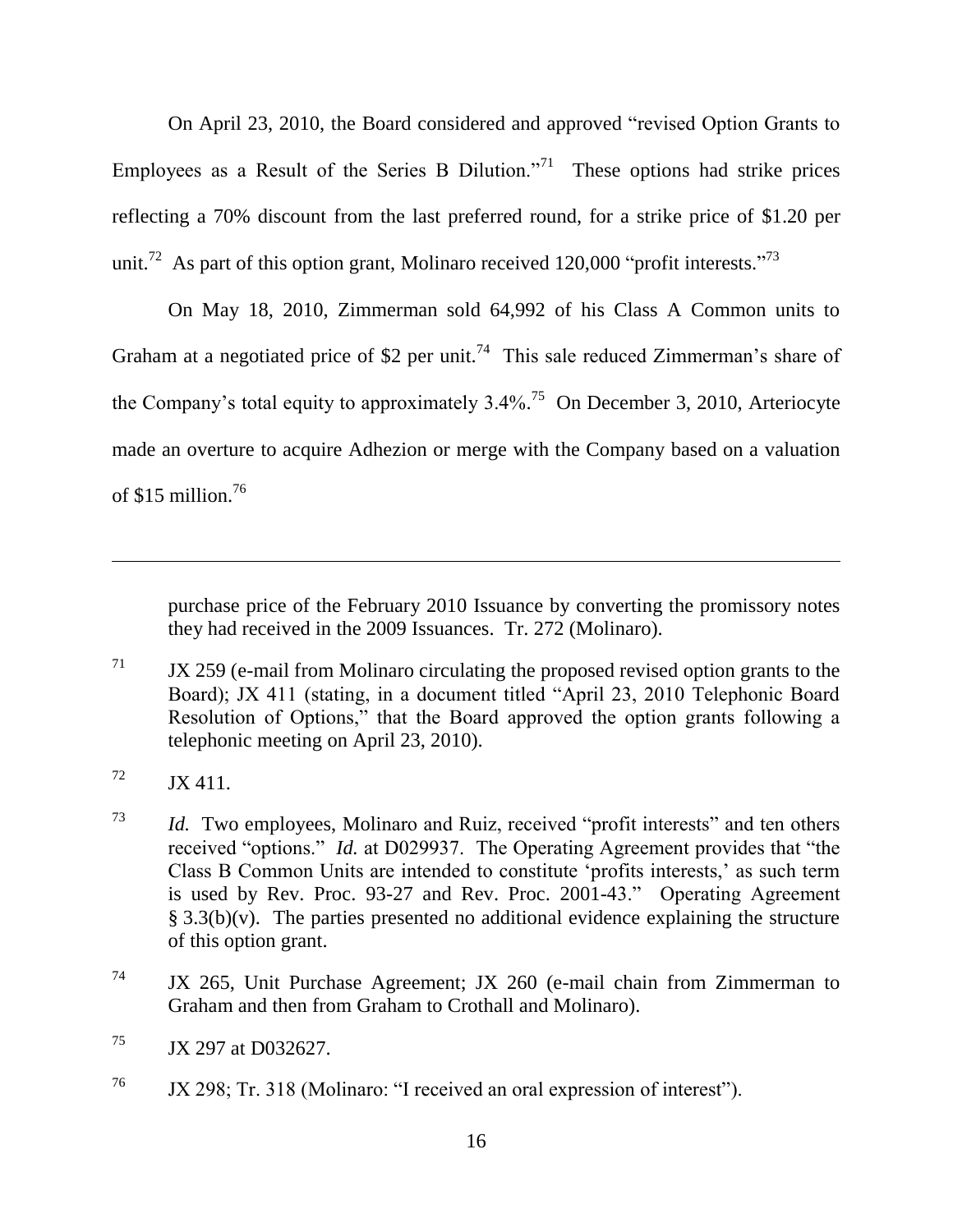On April 23, 2010, the Board considered and approved "revised Option Grants to Employees as a Result of the Series B Dilution."[71] These options had strike prices reflecting a 70% discount from the last preferred round, for a strike price of $1.20 per unit.[72] As part of this option grant, Molinaro received 120,000 "profit interests."[73]

On May 18, 2010, Zimmerman sold 64,992 of his Class A Common units to Graham at a negotiated price of $2 per unit.[74] This sale reduced Zimmerman's share of the Company's total equity to approximately 3.4%.[75] On December 3, 2010, Arteriocyte made an overture to acquire Adhezion or merge with the Company based on a valuation of $15 million.[76]

---

purchase price of the February 2010 Issuance by converting the promissory notes they had received in the 2009 Issuances. Tr. 272 (Molinaro).

[71] JX 259 (e-mail from Molinaro circulating the proposed revised option grants to the Board); JX 411 (stating, in a document titled "April 23, 2010 Telephonic Board Resolution of Options," that the Board approved the option grants following a telephonic meeting on April 23, 2010).

[72] JX 411.

[73] *Id.* Two employees, Molinaro and Ruiz, received "profit interests" and ten others received "options." *Id.* at D029937. The Operating Agreement provides that "the Class B Common Units are intended to constitute 'profits interests,' as such term is used by Rev. Proc. 93-27 and Rev. Proc. 2001-43." Operating Agreement § 3.3(b)(v). The parties presented no additional evidence explaining the structure of this option grant.

[74] JX 265, Unit Purchase Agreement; JX 260 (e-mail chain from Zimmerman to Graham and then from Graham to Crothall and Molinaro).

[75] JX 297 at D032627.

[76] JX 298; Tr. 318 (Molinaro: "I received an oral expression of interest").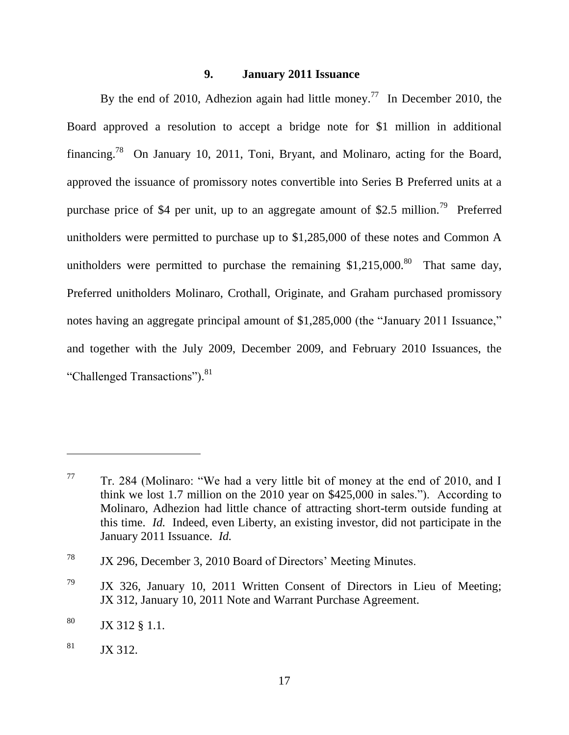### 9. January 2011 Issuance

By the end of 2010, Adhezion again had little money.[77] In December 2010, the Board approved a resolution to accept a bridge note for $1 million in additional financing.[78] On January 10, 2011, Toni, Bryant, and Molinaro, acting for the Board, approved the issuance of promissory notes convertible into Series B Preferred units at a purchase price of $4 per unit, up to an aggregate amount of $2.5 million.[79] Preferred unitholders were permitted to purchase up to $1,285,000 of these notes and Common A unitholders were permitted to purchase the remaining $1,215,000.[80] That same day, Preferred unitholders Molinaro, Crothall, Originate, and Graham purchased promissory notes having an aggregate principal amount of $1,285,000 (the "January 2011 Issuance," and together with the July 2009, December 2009, and February 2010 Issuances, the "Challenged Transactions").[81]

---

[77] Tr. 284 (Molinaro: "We had a very little bit of money at the end of 2010, and I think we lost 1.7 million on the 2010 year on $425,000 in sales."). According to Molinaro, Adhezion had little chance of attracting short-term outside funding at this time. *Id.* Indeed, even Liberty, an existing investor, did not participate in the January 2011 Issuance. *Id.*

[78] JX 296, December 3, 2010 Board of Directors' Meeting Minutes.

[79] JX 326, January 10, 2011 Written Consent of Directors in Lieu of Meeting; JX 312, January 10, 2011 Note and Warrant Purchase Agreement.

[80] JX 312 § 1.1.

[81] JX 312.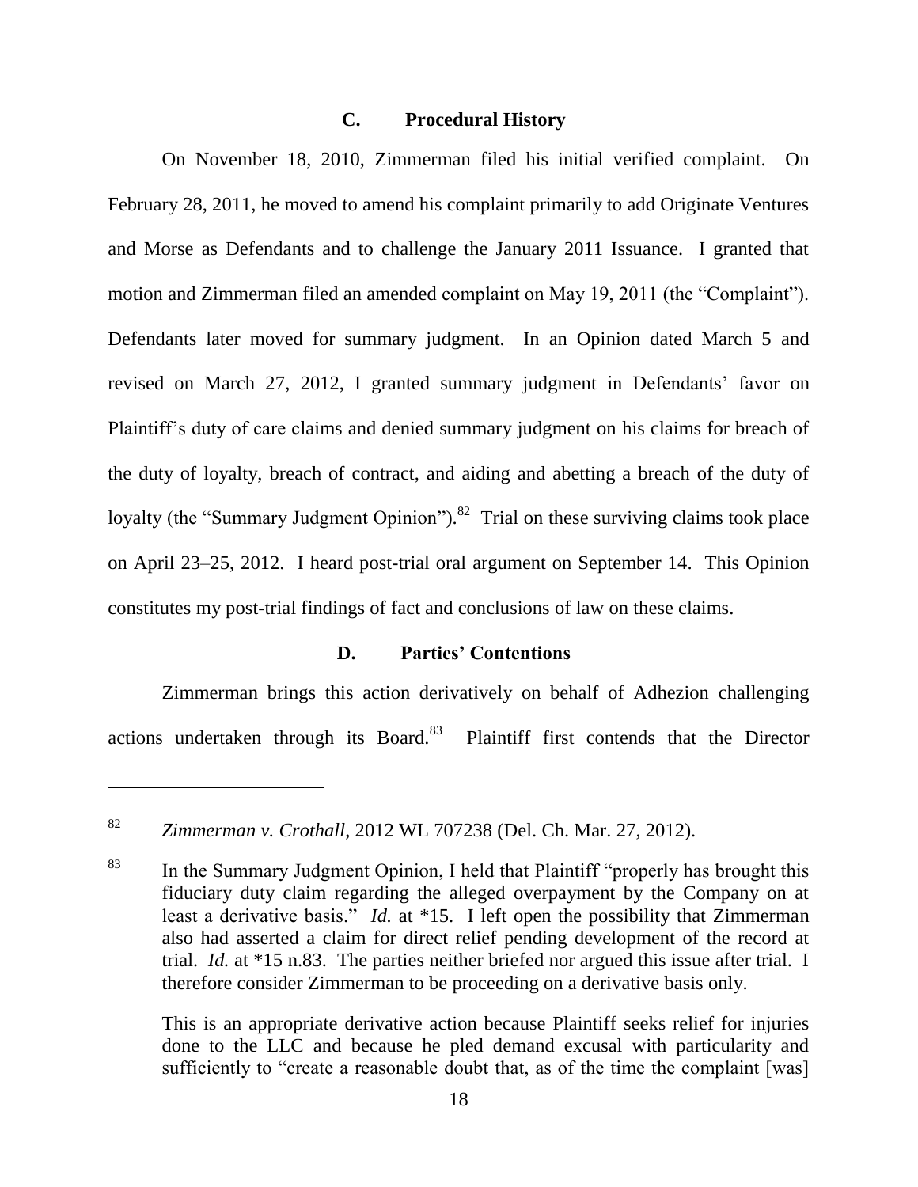### C. Procedural History

On November 18, 2010, Zimmerman filed his initial verified complaint. On February 28, 2011, he moved to amend his complaint primarily to add Originate Ventures and Morse as Defendants and to challenge the January 2011 Issuance. I granted that motion and Zimmerman filed an amended complaint on May 19, 2011 (the "Complaint"). Defendants later moved for summary judgment. In an Opinion dated March 5 and revised on March 27, 2012, I granted summary judgment in Defendants' favor on Plaintiff's duty of care claims and denied summary judgment on his claims for breach of the duty of loyalty, breach of contract, and aiding and abetting a breach of the duty of loyalty (the "Summary Judgment Opinion").[82] Trial on these surviving claims took place on April 23–25, 2012. I heard post-trial oral argument on September 14. This Opinion constitutes my post-trial findings of fact and conclusions of law on these claims.

### D. Parties' Contentions

Zimmerman brings this action derivatively on behalf of Adhezion challenging actions undertaken through its Board.[83] Plaintiff first contends that the Director

---

[82] *Zimmerman v. Crothall*, 2012 WL 707238 (Del. Ch. Mar. 27, 2012).

[83] In the Summary Judgment Opinion, I held that Plaintiff "properly has brought this fiduciary duty claim regarding the alleged overpayment by the Company on at least a derivative basis." *Id.* at *15. I left open the possibility that Zimmerman also had asserted a claim for direct relief pending development of the record at trial. *Id.* at *15 n.83. The parties neither briefed nor argued this issue after trial. I therefore consider Zimmerman to be proceeding on a derivative basis only.

This is an appropriate derivative action because Plaintiff seeks relief for injuries done to the LLC and because he pled demand excusal with particularity and sufficiently to "create a reasonable doubt that, as of the time the complaint [was]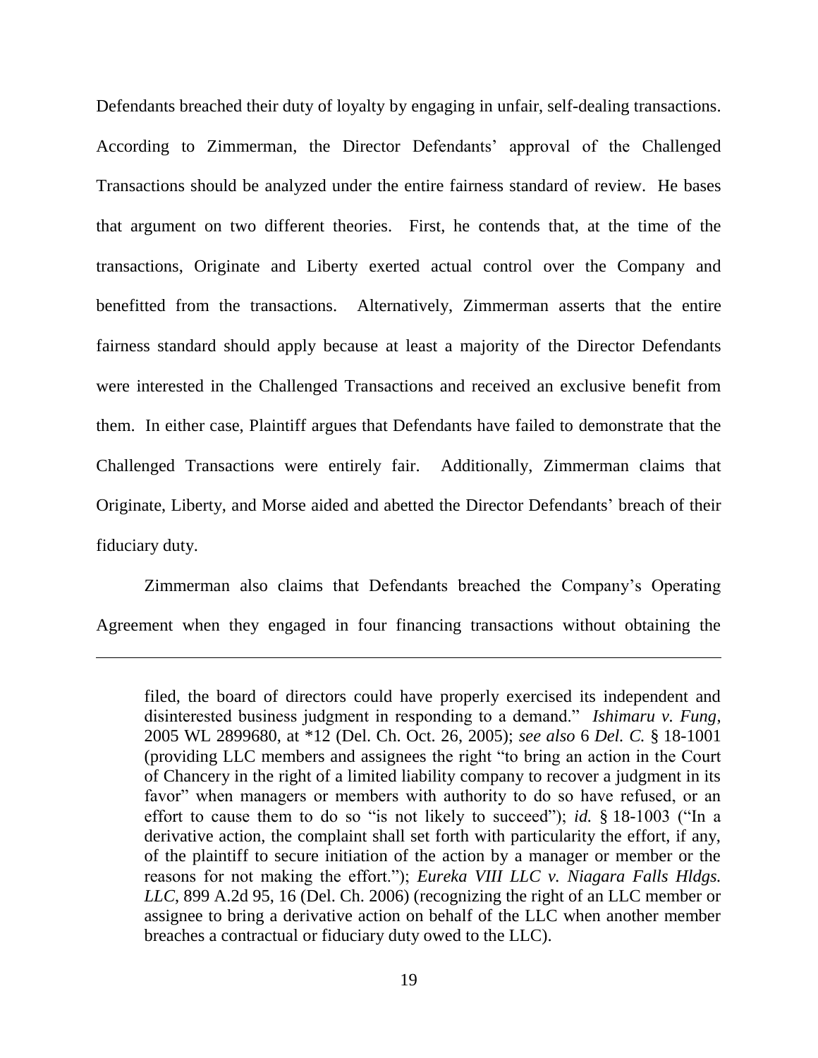Defendants breached their duty of loyalty by engaging in unfair, self-dealing transactions. According to Zimmerman, the Director Defendants' approval of the Challenged Transactions should be analyzed under the entire fairness standard of review. He bases that argument on two different theories. First, he contends that, at the time of the transactions, Originate and Liberty exerted actual control over the Company and benefitted from the transactions. Alternatively, Zimmerman asserts that the entire fairness standard should apply because at least a majority of the Director Defendants were interested in the Challenged Transactions and received an exclusive benefit from them. In either case, Plaintiff argues that Defendants have failed to demonstrate that the Challenged Transactions were entirely fair. Additionally, Zimmerman claims that Originate, Liberty, and Morse aided and abetted the Director Defendants' breach of their fiduciary duty.

Zimmerman also claims that Defendants breached the Company's Operating Agreement when they engaged in four financing transactions without obtaining the

---

filed, the board of directors could have properly exercised its independent and disinterested business judgment in responding to a demand." *Ishimaru v. Fung*, 2005 WL 2899680, at *12 (Del. Ch. Oct. 26, 2005); *see also* 6 *Del. C.* § 18-1001 (providing LLC members and assignees the right "to bring an action in the Court of Chancery in the right of a limited liability company to recover a judgment in its favor" when managers or members with authority to do so have refused, or an effort to cause them to do so "is not likely to succeed"); *id.* § 18-1003 ("In a derivative action, the complaint shall set forth with particularity the effort, if any, of the plaintiff to secure initiation of the action by a manager or member or the reasons for not making the effort."); *Eureka VIII LLC v. Niagara Falls Hldgs. LLC*, 899 A.2d 95, 16 (Del. Ch. 2006) (recognizing the right of an LLC member or assignee to bring a derivative action on behalf of the LLC when another member breaches a contractual or fiduciary duty owed to the LLC).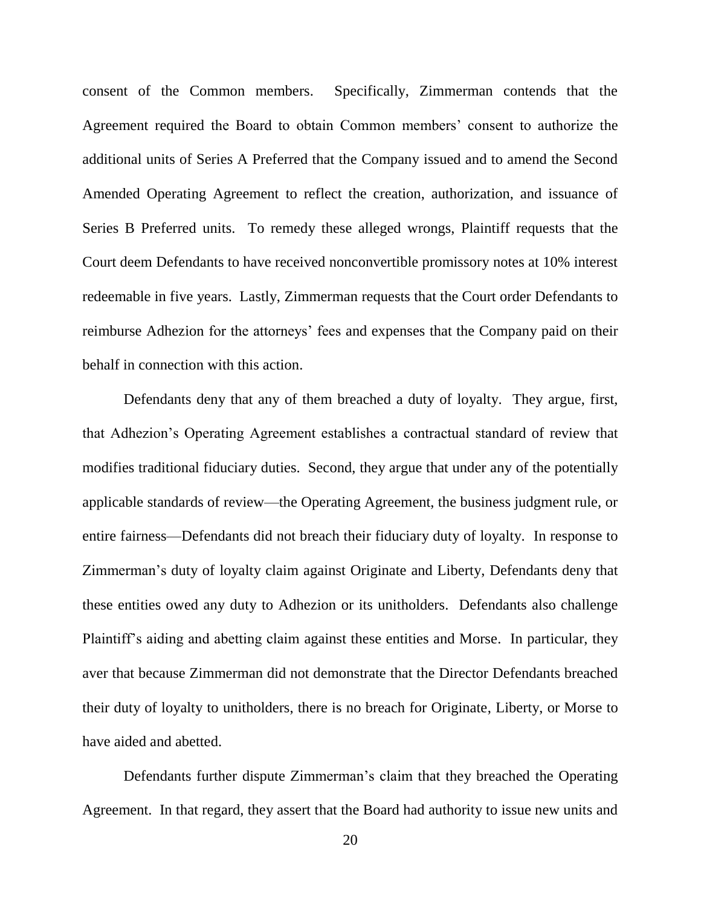consent of the Common members. Specifically, Zimmerman contends that the Agreement required the Board to obtain Common members' consent to authorize the additional units of Series A Preferred that the Company issued and to amend the Second Amended Operating Agreement to reflect the creation, authorization, and issuance of Series B Preferred units. To remedy these alleged wrongs, Plaintiff requests that the Court deem Defendants to have received nonconvertible promissory notes at 10% interest redeemable in five years. Lastly, Zimmerman requests that the Court order Defendants to reimburse Adhezion for the attorneys' fees and expenses that the Company paid on their behalf in connection with this action.

Defendants deny that any of them breached a duty of loyalty. They argue, first, that Adhezion's Operating Agreement establishes a contractual standard of review that modifies traditional fiduciary duties. Second, they argue that under any of the potentially applicable standards of review—the Operating Agreement, the business judgment rule, or entire fairness—Defendants did not breach their fiduciary duty of loyalty. In response to Zimmerman's duty of loyalty claim against Originate and Liberty, Defendants deny that these entities owed any duty to Adhezion or its unitholders. Defendants also challenge Plaintiff's aiding and abetting claim against these entities and Morse. In particular, they aver that because Zimmerman did not demonstrate that the Director Defendants breached their duty of loyalty to unitholders, there is no breach for Originate, Liberty, or Morse to have aided and abetted.

Defendants further dispute Zimmerman's claim that they breached the Operating Agreement. In that regard, they assert that the Board had authority to issue new units and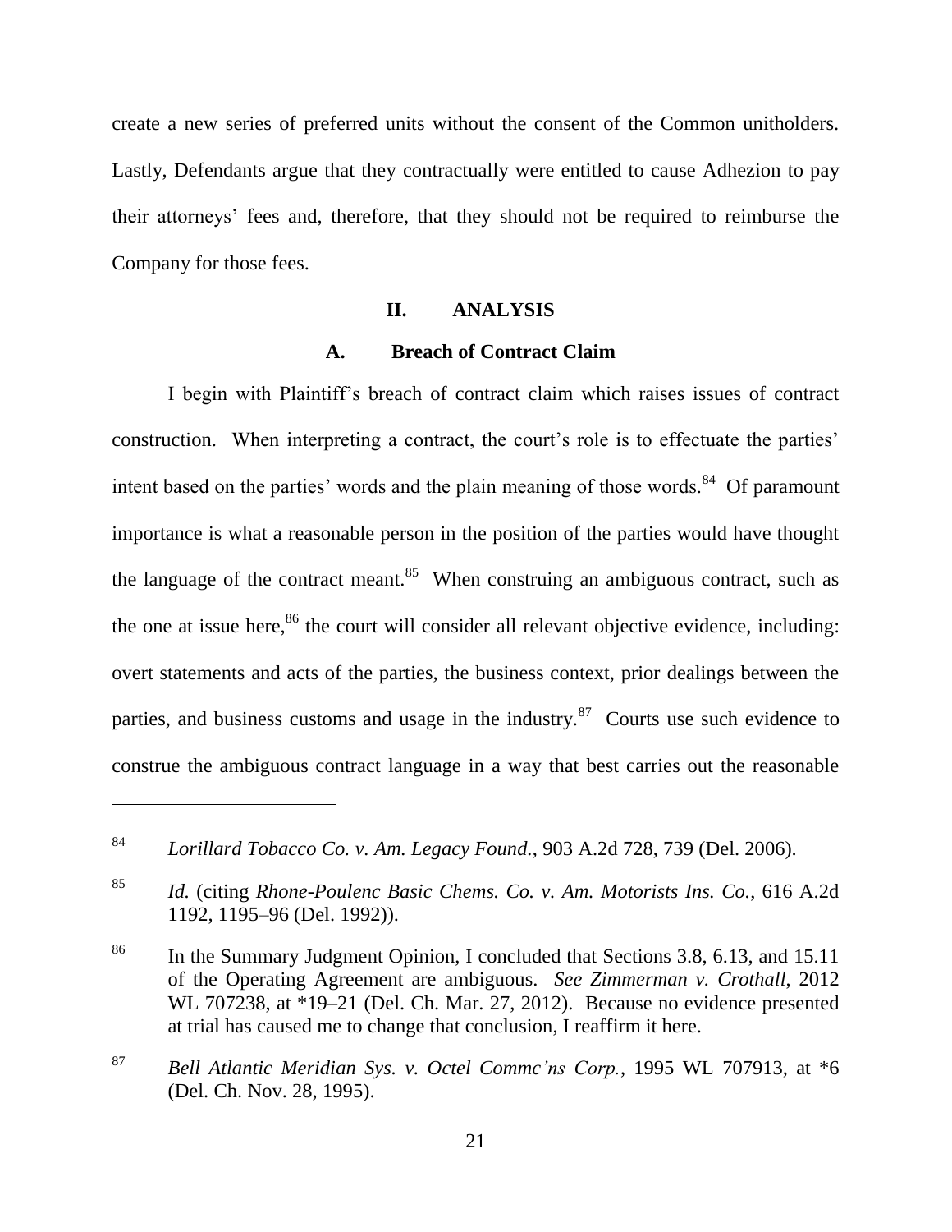create a new series of preferred units without the consent of the Common unitholders. Lastly, Defendants argue that they contractually were entitled to cause Adhezion to pay their attorneys' fees and, therefore, that they should not be required to reimburse the Company for those fees.

## II. ANALYSIS

### A. Breach of Contract Claim

I begin with Plaintiff's breach of contract claim which raises issues of contract construction. When interpreting a contract, the court's role is to effectuate the parties' intent based on the parties' words and the plain meaning of those words.[84] Of paramount importance is what a reasonable person in the position of the parties would have thought the language of the contract meant.[85] When construing an ambiguous contract, such as the one at issue here,[86] the court will consider all relevant objective evidence, including: overt statements and acts of the parties, the business context, prior dealings between the parties, and business customs and usage in the industry.[87] Courts use such evidence to construe the ambiguous contract language in a way that best carries out the reasonable

---

[84] *Lorillard Tobacco Co. v. Am. Legacy Found.*, 903 A.2d 728, 739 (Del. 2006).

[85] *Id.* (citing *Rhone-Poulenc Basic Chems. Co. v. Am. Motorists Ins. Co.*, 616 A.2d 1192, 1195–96 (Del. 1992)).

[86] In the Summary Judgment Opinion, I concluded that Sections 3.8, 6.13, and 15.11 of the Operating Agreement are ambiguous. *See Zimmerman v. Crothall*, 2012 WL 707238, at *19–21 (Del. Ch. Mar. 27, 2012). Because no evidence presented at trial has caused me to change that conclusion, I reaffirm it here.

[87] *Bell Atlantic Meridian Sys. v. Octel Commc'ns Corp.*, 1995 WL 707913, at *6 (Del. Ch. Nov. 28, 1995).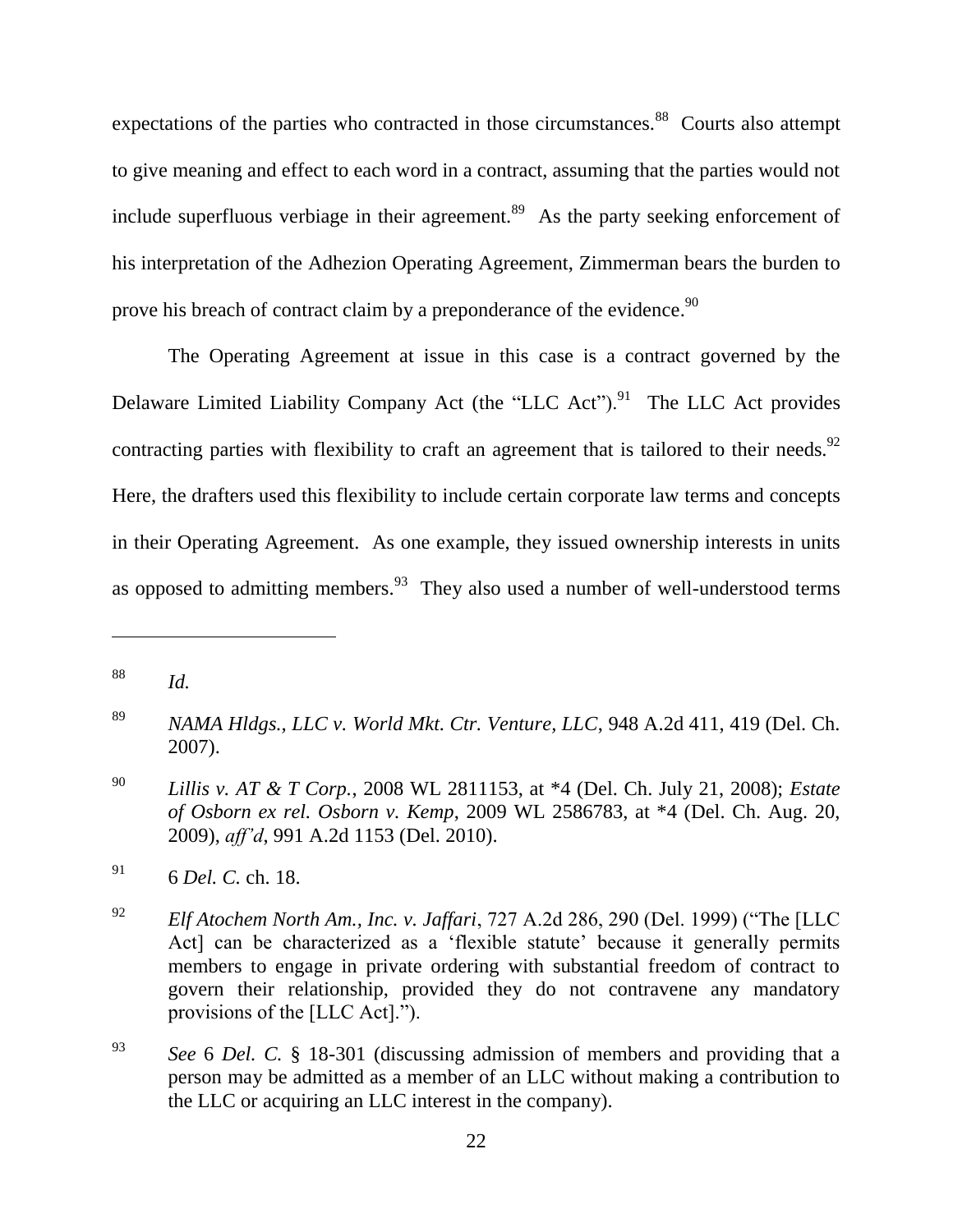expectations of the parties who contracted in those circumstances.[88] Courts also attempt to give meaning and effect to each word in a contract, assuming that the parties would not include superfluous verbiage in their agreement.[89] As the party seeking enforcement of his interpretation of the Adhezion Operating Agreement, Zimmerman bears the burden to prove his breach of contract claim by a preponderance of the evidence.[90]

The Operating Agreement at issue in this case is a contract governed by the Delaware Limited Liability Company Act (the "LLC Act").[91] The LLC Act provides contracting parties with flexibility to craft an agreement that is tailored to their needs.[92] Here, the drafters used this flexibility to include certain corporate law terms and concepts in their Operating Agreement. As one example, they issued ownership interests in units as opposed to admitting members.[93] They also used a number of well-understood terms

---

[88] *Id.*

[89] *NAMA Hldgs., LLC v. World Mkt. Ctr. Venture, LLC*, 948 A.2d 411, 419 (Del. Ch. 2007).

[90] *Lillis v. AT & T Corp.*, 2008 WL 2811153, at *4 (Del. Ch. July 21, 2008); *Estate of Osborn ex rel. Osborn v. Kemp*, 2009 WL 2586783, at *4 (Del. Ch. Aug. 20, 2009), *aff'd*, 991 A.2d 1153 (Del. 2010).

[91] 6 *Del. C.* ch. 18.

[92] *Elf Atochem North Am., Inc. v. Jaffari*, 727 A.2d 286, 290 (Del. 1999) ("The [LLC Act] can be characterized as a 'flexible statute' because it generally permits members to engage in private ordering with substantial freedom of contract to govern their relationship, provided they do not contravene any mandatory provisions of the [LLC Act].").

[93] *See* 6 *Del. C.* § 18-301 (discussing admission of members and providing that a person may be admitted as a member of an LLC without making a contribution to the LLC or acquiring an LLC interest in the company).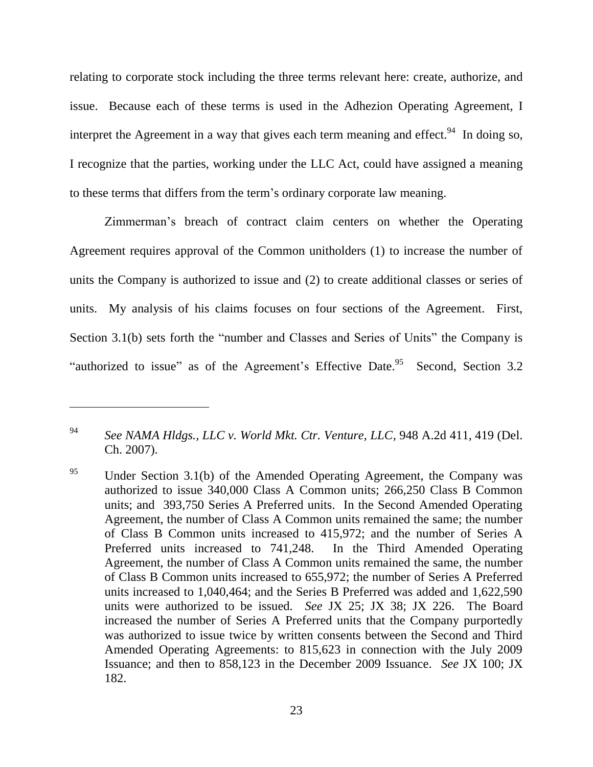relating to corporate stock including the three terms relevant here: create, authorize, and issue. Because each of these terms is used in the Adhezion Operating Agreement, I interpret the Agreement in a way that gives each term meaning and effect.[94] In doing so, I recognize that the parties, working under the LLC Act, could have assigned a meaning to these terms that differs from the term's ordinary corporate law meaning.

Zimmerman's breach of contract claim centers on whether the Operating Agreement requires approval of the Common unitholders (1) to increase the number of units the Company is authorized to issue and (2) to create additional classes or series of units. My analysis of his claims focuses on four sections of the Agreement. First, Section 3.1(b) sets forth the "number and Classes and Series of Units" the Company is "authorized to issue" as of the Agreement's Effective Date.[95] Second, Section 3.2

---

[94] *See NAMA Hldgs., LLC v. World Mkt. Ctr. Venture, LLC*, 948 A.2d 411, 419 (Del. Ch. 2007).

[95] Under Section 3.1(b) of the Amended Operating Agreement, the Company was authorized to issue 340,000 Class A Common units; 266,250 Class B Common units; and 393,750 Series A Preferred units. In the Second Amended Operating Agreement, the number of Class A Common units remained the same; the number of Class B Common units increased to 415,972; and the number of Series A Preferred units increased to 741,248. In the Third Amended Operating Agreement, the number of Class A Common units remained the same, the number of Class B Common units increased to 655,972; the number of Series A Preferred units increased to 1,040,464; and the Series B Preferred was added and 1,622,590 units were authorized to be issued. *See* JX 25; JX 38; JX 226. The Board increased the number of Series A Preferred units that the Company purportedly was authorized to issue twice by written consents between the Second and Third Amended Operating Agreements: to 815,623 in connection with the July 2009 Issuance; and then to 858,123 in the December 2009 Issuance. *See* JX 100; JX 182.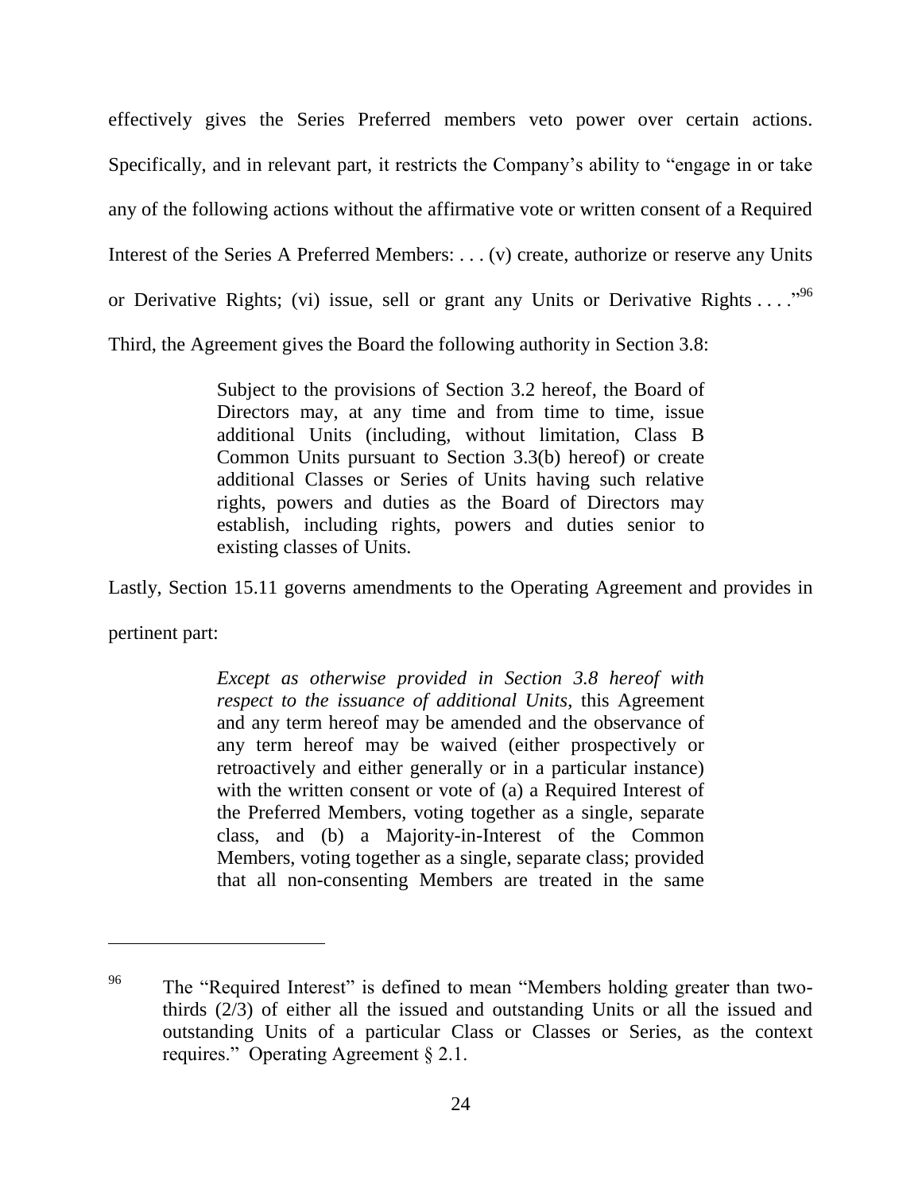effectively gives the Series Preferred members veto power over certain actions. Specifically, and in relevant part, it restricts the Company's ability to "engage in or take any of the following actions without the affirmative vote or written consent of a Required Interest of the Series A Preferred Members: . . . (v) create, authorize or reserve any Units or Derivative Rights; (vi) issue, sell or grant any Units or Derivative Rights . . . ."[96] Third, the Agreement gives the Board the following authority in Section 3.8:

> Subject to the provisions of Section 3.2 hereof, the Board of Directors may, at any time and from time to time, issue additional Units (including, without limitation, Class B Common Units pursuant to Section 3.3(b) hereof) or create additional Classes or Series of Units having such relative rights, powers and duties as the Board of Directors may establish, including rights, powers and duties senior to existing classes of Units.

Lastly, Section 15.11 governs amendments to the Operating Agreement and provides in pertinent part:

> *Except as otherwise provided in Section 3.8 hereof with respect to the issuance of additional Units*, this Agreement and any term hereof may be amended and the observance of any term hereof may be waived (either prospectively or retroactively and either generally or in a particular instance) with the written consent or vote of (a) a Required Interest of the Preferred Members, voting together as a single, separate class, and (b) a Majority-in-Interest of the Common Members, voting together as a single, separate class; provided that all non-consenting Members are treated in the same

---

[96] The "Required Interest" is defined to mean "Members holding greater than two-thirds (2/3) of either all the issued and outstanding Units or all the issued and outstanding Units of a particular Class or Classes or Series, as the context requires." Operating Agreement § 2.1.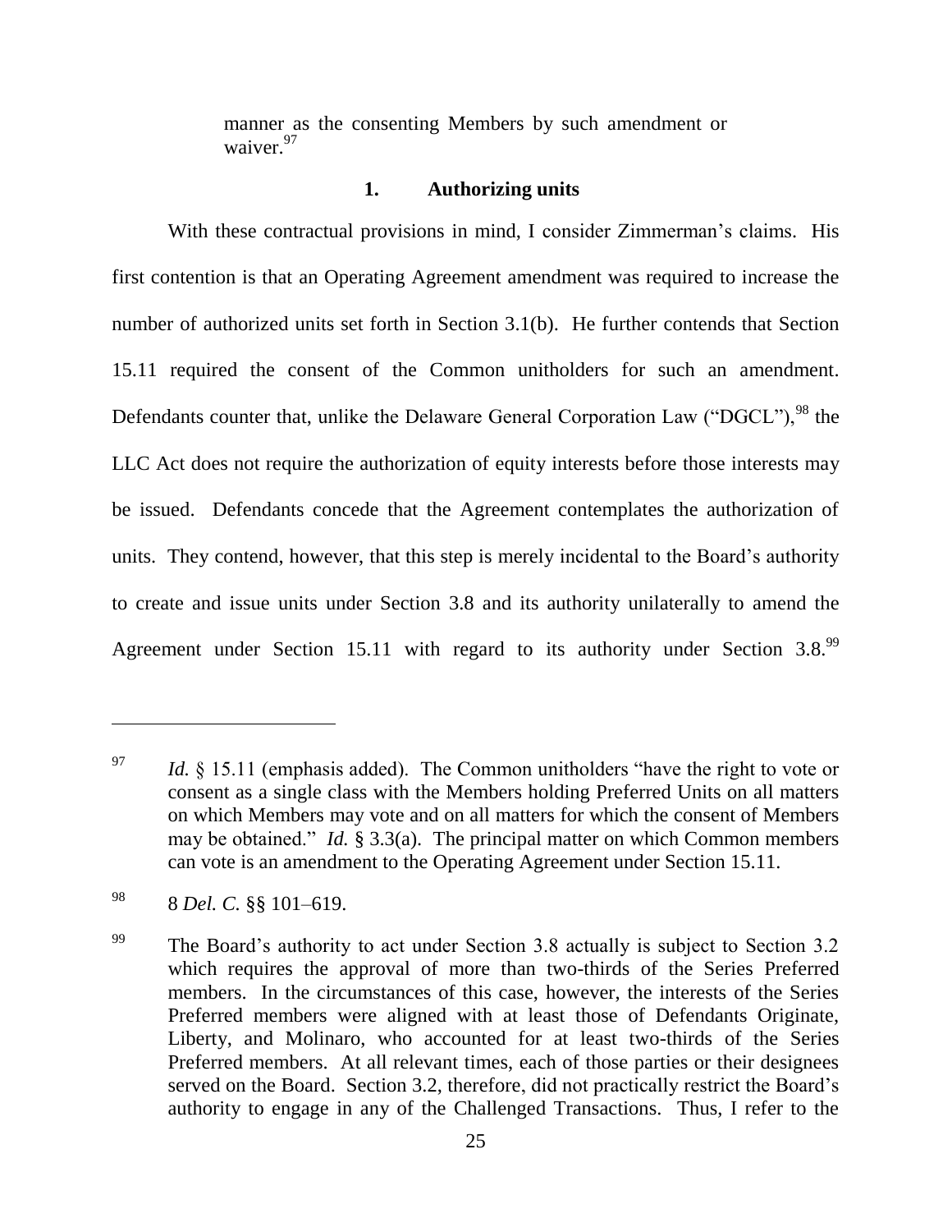manner as the consenting Members by such amendment or waiver.[97]

### 1. Authorizing units

With these contractual provisions in mind, I consider Zimmerman's claims. His first contention is that an Operating Agreement amendment was required to increase the number of authorized units set forth in Section 3.1(b). He further contends that Section 15.11 required the consent of the Common unitholders for such an amendment. Defendants counter that, unlike the Delaware General Corporation Law ("DGCL"),[98] the LLC Act does not require the authorization of equity interests before those interests may be issued. Defendants concede that the Agreement contemplates the authorization of units. They contend, however, that this step is merely incidental to the Board's authority to create and issue units under Section 3.8 and its authority unilaterally to amend the Agreement under Section 15.11 with regard to its authority under Section 3.8.[99]

---

[97] *Id.* § 15.11 (emphasis added). The Common unitholders "have the right to vote or consent as a single class with the Members holding Preferred Units on all matters on which Members may vote and on all matters for which the consent of Members may be obtained." *Id.* § 3.3(a). The principal matter on which Common members can vote is an amendment to the Operating Agreement under Section 15.11.

[98] 8 *Del. C.* §§ 101–619.

[99] The Board's authority to act under Section 3.8 actually is subject to Section 3.2 which requires the approval of more than two-thirds of the Series Preferred members. In the circumstances of this case, however, the interests of the Series Preferred members were aligned with at least those of Defendants Originate, Liberty, and Molinaro, who accounted for at least two-thirds of the Series Preferred members. At all relevant times, each of those parties or their designees served on the Board. Section 3.2, therefore, did not practically restrict the Board's authority to engage in any of the Challenged Transactions. Thus, I refer to the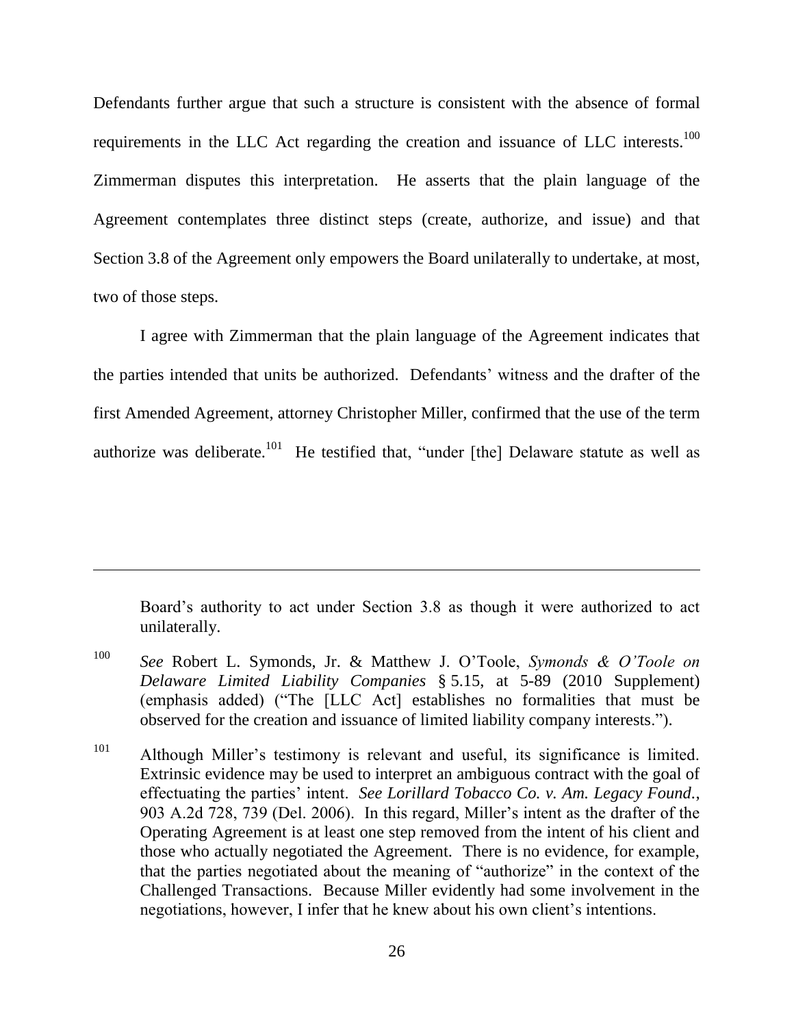Defendants further argue that such a structure is consistent with the absence of formal requirements in the LLC Act regarding the creation and issuance of LLC interests.[100] Zimmerman disputes this interpretation. He asserts that the plain language of the Agreement contemplates three distinct steps (create, authorize, and issue) and that Section 3.8 of the Agreement only empowers the Board unilaterally to undertake, at most, two of those steps.

I agree with Zimmerman that the plain language of the Agreement indicates that the parties intended that units be authorized. Defendants' witness and the drafter of the first Amended Agreement, attorney Christopher Miller, confirmed that the use of the term authorize was deliberate.[101] He testified that, "under [the] Delaware statute as well as

---

Board's authority to act under Section 3.8 as though it were authorized to act unilaterally.

[100] *See* Robert L. Symonds, Jr. & Matthew J. O'Toole, *Symonds & O'Toole on Delaware Limited Liability Companies* § 5.15, at 5-89 (2010 Supplement) (emphasis added) ("The [LLC Act] establishes no formalities that must be observed for the creation and issuance of limited liability company interests.").

[101] Although Miller's testimony is relevant and useful, its significance is limited. Extrinsic evidence may be used to interpret an ambiguous contract with the goal of effectuating the parties' intent. *See Lorillard Tobacco Co. v. Am. Legacy Found.*, 903 A.2d 728, 739 (Del. 2006). In this regard, Miller's intent as the drafter of the Operating Agreement is at least one step removed from the intent of his client and those who actually negotiated the Agreement. There is no evidence, for example, that the parties negotiated about the meaning of "authorize" in the context of the Challenged Transactions. Because Miller evidently had some involvement in the negotiations, however, I infer that he knew about his own client's intentions.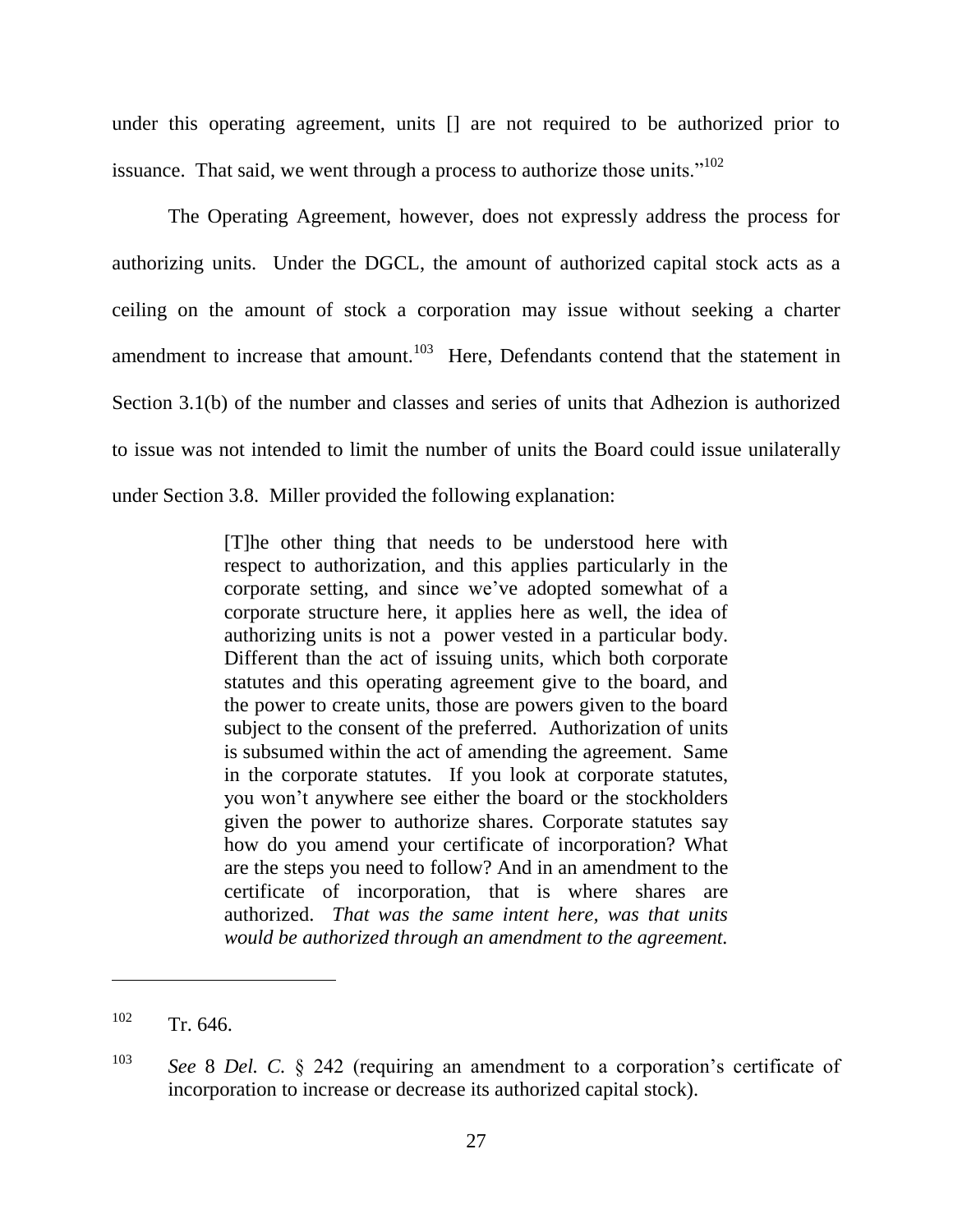under this operating agreement, units [] are not required to be authorized prior to issuance. That said, we went through a process to authorize those units."[102]

The Operating Agreement, however, does not expressly address the process for authorizing units. Under the DGCL, the amount of authorized capital stock acts as a ceiling on the amount of stock a corporation may issue without seeking a charter amendment to increase that amount.[103] Here, Defendants contend that the statement in Section 3.1(b) of the number and classes and series of units that Adhezion is authorized to issue was not intended to limit the number of units the Board could issue unilaterally under Section 3.8. Miller provided the following explanation:

> [T]he other thing that needs to be understood here with respect to authorization, and this applies particularly in the corporate setting, and since we've adopted somewhat of a corporate structure here, it applies here as well, the idea of authorizing units is not a power vested in a particular body. Different than the act of issuing units, which both corporate statutes and this operating agreement give to the board, and the power to create units, those are powers given to the board subject to the consent of the preferred. Authorization of units is subsumed within the act of amending the agreement. Same in the corporate statutes. If you look at corporate statutes, you won't anywhere see either the board or the stockholders given the power to authorize shares. Corporate statutes say how do you amend your certificate of incorporation? What are the steps you need to follow? And in an amendment to the certificate of incorporation, that is where shares are authorized. *That was the same intent here, was that units would be authorized through an amendment to the agreement.*

---

[102] Tr. 646.

[103] *See* 8 *Del. C.* § 242 (requiring an amendment to a corporation's certificate of incorporation to increase or decrease its authorized capital stock).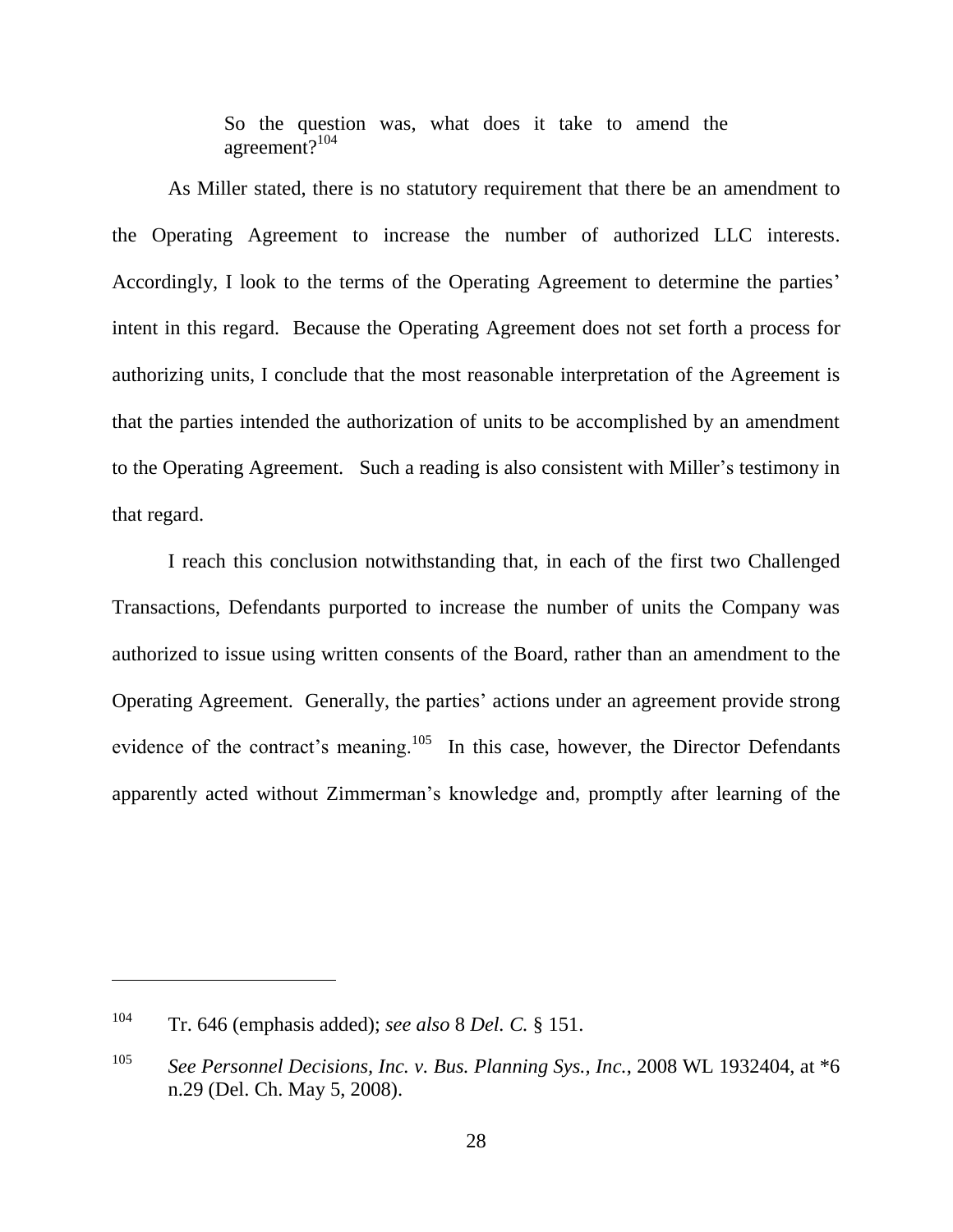> So the question was, what does it take to amend the agreement?[104]

As Miller stated, there is no statutory requirement that there be an amendment to the Operating Agreement to increase the number of authorized LLC interests. Accordingly, I look to the terms of the Operating Agreement to determine the parties' intent in this regard. Because the Operating Agreement does not set forth a process for authorizing units, I conclude that the most reasonable interpretation of the Agreement is that the parties intended the authorization of units to be accomplished by an amendment to the Operating Agreement. Such a reading is also consistent with Miller's testimony in that regard.

I reach this conclusion notwithstanding that, in each of the first two Challenged Transactions, Defendants purported to increase the number of units the Company was authorized to issue using written consents of the Board, rather than an amendment to the Operating Agreement. Generally, the parties' actions under an agreement provide strong evidence of the contract's meaning.[105] In this case, however, the Director Defendants apparently acted without Zimmerman's knowledge and, promptly after learning of the

---

[104] Tr. 646 (emphasis added); *see also* 8 *Del. C.* § 151.

[105] *See Personnel Decisions, Inc. v. Bus. Planning Sys., Inc.*, 2008 WL 1932404, at *6 n.29 (Del. Ch. May 5, 2008).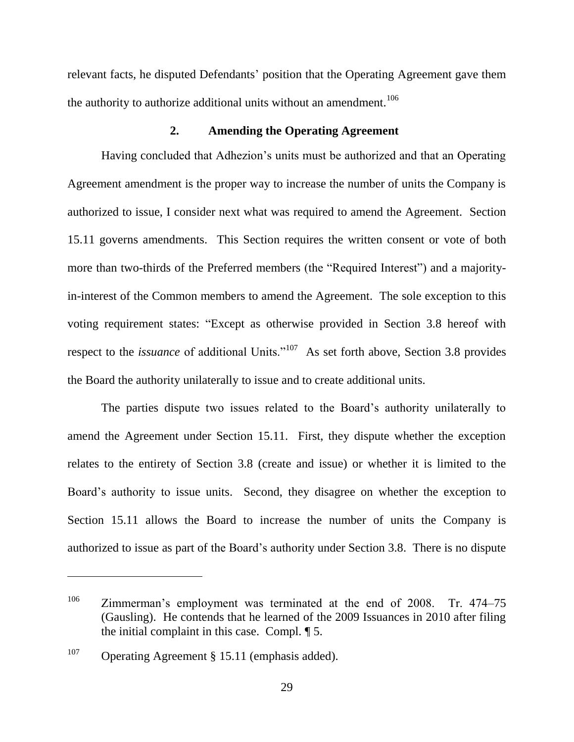relevant facts, he disputed Defendants' position that the Operating Agreement gave them the authority to authorize additional units without an amendment.[106]

### 2. Amending the Operating Agreement

Having concluded that Adhezion's units must be authorized and that an Operating Agreement amendment is the proper way to increase the number of units the Company is authorized to issue, I consider next what was required to amend the Agreement. Section 15.11 governs amendments. This Section requires the written consent or vote of both more than two-thirds of the Preferred members (the "Required Interest") and a majority-in-interest of the Common members to amend the Agreement. The sole exception to this voting requirement states: "Except as otherwise provided in Section 3.8 hereof with respect to the *issuance* of additional Units."[107] As set forth above, Section 3.8 provides the Board the authority unilaterally to issue and to create additional units.

The parties dispute two issues related to the Board's authority unilaterally to amend the Agreement under Section 15.11. First, they dispute whether the exception relates to the entirety of Section 3.8 (create and issue) or whether it is limited to the Board's authority to issue units. Second, they disagree on whether the exception to Section 15.11 allows the Board to increase the number of units the Company is authorized to issue as part of the Board's authority under Section 3.8. There is no dispute

---

[106] Zimmerman's employment was terminated at the end of 2008. Tr. 474–75 (Gausling). He contends that he learned of the 2009 Issuances in 2010 after filing the initial complaint in this case. Compl. ¶ 5.

[107] Operating Agreement § 15.11 (emphasis added).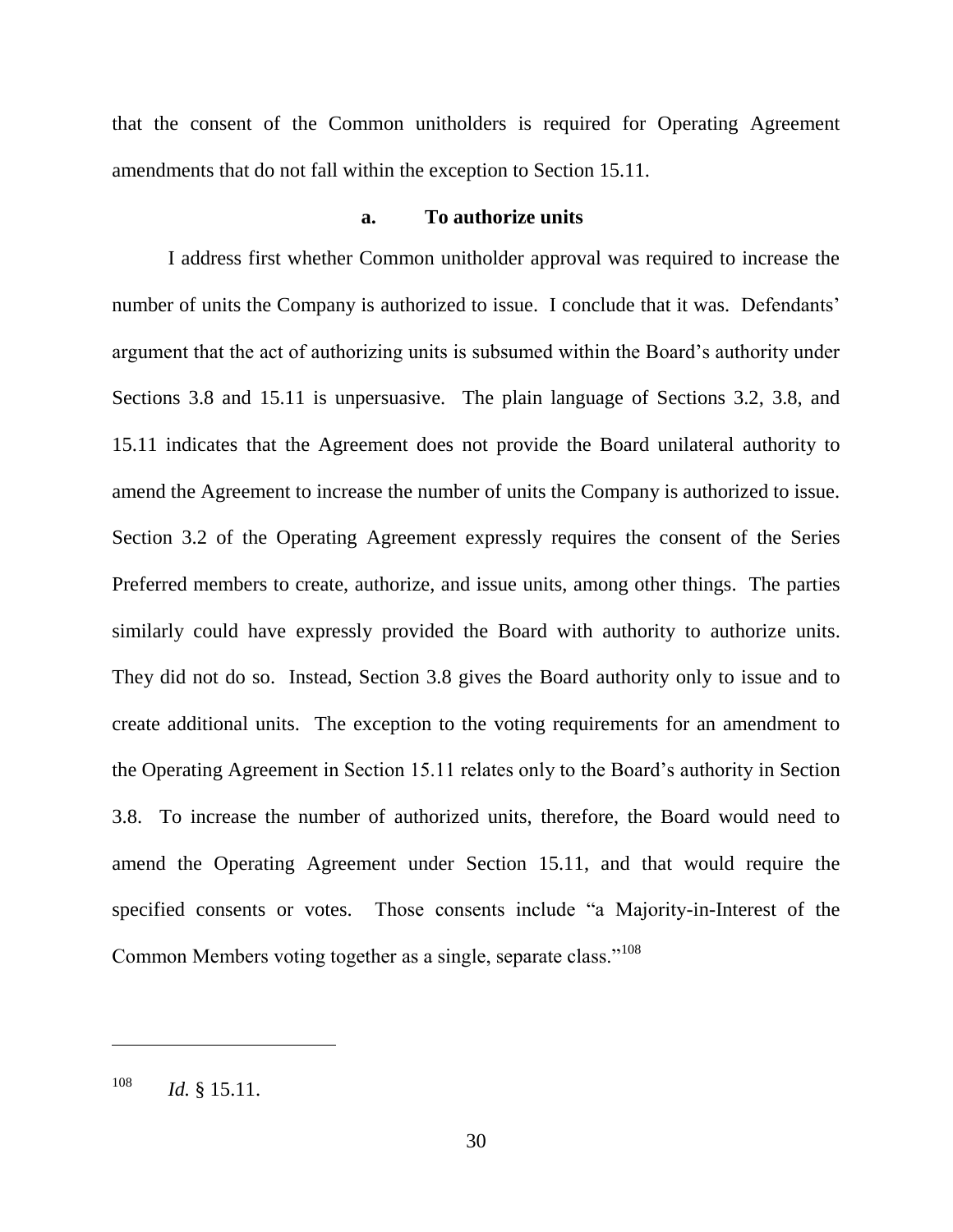that the consent of the Common unitholders is required for Operating Agreement amendments that do not fall within the exception to Section 15.11.

#### a. To authorize units

I address first whether Common unitholder approval was required to increase the number of units the Company is authorized to issue. I conclude that it was. Defendants' argument that the act of authorizing units is subsumed within the Board's authority under Sections 3.8 and 15.11 is unpersuasive. The plain language of Sections 3.2, 3.8, and 15.11 indicates that the Agreement does not provide the Board unilateral authority to amend the Agreement to increase the number of units the Company is authorized to issue. Section 3.2 of the Operating Agreement expressly requires the consent of the Series Preferred members to create, authorize, and issue units, among other things. The parties similarly could have expressly provided the Board with authority to authorize units. They did not do so. Instead, Section 3.8 gives the Board authority only to issue and to create additional units. The exception to the voting requirements for an amendment to the Operating Agreement in Section 15.11 relates only to the Board's authority in Section 3.8. To increase the number of authorized units, therefore, the Board would need to amend the Operating Agreement under Section 15.11, and that would require the specified consents or votes. Those consents include "a Majority-in-Interest of the Common Members voting together as a single, separate class."[108]

---

[108] *Id.* § 15.11.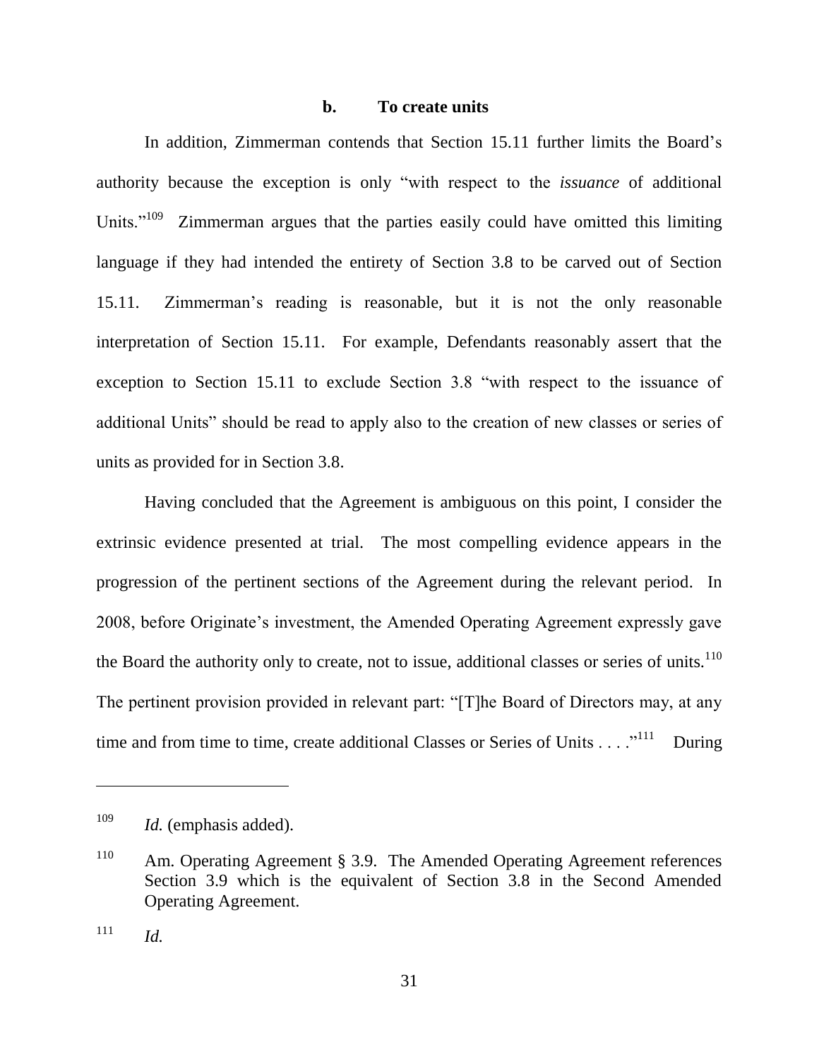### b. To create units

In addition, Zimmerman contends that Section 15.11 further limits the Board's authority because the exception is only "with respect to the *issuance* of additional Units."[109] Zimmerman argues that the parties easily could have omitted this limiting language if they had intended the entirety of Section 3.8 to be carved out of Section 15.11. Zimmerman's reading is reasonable, but it is not the only reasonable interpretation of Section 15.11. For example, Defendants reasonably assert that the exception to Section 15.11 to exclude Section 3.8 "with respect to the issuance of additional Units" should be read to apply also to the creation of new classes or series of units as provided for in Section 3.8.

Having concluded that the Agreement is ambiguous on this point, I consider the extrinsic evidence presented at trial. The most compelling evidence appears in the progression of the pertinent sections of the Agreement during the relevant period. In 2008, before Originate's investment, the Amended Operating Agreement expressly gave the Board the authority only to create, not to issue, additional classes or series of units.[110] The pertinent provision provided in relevant part: "[T]he Board of Directors may, at any time and from time to time, create additional Classes or Series of Units . . . ."[111] During

---

[109] *Id.* (emphasis added).

[110] Am. Operating Agreement § 3.9. The Amended Operating Agreement references Section 3.9 which is the equivalent of Section 3.8 in the Second Amended Operating Agreement.

[111] *Id.*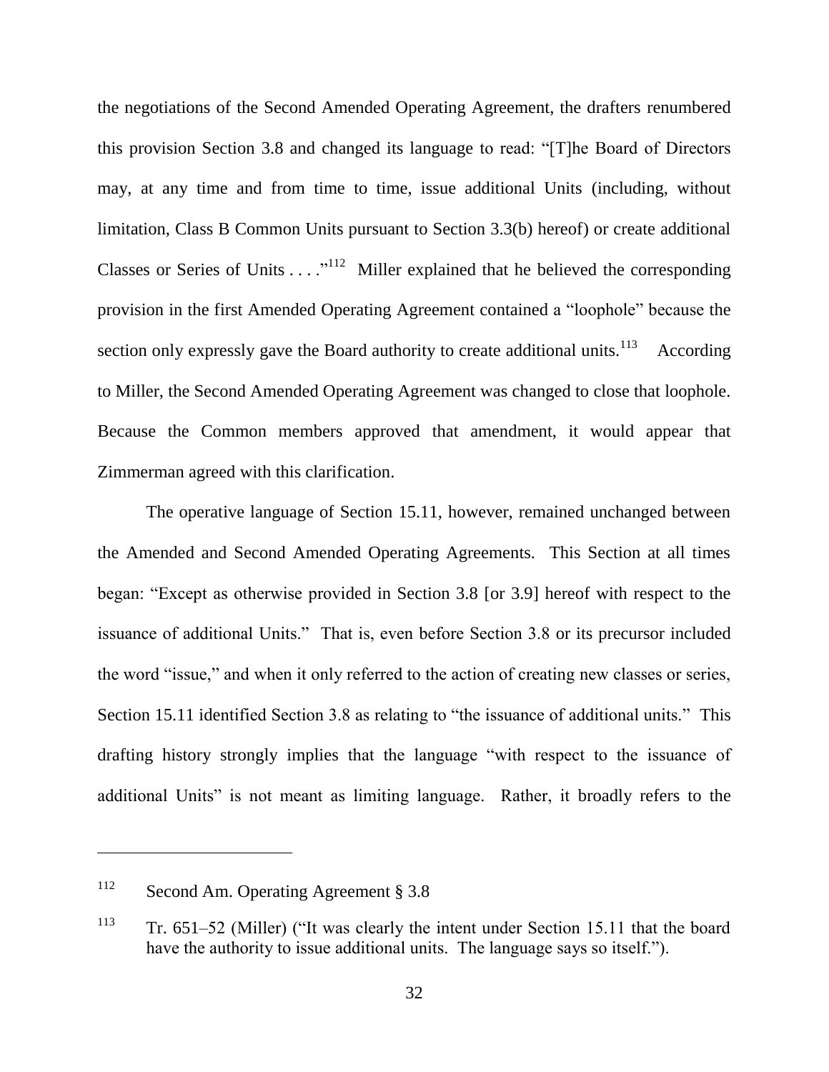the negotiations of the Second Amended Operating Agreement, the drafters renumbered this provision Section 3.8 and changed its language to read: "[T]he Board of Directors may, at any time and from time to time, issue additional Units (including, without limitation, Class B Common Units pursuant to Section 3.3(b) hereof) or create additional Classes or Series of Units . . . ."[112] Miller explained that he believed the corresponding provision in the first Amended Operating Agreement contained a "loophole" because the section only expressly gave the Board authority to create additional units.[113] According to Miller, the Second Amended Operating Agreement was changed to close that loophole. Because the Common members approved that amendment, it would appear that Zimmerman agreed with this clarification.

The operative language of Section 15.11, however, remained unchanged between the Amended and Second Amended Operating Agreements. This Section at all times began: "Except as otherwise provided in Section 3.8 [or 3.9] hereof with respect to the issuance of additional Units." That is, even before Section 3.8 or its precursor included the word "issue," and when it only referred to the action of creating new classes or series, Section 15.11 identified Section 3.8 as relating to "the issuance of additional units." This drafting history strongly implies that the language "with respect to the issuance of additional Units" is not meant as limiting language. Rather, it broadly refers to the

---

[112] Second Am. Operating Agreement § 3.8

[113] Tr. 651–52 (Miller) ("It was clearly the intent under Section 15.11 that the board have the authority to issue additional units. The language says so itself.").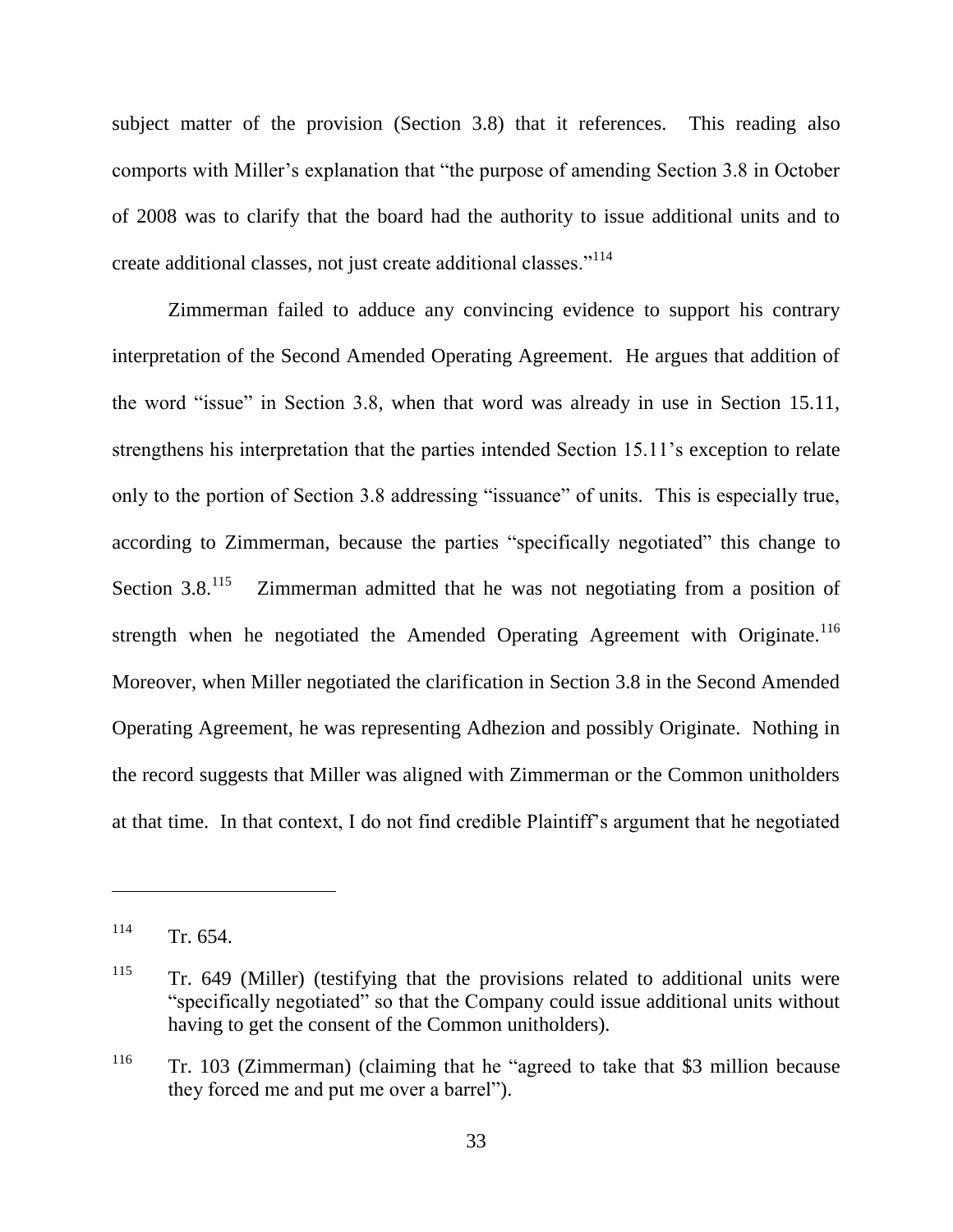subject matter of the provision (Section 3.8) that it references. This reading also comports with Miller's explanation that "the purpose of amending Section 3.8 in October of 2008 was to clarify that the board had the authority to issue additional units and to create additional classes, not just create additional classes."[114]

Zimmerman failed to adduce any convincing evidence to support his contrary interpretation of the Second Amended Operating Agreement. He argues that addition of the word "issue" in Section 3.8, when that word was already in use in Section 15.11, strengthens his interpretation that the parties intended Section 15.11's exception to relate only to the portion of Section 3.8 addressing "issuance" of units. This is especially true, according to Zimmerman, because the parties "specifically negotiated" this change to Section 3.8.[115] Zimmerman admitted that he was not negotiating from a position of strength when he negotiated the Amended Operating Agreement with Originate.[116] Moreover, when Miller negotiated the clarification in Section 3.8 in the Second Amended Operating Agreement, he was representing Adhezion and possibly Originate. Nothing in the record suggests that Miller was aligned with Zimmerman or the Common unitholders at that time. In that context, I do not find credible Plaintiff's argument that he negotiated

---

[114] Tr. 654.

[115] Tr. 649 (Miller) (testifying that the provisions related to additional units were "specifically negotiated" so that the Company could issue additional units without having to get the consent of the Common unitholders).

[116] Tr. 103 (Zimmerman) (claiming that he "agreed to take that $3 million because they forced me and put me over a barrel").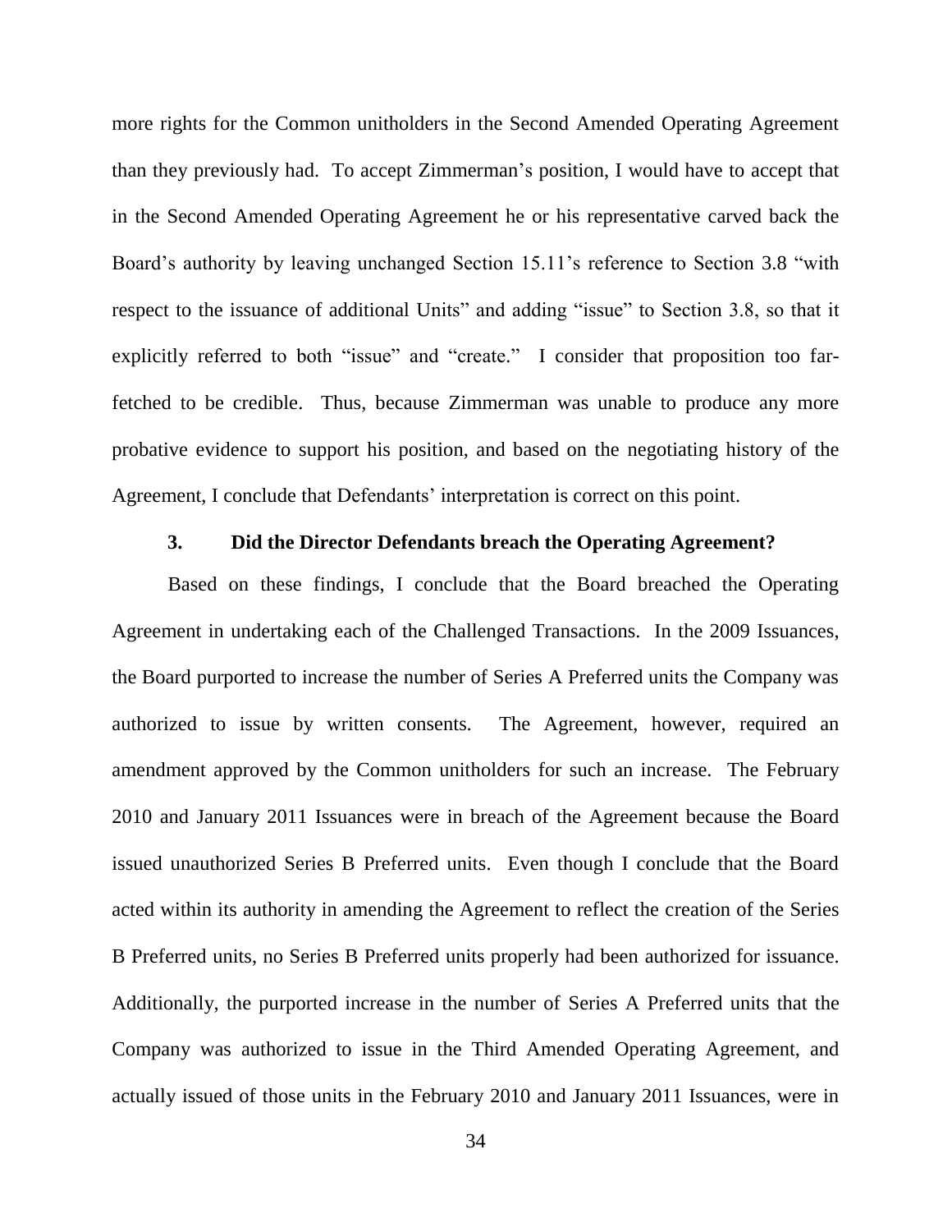more rights for the Common unitholders in the Second Amended Operating Agreement than they previously had. To accept Zimmerman's position, I would have to accept that in the Second Amended Operating Agreement he or his representative carved back the Board's authority by leaving unchanged Section 15.11's reference to Section 3.8 "with respect to the issuance of additional Units" and adding "issue" to Section 3.8, so that it explicitly referred to both "issue" and "create." I consider that proposition too far-fetched to be credible. Thus, because Zimmerman was unable to produce any more probative evidence to support his position, and based on the negotiating history of the Agreement, I conclude that Defendants' interpretation is correct on this point.

### 3. Did the Director Defendants breach the Operating Agreement?

Based on these findings, I conclude that the Board breached the Operating Agreement in undertaking each of the Challenged Transactions. In the 2009 Issuances, the Board purported to increase the number of Series A Preferred units the Company was authorized to issue by written consents. The Agreement, however, required an amendment approved by the Common unitholders for such an increase. The February 2010 and January 2011 Issuances were in breach of the Agreement because the Board issued unauthorized Series B Preferred units. Even though I conclude that the Board acted within its authority in amending the Agreement to reflect the creation of the Series B Preferred units, no Series B Preferred units properly had been authorized for issuance. Additionally, the purported increase in the number of Series A Preferred units that the Company was authorized to issue in the Third Amended Operating Agreement, and actually issued of those units in the February 2010 and January 2011 Issuances, were in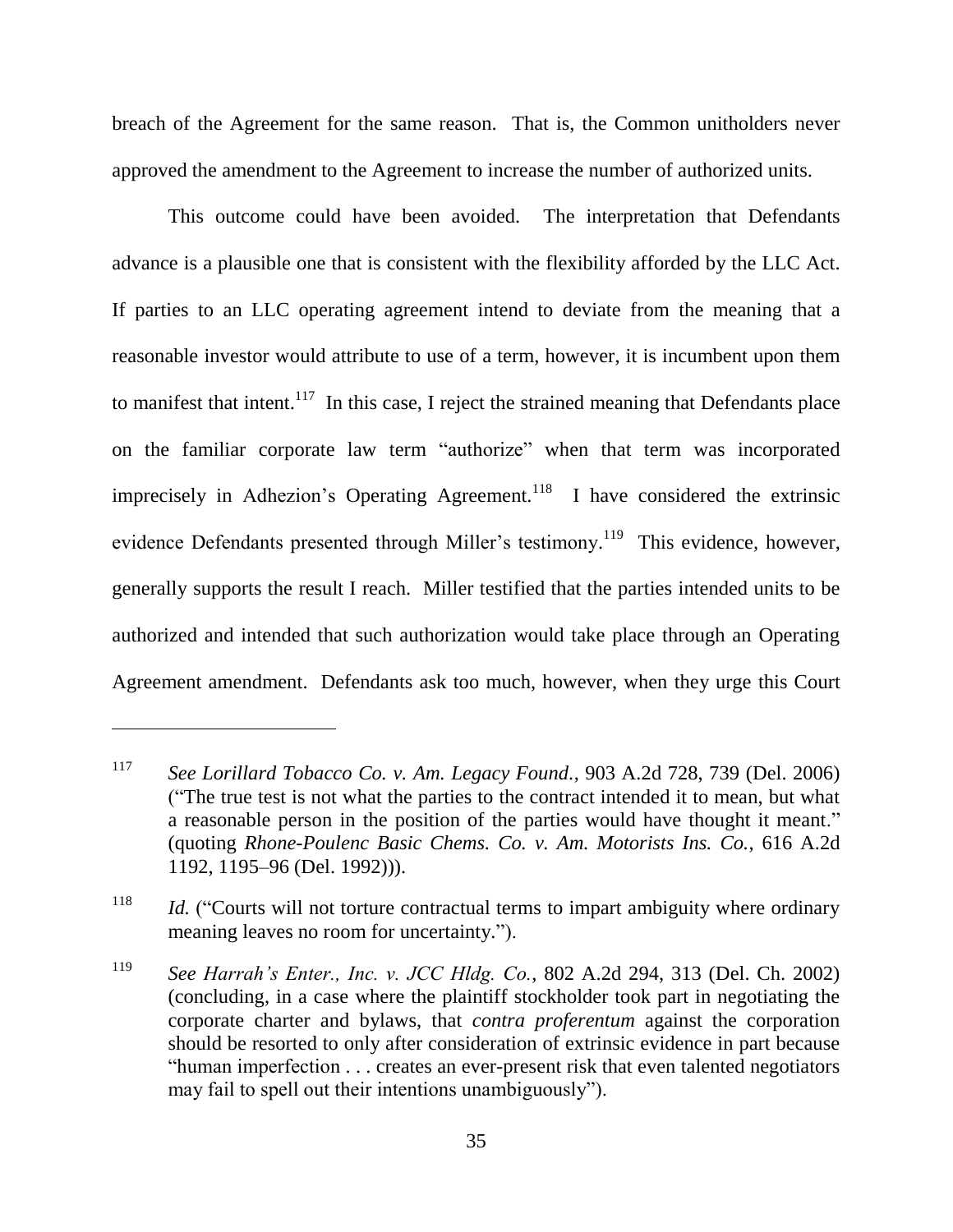breach of the Agreement for the same reason. That is, the Common unitholders never approved the amendment to the Agreement to increase the number of authorized units.

This outcome could have been avoided. The interpretation that Defendants advance is a plausible one that is consistent with the flexibility afforded by the LLC Act. If parties to an LLC operating agreement intend to deviate from the meaning that a reasonable investor would attribute to use of a term, however, it is incumbent upon them to manifest that intent.[117] In this case, I reject the strained meaning that Defendants place on the familiar corporate law term "authorize" when that term was incorporated imprecisely in Adhezion's Operating Agreement.[118] I have considered the extrinsic evidence Defendants presented through Miller's testimony.[119] This evidence, however, generally supports the result I reach. Miller testified that the parties intended units to be authorized and intended that such authorization would take place through an Operating Agreement amendment. Defendants ask too much, however, when they urge this Court

---

[117] *See Lorillard Tobacco Co. v. Am. Legacy Found.*, 903 A.2d 728, 739 (Del. 2006) ("The true test is not what the parties to the contract intended it to mean, but what a reasonable person in the position of the parties would have thought it meant." (quoting *Rhone-Poulenc Basic Chems. Co. v. Am. Motorists Ins. Co.*, 616 A.2d 1192, 1195–96 (Del. 1992))).

[118] *Id.* ("Courts will not torture contractual terms to impart ambiguity where ordinary meaning leaves no room for uncertainty.").

[119] *See Harrah's Enter., Inc. v. JCC Hldg. Co.*, 802 A.2d 294, 313 (Del. Ch. 2002) (concluding, in a case where the plaintiff stockholder took part in negotiating the corporate charter and bylaws, that *contra proferentum* against the corporation should be resorted to only after consideration of extrinsic evidence in part because "human imperfection . . . creates an ever-present risk that even talented negotiators may fail to spell out their intentions unambiguously").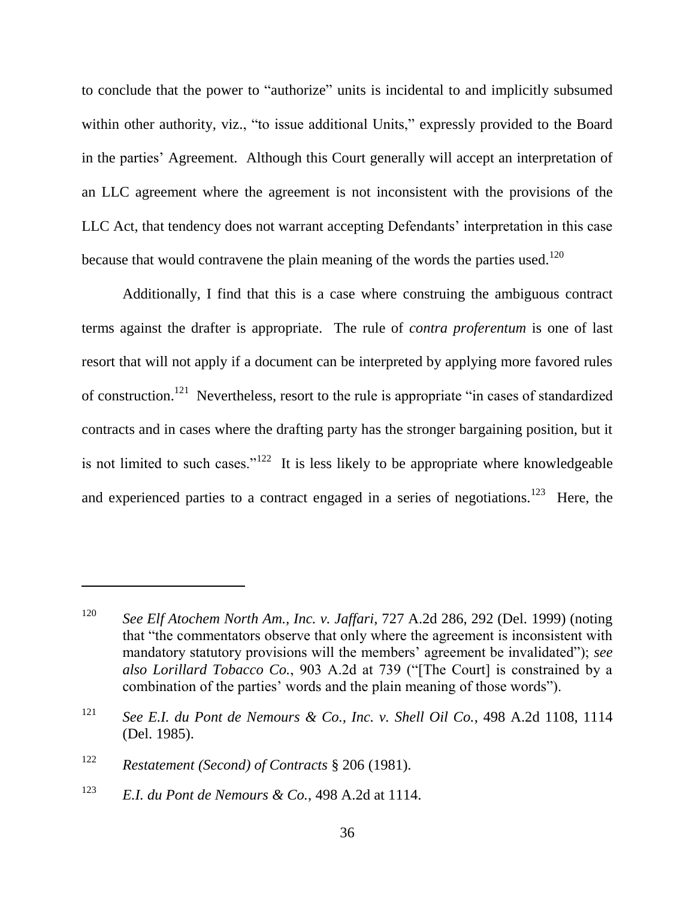to conclude that the power to "authorize" units is incidental to and implicitly subsumed within other authority, viz., "to issue additional Units," expressly provided to the Board in the parties' Agreement. Although this Court generally will accept an interpretation of an LLC agreement where the agreement is not inconsistent with the provisions of the LLC Act, that tendency does not warrant accepting Defendants' interpretation in this case because that would contravene the plain meaning of the words the parties used.[120]

Additionally, I find that this is a case where construing the ambiguous contract terms against the drafter is appropriate. The rule of *contra proferentum* is one of last resort that will not apply if a document can be interpreted by applying more favored rules of construction.[121] Nevertheless, resort to the rule is appropriate "in cases of standardized contracts and in cases where the drafting party has the stronger bargaining position, but it is not limited to such cases."[122] It is less likely to be appropriate where knowledgeable and experienced parties to a contract engaged in a series of negotiations.[123] Here, the

---

[120] *See Elf Atochem North Am., Inc. v. Jaffari*, 727 A.2d 286, 292 (Del. 1999) (noting that "the commentators observe that only where the agreement is inconsistent with mandatory statutory provisions will the members' agreement be invalidated"); *see also Lorillard Tobacco Co.*, 903 A.2d at 739 ("[The Court] is constrained by a combination of the parties' words and the plain meaning of those words").

[121] *See E.I. du Pont de Nemours & Co., Inc. v. Shell Oil Co.*, 498 A.2d 1108, 1114 (Del. 1985).

[122] *Restatement (Second) of Contracts* § 206 (1981).

[123] *E.I. du Pont de Nemours & Co.*, 498 A.2d at 1114.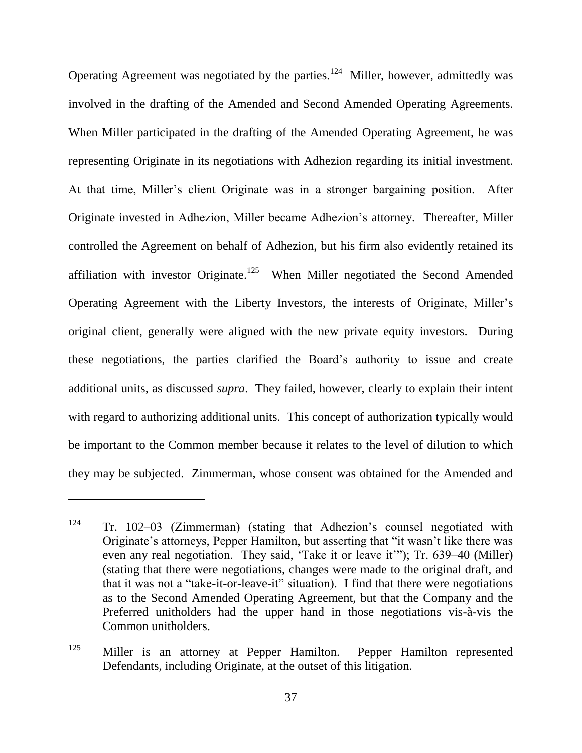Operating Agreement was negotiated by the parties.[124] Miller, however, admittedly was involved in the drafting of the Amended and Second Amended Operating Agreements. When Miller participated in the drafting of the Amended Operating Agreement, he was representing Originate in its negotiations with Adhezion regarding its initial investment. At that time, Miller's client Originate was in a stronger bargaining position. After Originate invested in Adhezion, Miller became Adhezion's attorney. Thereafter, Miller controlled the Agreement on behalf of Adhezion, but his firm also evidently retained its affiliation with investor Originate.[125] When Miller negotiated the Second Amended Operating Agreement with the Liberty Investors, the interests of Originate, Miller's original client, generally were aligned with the new private equity investors. During these negotiations, the parties clarified the Board's authority to issue and create additional units, as discussed *supra*. They failed, however, clearly to explain their intent with regard to authorizing additional units. This concept of authorization typically would be important to the Common member because it relates to the level of dilution to which they may be subjected. Zimmerman, whose consent was obtained for the Amended and

---

[124] Tr. 102–03 (Zimmerman) (stating that Adhezion's counsel negotiated with Originate's attorneys, Pepper Hamilton, but asserting that "it wasn't like there was even any real negotiation. They said, 'Take it or leave it'"); Tr. 639–40 (Miller) (stating that there were negotiations, changes were made to the original draft, and that it was not a "take-it-or-leave-it" situation). I find that there were negotiations as to the Second Amended Operating Agreement, but that the Company and the Preferred unitholders had the upper hand in those negotiations vis-à-vis the Common unitholders.

[125] Miller is an attorney at Pepper Hamilton. Pepper Hamilton represented Defendants, including Originate, at the outset of this litigation.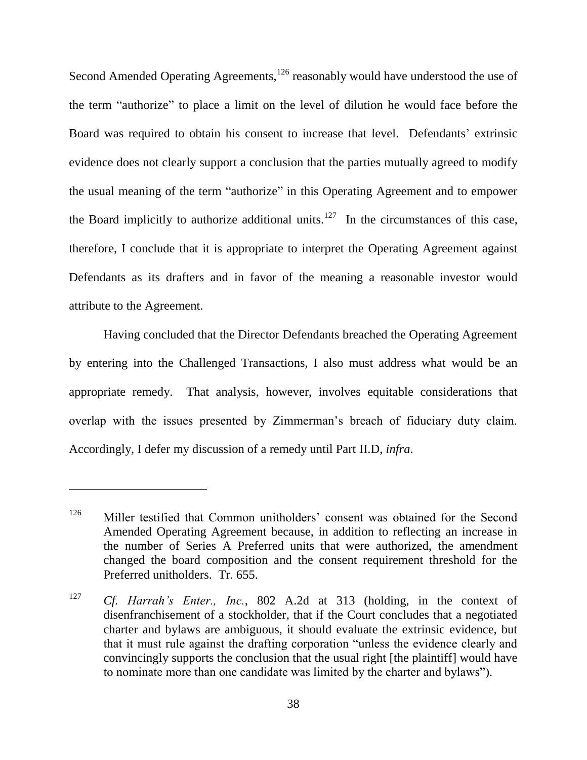Second Amended Operating Agreements,[126] reasonably would have understood the use of the term "authorize" to place a limit on the level of dilution he would face before the Board was required to obtain his consent to increase that level. Defendants' extrinsic evidence does not clearly support a conclusion that the parties mutually agreed to modify the usual meaning of the term "authorize" in this Operating Agreement and to empower the Board implicitly to authorize additional units.[127] In the circumstances of this case, therefore, I conclude that it is appropriate to interpret the Operating Agreement against Defendants as its drafters and in favor of the meaning a reasonable investor would attribute to the Agreement.

Having concluded that the Director Defendants breached the Operating Agreement by entering into the Challenged Transactions, I also must address what would be an appropriate remedy. That analysis, however, involves equitable considerations that overlap with the issues presented by Zimmerman's breach of fiduciary duty claim. Accordingly, I defer my discussion of a remedy until Part II.D, *infra*.

---

[126] Miller testified that Common unitholders' consent was obtained for the Second Amended Operating Agreement because, in addition to reflecting an increase in the number of Series A Preferred units that were authorized, the amendment changed the board composition and the consent requirement threshold for the Preferred unitholders. Tr. 655.

[127] *Cf. Harrah's Enter., Inc.*, 802 A.2d at 313 (holding, in the context of disenfranchisement of a stockholder, that if the Court concludes that a negotiated charter and bylaws are ambiguous, it should evaluate the extrinsic evidence, but that it must rule against the drafting corporation "unless the evidence clearly and convincingly supports the conclusion that the usual right [the plaintiff] would have to nominate more than one candidate was limited by the charter and bylaws").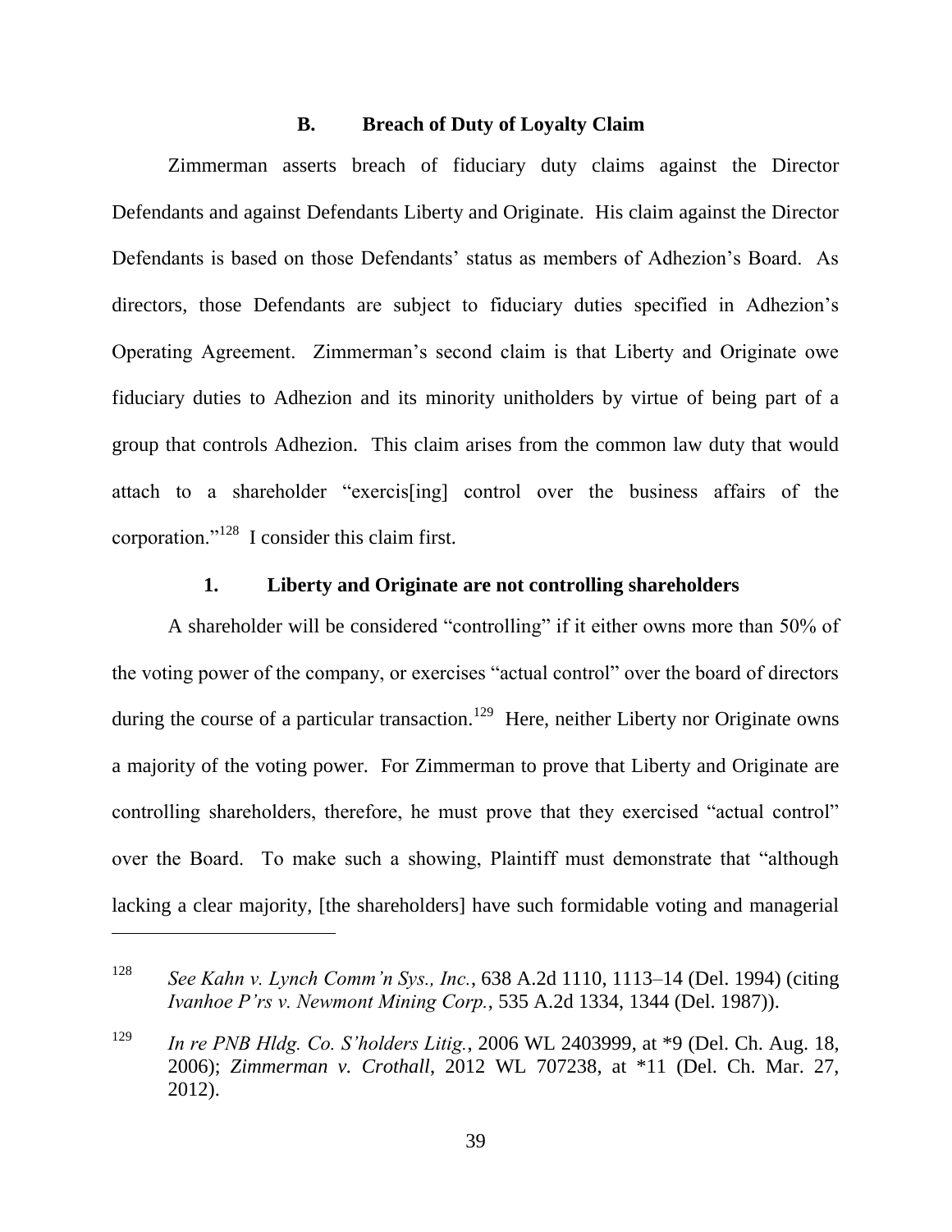### B. Breach of Duty of Loyalty Claim

Zimmerman asserts breach of fiduciary duty claims against the Director Defendants and against Defendants Liberty and Originate. His claim against the Director Defendants is based on those Defendants' status as members of Adhezion's Board. As directors, those Defendants are subject to fiduciary duties specified in Adhezion's Operating Agreement. Zimmerman's second claim is that Liberty and Originate owe fiduciary duties to Adhezion and its minority unitholders by virtue of being part of a group that controls Adhezion. This claim arises from the common law duty that would attach to a shareholder "exercis[ing] control over the business affairs of the corporation."[128] I consider this claim first.

#### 1. Liberty and Originate are not controlling shareholders

A shareholder will be considered "controlling" if it either owns more than 50% of the voting power of the company, or exercises "actual control" over the board of directors during the course of a particular transaction.[129] Here, neither Liberty nor Originate owns a majority of the voting power. For Zimmerman to prove that Liberty and Originate are controlling shareholders, therefore, he must prove that they exercised "actual control" over the Board. To make such a showing, Plaintiff must demonstrate that "although lacking a clear majority, [the shareholders] have such formidable voting and managerial

---

128 *See Kahn v. Lynch Comm'n Sys., Inc.*, 638 A.2d 1110, 1113–14 (Del. 1994) (citing *Ivanhoe P'rs v. Newmont Mining Corp.*, 535 A.2d 1334, 1344 (Del. 1987)).

129 *In re PNB Hldg. Co. S'holders Litig.*, 2006 WL 2403999, at *9 (Del. Ch. Aug. 18, 2006); *Zimmerman v. Crothall*, 2012 WL 707238, at *11 (Del. Ch. Mar. 27, 2012).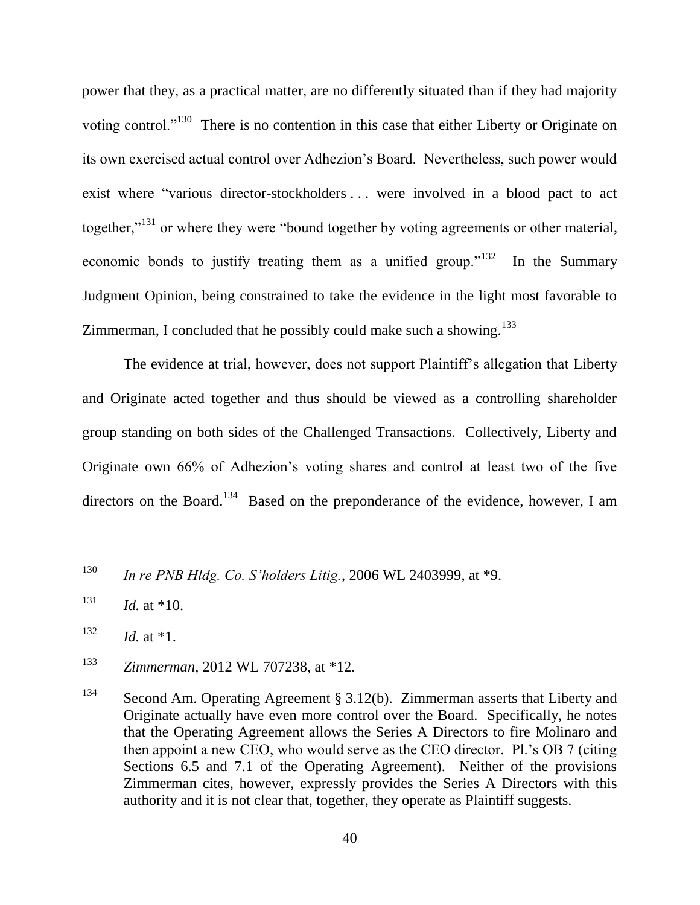power that they, as a practical matter, are no differently situated than if they had majority voting control."[130] There is no contention in this case that either Liberty or Originate on its own exercised actual control over Adhezion's Board. Nevertheless, such power would exist where "various director-stockholders . . . were involved in a blood pact to act together,"[131] or where they were "bound together by voting agreements or other material, economic bonds to justify treating them as a unified group."[132] In the Summary Judgment Opinion, being constrained to take the evidence in the light most favorable to Zimmerman, I concluded that he possibly could make such a showing.[133]

The evidence at trial, however, does not support Plaintiff's allegation that Liberty and Originate acted together and thus should be viewed as a controlling shareholder group standing on both sides of the Challenged Transactions. Collectively, Liberty and Originate own 66% of Adhezion's voting shares and control at least two of the five directors on the Board.[134] Based on the preponderance of the evidence, however, I am

---

[130] *In re PNB Hldg. Co. S'holders Litig.*, 2006 WL 2403999, at *9.

[131] *Id.* at *10.

[132] *Id.* at *1.

[133] *Zimmerman*, 2012 WL 707238, at *12.

[134] Second Am. Operating Agreement § 3.12(b). Zimmerman asserts that Liberty and Originate actually have even more control over the Board. Specifically, he notes that the Operating Agreement allows the Series A Directors to fire Molinaro and then appoint a new CEO, who would serve as the CEO director. Pl.'s OB 7 (citing Sections 6.5 and 7.1 of the Operating Agreement). Neither of the provisions Zimmerman cites, however, expressly provides the Series A Directors with this authority and it is not clear that, together, they operate as Plaintiff suggests.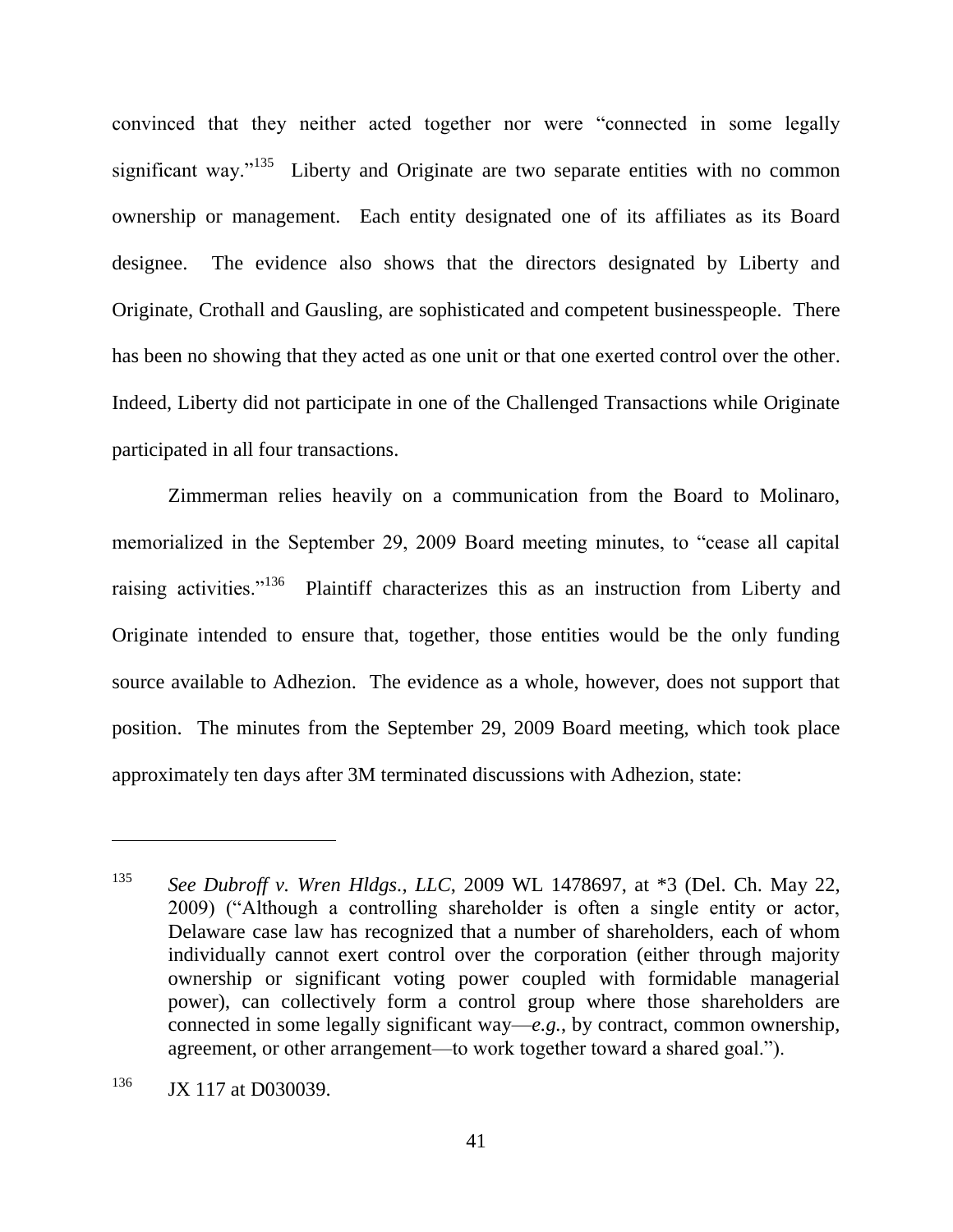convinced that they neither acted together nor were "connected in some legally significant way."[135] Liberty and Originate are two separate entities with no common ownership or management. Each entity designated one of its affiliates as its Board designee. The evidence also shows that the directors designated by Liberty and Originate, Crothall and Gausling, are sophisticated and competent businesspeople. There has been no showing that they acted as one unit or that one exerted control over the other. Indeed, Liberty did not participate in one of the Challenged Transactions while Originate participated in all four transactions.

Zimmerman relies heavily on a communication from the Board to Molinaro, memorialized in the September 29, 2009 Board meeting minutes, to "cease all capital raising activities."[136] Plaintiff characterizes this as an instruction from Liberty and Originate intended to ensure that, together, those entities would be the only funding source available to Adhezion. The evidence as a whole, however, does not support that position. The minutes from the September 29, 2009 Board meeting, which took place approximately ten days after 3M terminated discussions with Adhezion, state:

---

[135] *See Dubroff v. Wren Hldgs., LLC*, 2009 WL 1478697, at *3 (Del. Ch. May 22, 2009) ("Although a controlling shareholder is often a single entity or actor, Delaware case law has recognized that a number of shareholders, each of whom individually cannot exert control over the corporation (either through majority ownership or significant voting power coupled with formidable managerial power), can collectively form a control group where those shareholders are connected in some legally significant way—*e.g.*, by contract, common ownership, agreement, or other arrangement—to work together toward a shared goal.").

[136] JX 117 at D030039.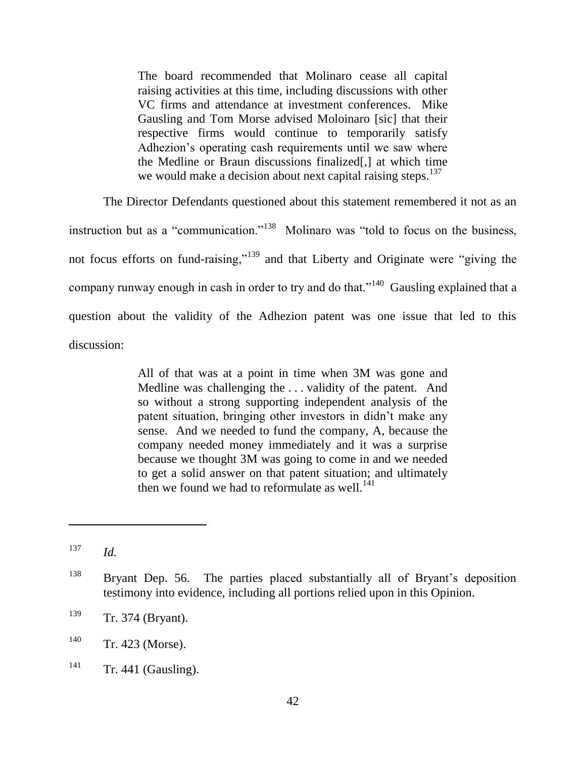> The board recommended that Molinaro cease all capital raising activities at this time, including discussions with other VC firms and attendance at investment conferences. Mike Gausling and Tom Morse advised Moloinaro [sic] that their respective firms would continue to temporarily satisfy Adhezion's operating cash requirements until we saw where the Medline or Braun discussions finalized[,] at which time we would make a decision about next capital raising steps.[137]

The Director Defendants questioned about this statement remembered it not as an instruction but as a "communication."[138] Molinaro was "told to focus on the business, not focus efforts on fund-raising,"[139] and that Liberty and Originate were "giving the company runway enough in cash in order to try and do that."[140] Gausling explained that a question about the validity of the Adhezion patent was one issue that led to this discussion:

> All of that was at a point in time when 3M was gone and Medline was challenging the . . . validity of the patent. And so without a strong supporting independent analysis of the patent situation, bringing other investors in didn't make any sense. And we needed to fund the company, A, because the company needed money immediately and it was a surprise because we thought 3M was going to come in and we needed to get a solid answer on that patent situation; and ultimately then we found we had to reformulate as well.[141]

---

[137] *Id.*

[138] Bryant Dep. 56. The parties placed substantially all of Bryant's deposition testimony into evidence, including all portions relied upon in this Opinion.

[139] Tr. 374 (Bryant).

[140] Tr. 423 (Morse).

[141] Tr. 441 (Gausling).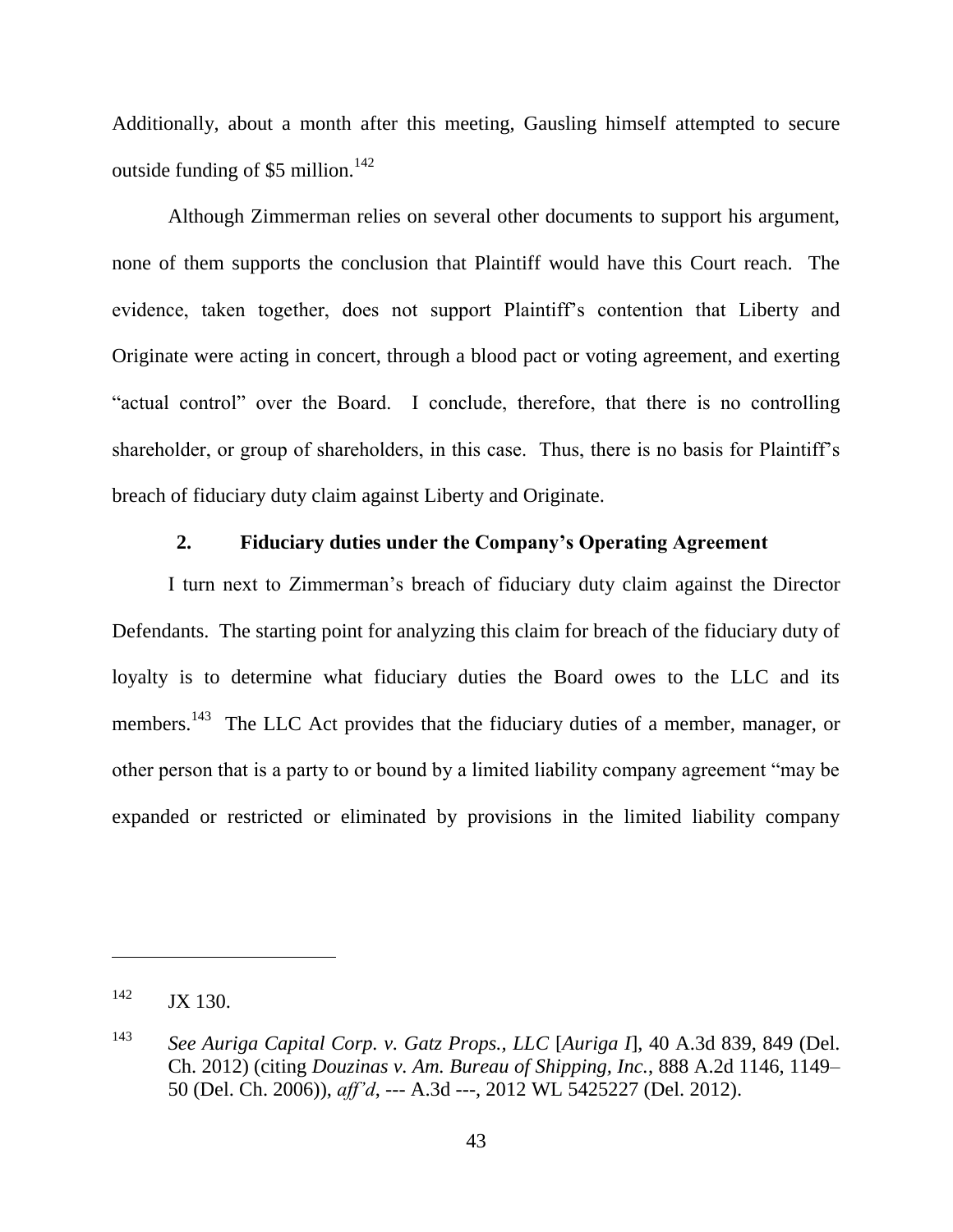Additionally, about a month after this meeting, Gausling himself attempted to secure outside funding of $5 million.[142]

Although Zimmerman relies on several other documents to support his argument, none of them supports the conclusion that Plaintiff would have this Court reach. The evidence, taken together, does not support Plaintiff's contention that Liberty and Originate were acting in concert, through a blood pact or voting agreement, and exerting "actual control" over the Board. I conclude, therefore, that there is no controlling shareholder, or group of shareholders, in this case. Thus, there is no basis for Plaintiff's breach of fiduciary duty claim against Liberty and Originate.

### 2. Fiduciary duties under the Company's Operating Agreement

I turn next to Zimmerman's breach of fiduciary duty claim against the Director Defendants. The starting point for analyzing this claim for breach of the fiduciary duty of loyalty is to determine what fiduciary duties the Board owes to the LLC and its members.[143] The LLC Act provides that the fiduciary duties of a member, manager, or other person that is a party to or bound by a limited liability company agreement "may be expanded or restricted or eliminated by provisions in the limited liability company

---

[142] JX 130.

[143] *See Auriga Capital Corp. v. Gatz Props., LLC* [*Auriga I*], 40 A.3d 839, 849 (Del. Ch. 2012) (citing *Douzinas v. Am. Bureau of Shipping, Inc.*, 888 A.2d 1146, 1149–50 (Del. Ch. 2006)), *aff'd*, --- A.3d ---, 2012 WL 5425227 (Del. 2012).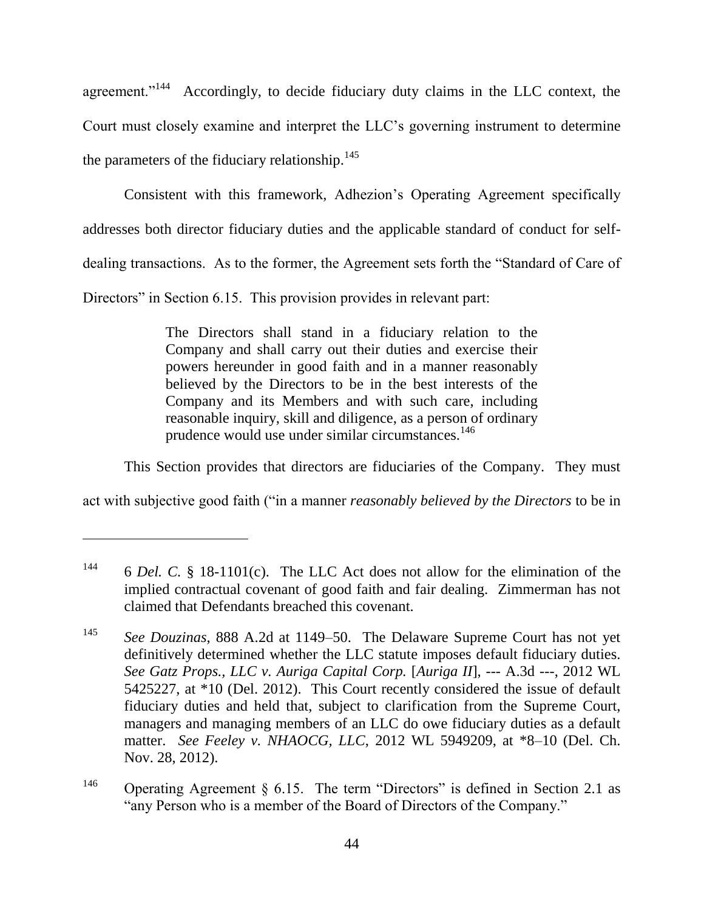agreement."[144] Accordingly, to decide fiduciary duty claims in the LLC context, the Court must closely examine and interpret the LLC's governing instrument to determine the parameters of the fiduciary relationship.[145]

Consistent with this framework, Adhezion's Operating Agreement specifically addresses both director fiduciary duties and the applicable standard of conduct for self-dealing transactions. As to the former, the Agreement sets forth the "Standard of Care of Directors" in Section 6.15. This provision provides in relevant part:

> The Directors shall stand in a fiduciary relation to the Company and shall carry out their duties and exercise their powers hereunder in good faith and in a manner reasonably believed by the Directors to be in the best interests of the Company and its Members and with such care, including reasonable inquiry, skill and diligence, as a person of ordinary prudence would use under similar circumstances.[146]

This Section provides that directors are fiduciaries of the Company. They must act with subjective good faith ("in a manner *reasonably believed by the Directors* to be in

---

[144] 6 *Del. C.* § 18-1101(c). The LLC Act does not allow for the elimination of the implied contractual covenant of good faith and fair dealing. Zimmerman has not claimed that Defendants breached this covenant.

[145] *See Douzinas*, 888 A.2d at 1149–50. The Delaware Supreme Court has not yet definitively determined whether the LLC statute imposes default fiduciary duties. *See Gatz Props., LLC v. Auriga Capital Corp.* [*Auriga II*], --- A.3d ---, 2012 WL 5425227, at *10 (Del. 2012). This Court recently considered the issue of default fiduciary duties and held that, subject to clarification from the Supreme Court, managers and managing members of an LLC do owe fiduciary duties as a default matter. *See Feeley v. NHAOCG, LLC*, 2012 WL 5949209, at *8–10 (Del. Ch. Nov. 28, 2012).

[146] Operating Agreement § 6.15. The term "Directors" is defined in Section 2.1 as "any Person who is a member of the Board of Directors of the Company."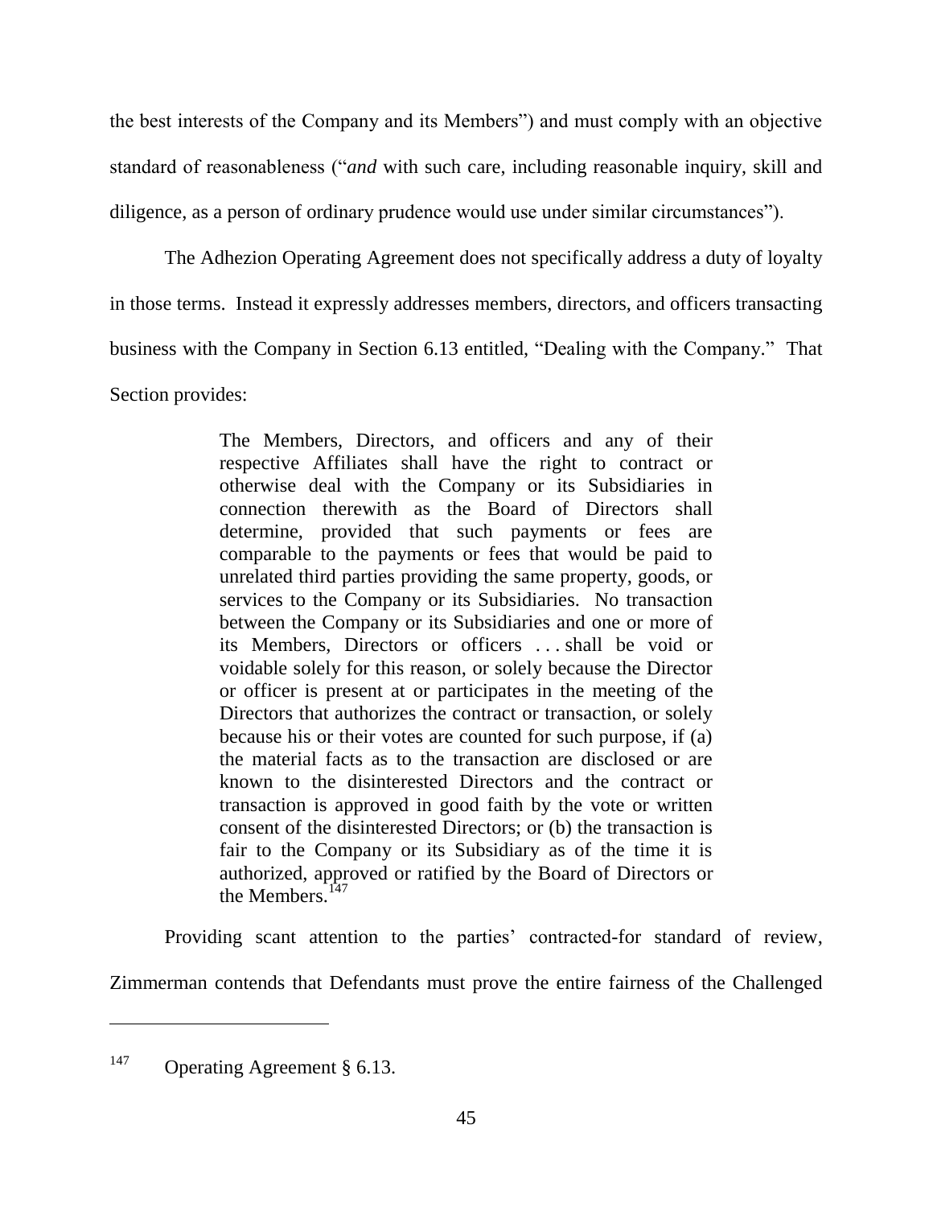the best interests of the Company and its Members") and must comply with an objective standard of reasonableness ("*and* with such care, including reasonable inquiry, skill and diligence, as a person of ordinary prudence would use under similar circumstances").

The Adhezion Operating Agreement does not specifically address a duty of loyalty in those terms. Instead it expressly addresses members, directors, and officers transacting business with the Company in Section 6.13 entitled, "Dealing with the Company." That Section provides:

> The Members, Directors, and officers and any of their respective Affiliates shall have the right to contract or otherwise deal with the Company or its Subsidiaries in connection therewith as the Board of Directors shall determine, provided that such payments or fees are comparable to the payments or fees that would be paid to unrelated third parties providing the same property, goods, or services to the Company or its Subsidiaries. No transaction between the Company or its Subsidiaries and one or more of its Members, Directors or officers . . . shall be void or voidable solely for this reason, or solely because the Director or officer is present at or participates in the meeting of the Directors that authorizes the contract or transaction, or solely because his or their votes are counted for such purpose, if (a) the material facts as to the transaction are disclosed or are known to the disinterested Directors and the contract or transaction is approved in good faith by the vote or written consent of the disinterested Directors; or (b) the transaction is fair to the Company or its Subsidiary as of the time it is authorized, approved or ratified by the Board of Directors or the Members.[147]

Providing scant attention to the parties' contracted-for standard of review, Zimmerman contends that Defendants must prove the entire fairness of the Challenged

---

[147] Operating Agreement § 6.13.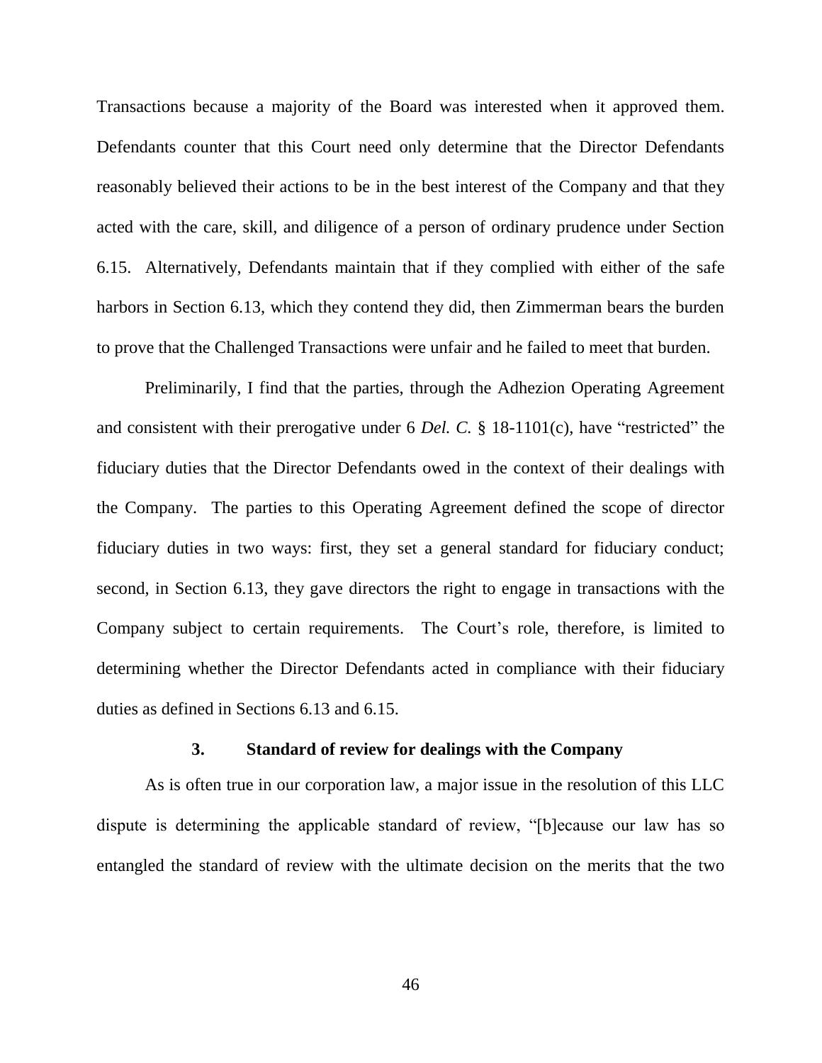Transactions because a majority of the Board was interested when it approved them. Defendants counter that this Court need only determine that the Director Defendants reasonably believed their actions to be in the best interest of the Company and that they acted with the care, skill, and diligence of a person of ordinary prudence under Section 6.15. Alternatively, Defendants maintain that if they complied with either of the safe harbors in Section 6.13, which they contend they did, then Zimmerman bears the burden to prove that the Challenged Transactions were unfair and he failed to meet that burden.

Preliminarily, I find that the parties, through the Adhezion Operating Agreement and consistent with their prerogative under 6 *Del. C.* § 18-1101(c), have "restricted" the fiduciary duties that the Director Defendants owed in the context of their dealings with the Company. The parties to this Operating Agreement defined the scope of director fiduciary duties in two ways: first, they set a general standard for fiduciary conduct; second, in Section 6.13, they gave directors the right to engage in transactions with the Company subject to certain requirements. The Court's role, therefore, is limited to determining whether the Director Defendants acted in compliance with their fiduciary duties as defined in Sections 6.13 and 6.15.

### 3. Standard of review for dealings with the Company

As is often true in our corporation law, a major issue in the resolution of this LLC dispute is determining the applicable standard of review, "[b]ecause our law has so entangled the standard of review with the ultimate decision on the merits that the two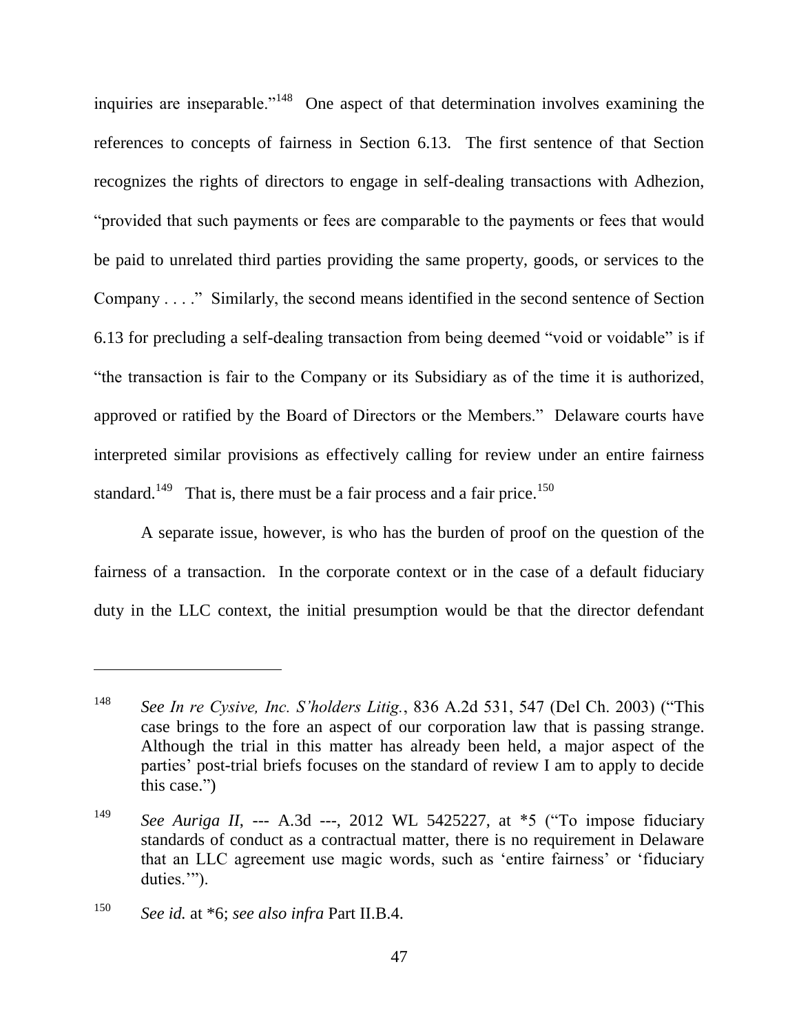inquiries are inseparable."[148] One aspect of that determination involves examining the references to concepts of fairness in Section 6.13. The first sentence of that Section recognizes the rights of directors to engage in self-dealing transactions with Adhezion, "provided that such payments or fees are comparable to the payments or fees that would be paid to unrelated third parties providing the same property, goods, or services to the Company . . . ." Similarly, the second means identified in the second sentence of Section 6.13 for precluding a self-dealing transaction from being deemed "void or voidable" is if "the transaction is fair to the Company or its Subsidiary as of the time it is authorized, approved or ratified by the Board of Directors or the Members." Delaware courts have interpreted similar provisions as effectively calling for review under an entire fairness standard.[149] That is, there must be a fair process and a fair price.[150]

A separate issue, however, is who has the burden of proof on the question of the fairness of a transaction. In the corporate context or in the case of a default fiduciary duty in the LLC context, the initial presumption would be that the director defendant

---

[148] *See In re Cysive, Inc. S'holders Litig.*, 836 A.2d 531, 547 (Del Ch. 2003) ("This case brings to the fore an aspect of our corporation law that is passing strange. Although the trial in this matter has already been held, a major aspect of the parties' post-trial briefs focuses on the standard of review I am to apply to decide this case.")

[149] *See Auriga II*, --- A.3d ---, 2012 WL 5425227, at *5 ("To impose fiduciary standards of conduct as a contractual matter, there is no requirement in Delaware that an LLC agreement use magic words, such as 'entire fairness' or 'fiduciary duties.'").

[150] *See id.* at *6; *see also infra* Part II.B.4.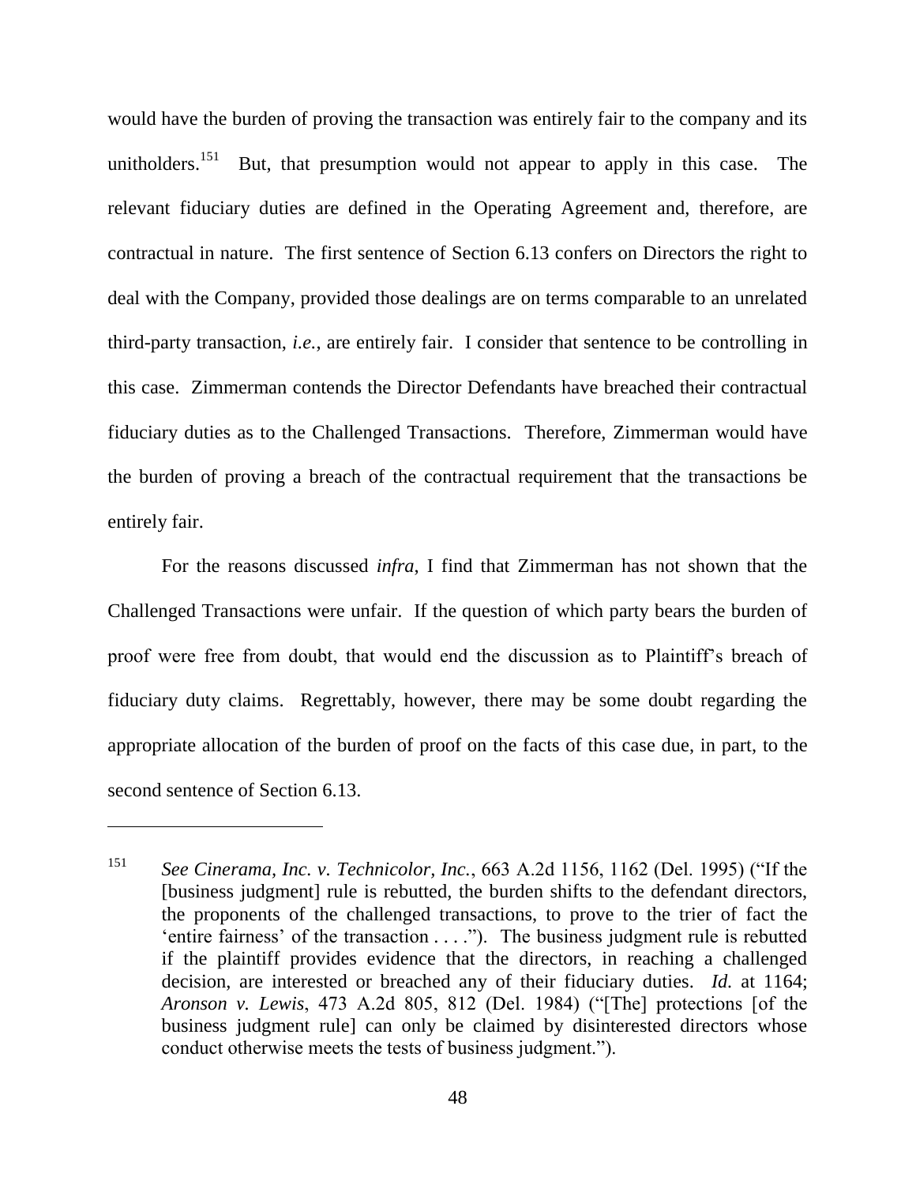would have the burden of proving the transaction was entirely fair to the company and its unitholders.[151] But, that presumption would not appear to apply in this case. The relevant fiduciary duties are defined in the Operating Agreement and, therefore, are contractual in nature. The first sentence of Section 6.13 confers on Directors the right to deal with the Company, provided those dealings are on terms comparable to an unrelated third-party transaction, *i.e.*, are entirely fair. I consider that sentence to be controlling in this case. Zimmerman contends the Director Defendants have breached their contractual fiduciary duties as to the Challenged Transactions. Therefore, Zimmerman would have the burden of proving a breach of the contractual requirement that the transactions be entirely fair.

For the reasons discussed *infra*, I find that Zimmerman has not shown that the Challenged Transactions were unfair. If the question of which party bears the burden of proof were free from doubt, that would end the discussion as to Plaintiff's breach of fiduciary duty claims. Regrettably, however, there may be some doubt regarding the appropriate allocation of the burden of proof on the facts of this case due, in part, to the second sentence of Section 6.13.

---

[151] *See Cinerama, Inc. v. Technicolor, Inc.*, 663 A.2d 1156, 1162 (Del. 1995) ("If the [business judgment] rule is rebutted, the burden shifts to the defendant directors, the proponents of the challenged transactions, to prove to the trier of fact the 'entire fairness' of the transaction . . . ."). The business judgment rule is rebutted if the plaintiff provides evidence that the directors, in reaching a challenged decision, are interested or breached any of their fiduciary duties. *Id.* at 1164; *Aronson v. Lewis*, 473 A.2d 805, 812 (Del. 1984) ("[The] protections [of the business judgment rule] can only be claimed by disinterested directors whose conduct otherwise meets the tests of business judgment.").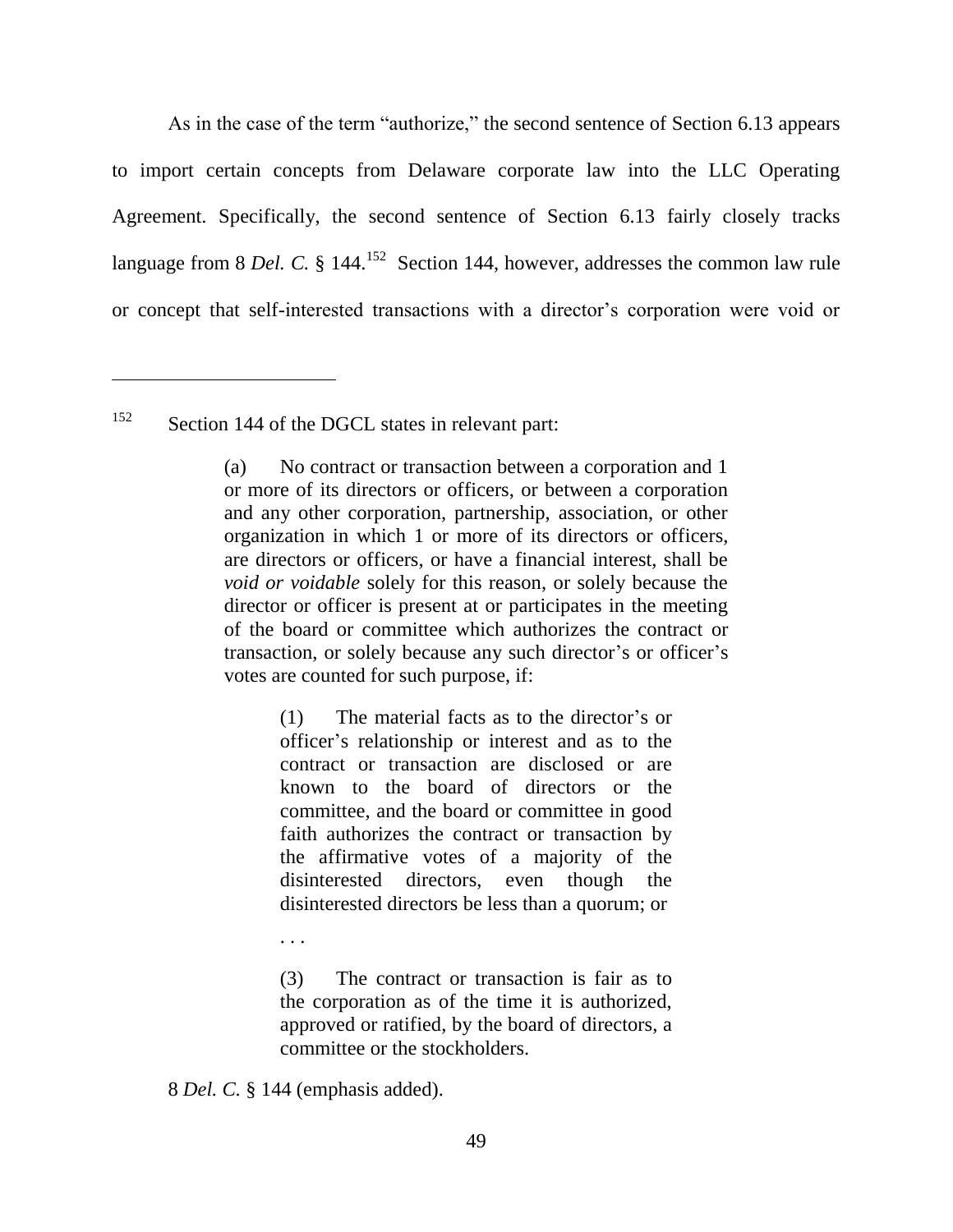As in the case of the term "authorize," the second sentence of Section 6.13 appears to import certain concepts from Delaware corporate law into the LLC Operating Agreement. Specifically, the second sentence of Section 6.13 fairly closely tracks language from 8 *Del. C.* § 144.[152] Section 144, however, addresses the common law rule or concept that self-interested transactions with a director's corporation were void or

---

[152] Section 144 of the DGCL states in relevant part:

> (a) No contract or transaction between a corporation and 1 or more of its directors or officers, or between a corporation and any other corporation, partnership, association, or other organization in which 1 or more of its directors or officers, are directors or officers, or have a financial interest, shall be *void or voidable* solely for this reason, or solely because the director or officer is present at or participates in the meeting of the board or committee which authorizes the contract or transaction, or solely because any such director's or officer's votes are counted for such purpose, if:
>
> > (1) The material facts as to the director's or officer's relationship or interest and as to the contract or transaction are disclosed or are known to the board of directors or the committee, and the board or committee in good faith authorizes the contract or transaction by the affirmative votes of a majority of the disinterested directors, even though the disinterested directors be less than a quorum; or
> >
> > . . .
> >
> > (3) The contract or transaction is fair as to the corporation as of the time it is authorized, approved or ratified, by the board of directors, a committee or the stockholders.

8 *Del. C.* § 144 (emphasis added).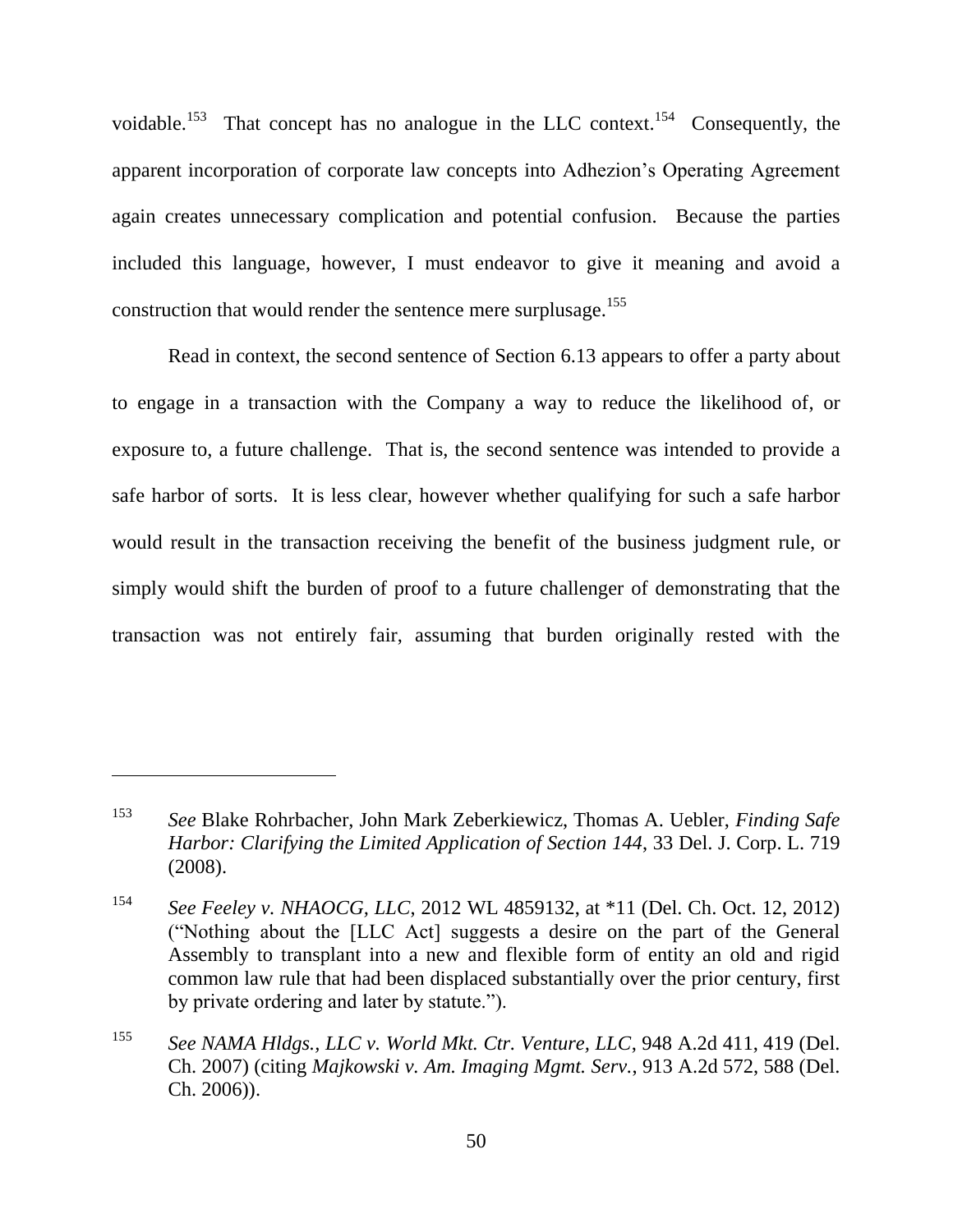voidable.[153] That concept has no analogue in the LLC context.[154] Consequently, the apparent incorporation of corporate law concepts into Adhezion's Operating Agreement again creates unnecessary complication and potential confusion. Because the parties included this language, however, I must endeavor to give it meaning and avoid a construction that would render the sentence mere surplusage.[155]

Read in context, the second sentence of Section 6.13 appears to offer a party about to engage in a transaction with the Company a way to reduce the likelihood of, or exposure to, a future challenge. That is, the second sentence was intended to provide a safe harbor of sorts. It is less clear, however whether qualifying for such a safe harbor would result in the transaction receiving the benefit of the business judgment rule, or simply would shift the burden of proof to a future challenger of demonstrating that the transaction was not entirely fair, assuming that burden originally rested with the

---

[153] *See* Blake Rohrbacher, John Mark Zeberkiewicz, Thomas A. Uebler, *Finding Safe Harbor: Clarifying the Limited Application of Section 144*, 33 Del. J. Corp. L. 719 (2008).

[154] *See Feeley v. NHAOCG, LLC*, 2012 WL 4859132, at *11 (Del. Ch. Oct. 12, 2012) ("Nothing about the [LLC Act] suggests a desire on the part of the General Assembly to transplant into a new and flexible form of entity an old and rigid common law rule that had been displaced substantially over the prior century, first by private ordering and later by statute.").

[155] *See NAMA Hldgs., LLC v. World Mkt. Ctr. Venture, LLC*, 948 A.2d 411, 419 (Del. Ch. 2007) (citing *Majkowski v. Am. Imaging Mgmt. Serv.*, 913 A.2d 572, 588 (Del. Ch. 2006)).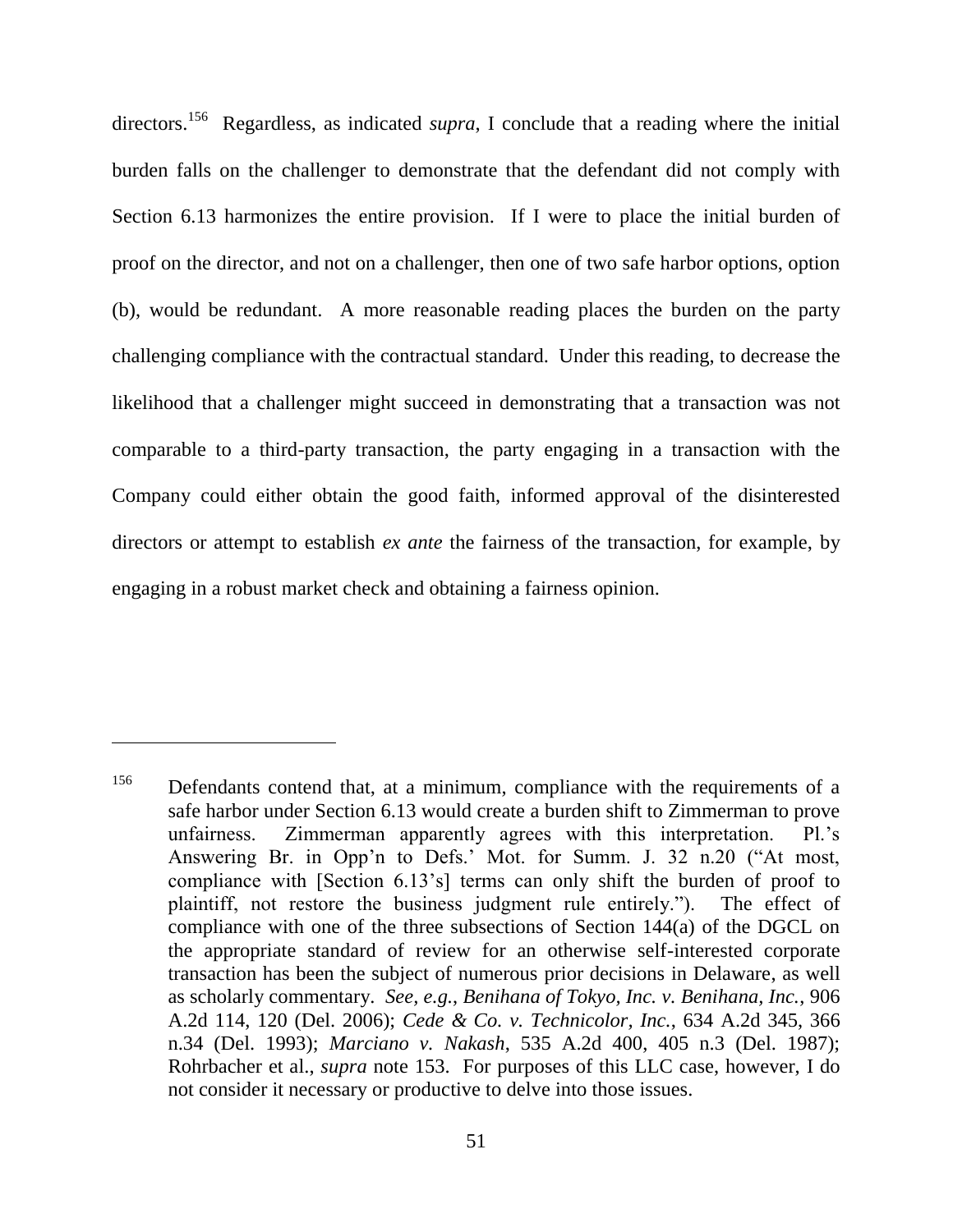directors.[156] Regardless, as indicated *supra*, I conclude that a reading where the initial burden falls on the challenger to demonstrate that the defendant did not comply with Section 6.13 harmonizes the entire provision. If I were to place the initial burden of proof on the director, and not on a challenger, then one of two safe harbor options, option (b), would be redundant. A more reasonable reading places the burden on the party challenging compliance with the contractual standard. Under this reading, to decrease the likelihood that a challenger might succeed in demonstrating that a transaction was not comparable to a third-party transaction, the party engaging in a transaction with the Company could either obtain the good faith, informed approval of the disinterested directors or attempt to establish *ex ante* the fairness of the transaction, for example, by engaging in a robust market check and obtaining a fairness opinion.

---

[156] Defendants contend that, at a minimum, compliance with the requirements of a safe harbor under Section 6.13 would create a burden shift to Zimmerman to prove unfairness. Zimmerman apparently agrees with this interpretation. Pl.'s Answering Br. in Opp'n to Defs.' Mot. for Summ. J. 32 n.20 ("At most, compliance with [Section 6.13's] terms can only shift the burden of proof to plaintiff, not restore the business judgment rule entirely."). The effect of compliance with one of the three subsections of Section 144(a) of the DGCL on the appropriate standard of review for an otherwise self-interested corporate transaction has been the subject of numerous prior decisions in Delaware, as well as scholarly commentary. *See, e.g.*, *Benihana of Tokyo, Inc. v. Benihana, Inc.*, 906 A.2d 114, 120 (Del. 2006); *Cede & Co. v. Technicolor, Inc.*, 634 A.2d 345, 366 n.34 (Del. 1993); *Marciano v. Nakash*, 535 A.2d 400, 405 n.3 (Del. 1987); Rohrbacher et al., *supra* note 153. For purposes of this LLC case, however, I do not consider it necessary or productive to delve into those issues.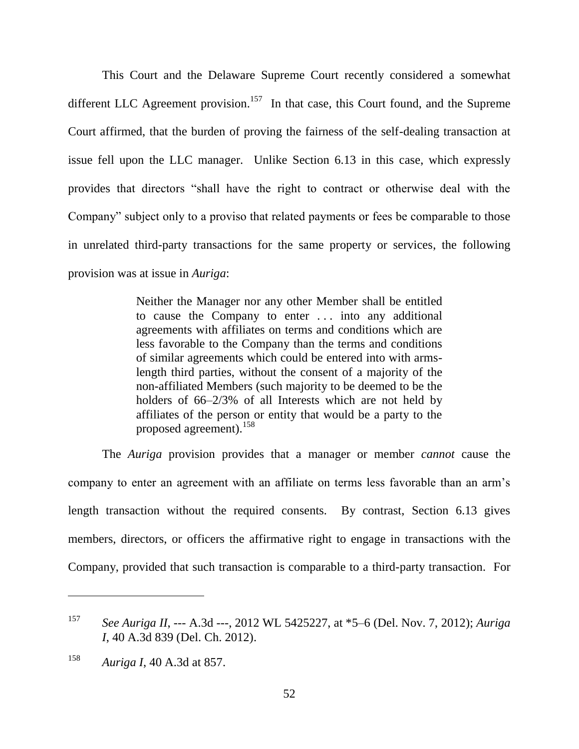This Court and the Delaware Supreme Court recently considered a somewhat different LLC Agreement provision.[157] In that case, this Court found, and the Supreme Court affirmed, that the burden of proving the fairness of the self-dealing transaction at issue fell upon the LLC manager. Unlike Section 6.13 in this case, which expressly provides that directors "shall have the right to contract or otherwise deal with the Company" subject only to a proviso that related payments or fees be comparable to those in unrelated third-party transactions for the same property or services, the following provision was at issue in *Auriga*:

> Neither the Manager nor any other Member shall be entitled to cause the Company to enter . . . into any additional agreements with affiliates on terms and conditions which are less favorable to the Company than the terms and conditions of similar agreements which could be entered into with arms-length third parties, without the consent of a majority of the non-affiliated Members (such majority to be deemed to be the holders of 66–2/3% of all Interests which are not held by affiliates of the person or entity that would be a party to the proposed agreement).[158]

The *Auriga* provision provides that a manager or member *cannot* cause the company to enter an agreement with an affiliate on terms less favorable than an arm's length transaction without the required consents. By contrast, Section 6.13 gives members, directors, or officers the affirmative right to engage in transactions with the Company, provided that such transaction is comparable to a third-party transaction. For

---

[157] *See Auriga II*, --- A.3d ---, 2012 WL 5425227, at *5–6 (Del. Nov. 7, 2012); *Auriga I*, 40 A.3d 839 (Del. Ch. 2012).

[158] *Auriga I*, 40 A.3d at 857.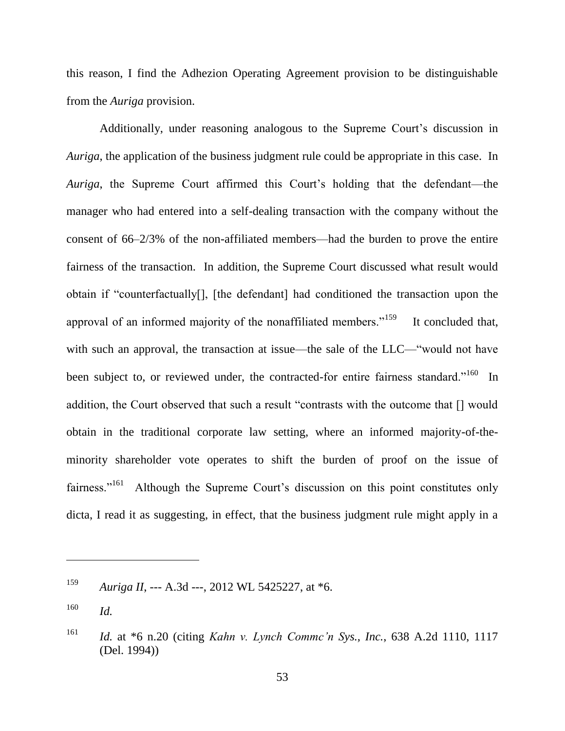this reason, I find the Adhezion Operating Agreement provision to be distinguishable from the *Auriga* provision.

Additionally, under reasoning analogous to the Supreme Court's discussion in *Auriga*, the application of the business judgment rule could be appropriate in this case. In *Auriga*, the Supreme Court affirmed this Court's holding that the defendant—the manager who had entered into a self-dealing transaction with the company without the consent of 66–2/3% of the non-affiliated members—had the burden to prove the entire fairness of the transaction. In addition, the Supreme Court discussed what result would obtain if "counterfactually[], [the defendant] had conditioned the transaction upon the approval of an informed majority of the nonaffiliated members."[159] It concluded that, with such an approval, the transaction at issue—the sale of the LLC—"would not have been subject to, or reviewed under, the contracted-for entire fairness standard."[160] In addition, the Court observed that such a result "contrasts with the outcome that [] would obtain in the traditional corporate law setting, where an informed majority-of-the-minority shareholder vote operates to shift the burden of proof on the issue of fairness."[161] Although the Supreme Court's discussion on this point constitutes only dicta, I read it as suggesting, in effect, that the business judgment rule might apply in a

---

[159] *Auriga II*, --- A.3d ---, 2012 WL 5425227, at *6.

[160] *Id.*

[161] *Id.* at *6 n.20 (citing *Kahn v. Lynch Commc'n Sys., Inc.*, 638 A.2d 1110, 1117 (Del. 1994))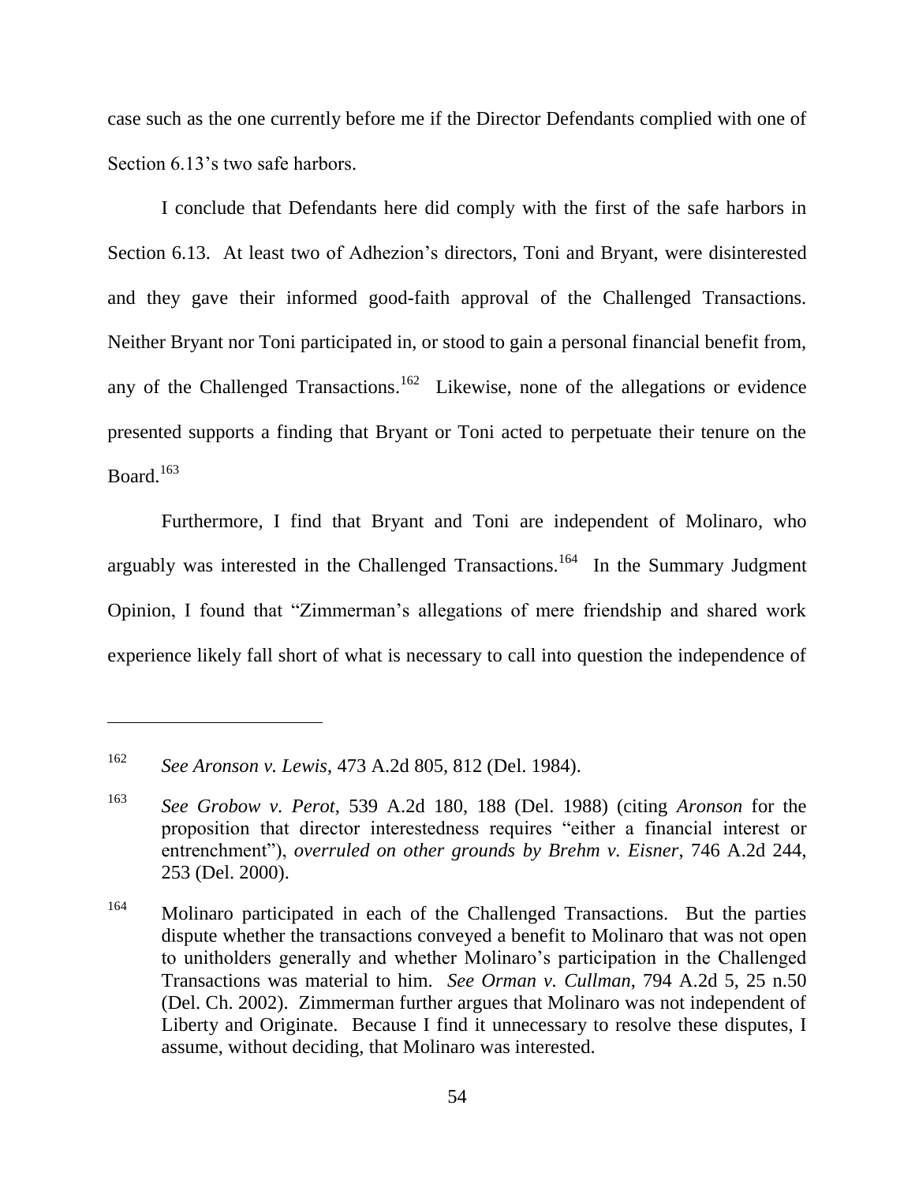case such as the one currently before me if the Director Defendants complied with one of Section 6.13's two safe harbors.

I conclude that Defendants here did comply with the first of the safe harbors in Section 6.13. At least two of Adhezion's directors, Toni and Bryant, were disinterested and they gave their informed good-faith approval of the Challenged Transactions. Neither Bryant nor Toni participated in, or stood to gain a personal financial benefit from, any of the Challenged Transactions.[162] Likewise, none of the allegations or evidence presented supports a finding that Bryant or Toni acted to perpetuate their tenure on the Board.[163]

Furthermore, I find that Bryant and Toni are independent of Molinaro, who arguably was interested in the Challenged Transactions.[164] In the Summary Judgment Opinion, I found that "Zimmerman's allegations of mere friendship and shared work experience likely fall short of what is necessary to call into question the independence of

---

[162] *See Aronson v. Lewis*, 473 A.2d 805, 812 (Del. 1984).

[163] *See Grobow v. Perot*, 539 A.2d 180, 188 (Del. 1988) (citing *Aronson* for the proposition that director interestedness requires "either a financial interest or entrenchment"), *overruled on other grounds by Brehm v. Eisner*, 746 A.2d 244, 253 (Del. 2000).

[164] Molinaro participated in each of the Challenged Transactions. But the parties dispute whether the transactions conveyed a benefit to Molinaro that was not open to unitholders generally and whether Molinaro's participation in the Challenged Transactions was material to him. *See Orman v. Cullman*, 794 A.2d 5, 25 n.50 (Del. Ch. 2002). Zimmerman further argues that Molinaro was not independent of Liberty and Originate. Because I find it unnecessary to resolve these disputes, I assume, without deciding, that Molinaro was interested.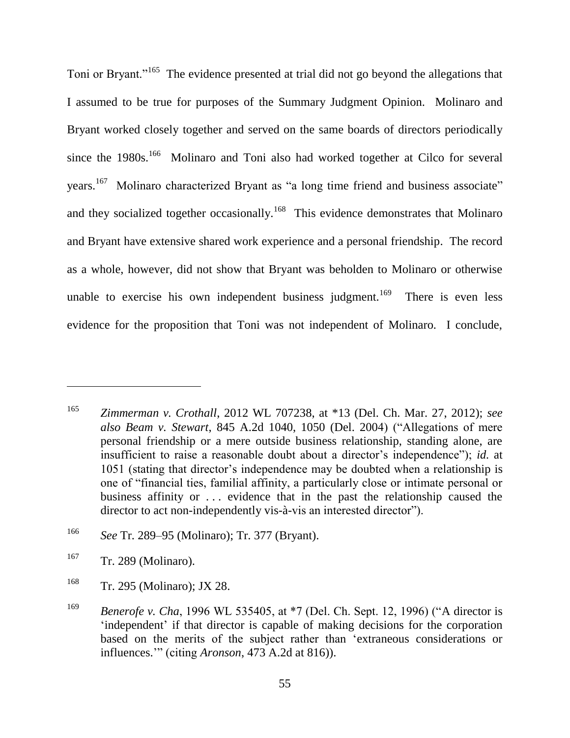Toni or Bryant."[165] The evidence presented at trial did not go beyond the allegations that I assumed to be true for purposes of the Summary Judgment Opinion. Molinaro and Bryant worked closely together and served on the same boards of directors periodically since the 1980s.[166] Molinaro and Toni also had worked together at Cilco for several years.[167] Molinaro characterized Bryant as "a long time friend and business associate" and they socialized together occasionally.[168] This evidence demonstrates that Molinaro and Bryant have extensive shared work experience and a personal friendship. The record as a whole, however, did not show that Bryant was beholden to Molinaro or otherwise unable to exercise his own independent business judgment.[169] There is even less evidence for the proposition that Toni was not independent of Molinaro. I conclude,

---

[165] *Zimmerman v. Crothall*, 2012 WL 707238, at \*13 (Del. Ch. Mar. 27, 2012); *see also Beam v. Stewart*, 845 A.2d 1040, 1050 (Del. 2004) ("Allegations of mere personal friendship or a mere outside business relationship, standing alone, are insufficient to raise a reasonable doubt about a director's independence"); *id.* at 1051 (stating that director's independence may be doubted when a relationship is one of "financial ties, familial affinity, a particularly close or intimate personal or business affinity or . . . evidence that in the past the relationship caused the director to act non-independently vis-à-vis an interested director").

[166] *See* Tr. 289–95 (Molinaro); Tr. 377 (Bryant).

[167] Tr. 289 (Molinaro).

[168] Tr. 295 (Molinaro); JX 28.

[169] *Benerofe v. Cha*, 1996 WL 535405, at \*7 (Del. Ch. Sept. 12, 1996) ("A director is 'independent' if that director is capable of making decisions for the corporation based on the merits of the subject rather than 'extraneous considerations or influences.'" (citing *Aronson*, 473 A.2d at 816)).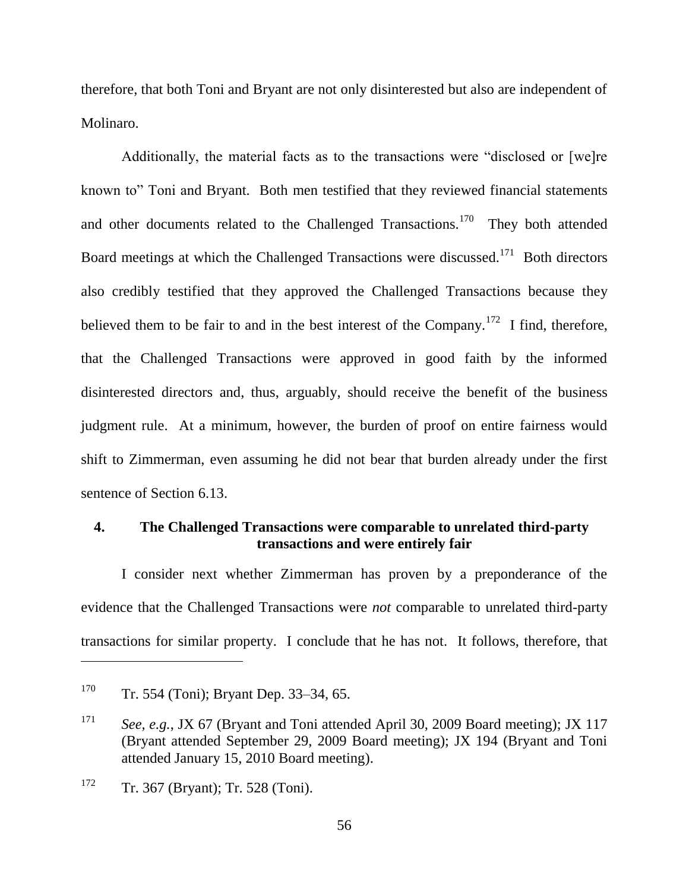therefore, that both Toni and Bryant are not only disinterested but also are independent of Molinaro.

Additionally, the material facts as to the transactions were "disclosed or [we]re known to" Toni and Bryant. Both men testified that they reviewed financial statements and other documents related to the Challenged Transactions.[170] They both attended Board meetings at which the Challenged Transactions were discussed.[171] Both directors also credibly testified that they approved the Challenged Transactions because they believed them to be fair to and in the best interest of the Company.[172] I find, therefore, that the Challenged Transactions were approved in good faith by the informed disinterested directors and, thus, arguably, should receive the benefit of the business judgment rule. At a minimum, however, the burden of proof on entire fairness would shift to Zimmerman, even assuming he did not bear that burden already under the first sentence of Section 6.13.

#### 4. The Challenged Transactions were comparable to unrelated third-party transactions and were entirely fair

I consider next whether Zimmerman has proven by a preponderance of the evidence that the Challenged Transactions were *not* comparable to unrelated third-party transactions for similar property. I conclude that he has not. It follows, therefore, that

---

[170] Tr. 554 (Toni); Bryant Dep. 33–34, 65.

[171] *See, e.g.*, JX 67 (Bryant and Toni attended April 30, 2009 Board meeting); JX 117 (Bryant attended September 29, 2009 Board meeting); JX 194 (Bryant and Toni attended January 15, 2010 Board meeting).

[172] Tr. 367 (Bryant); Tr. 528 (Toni).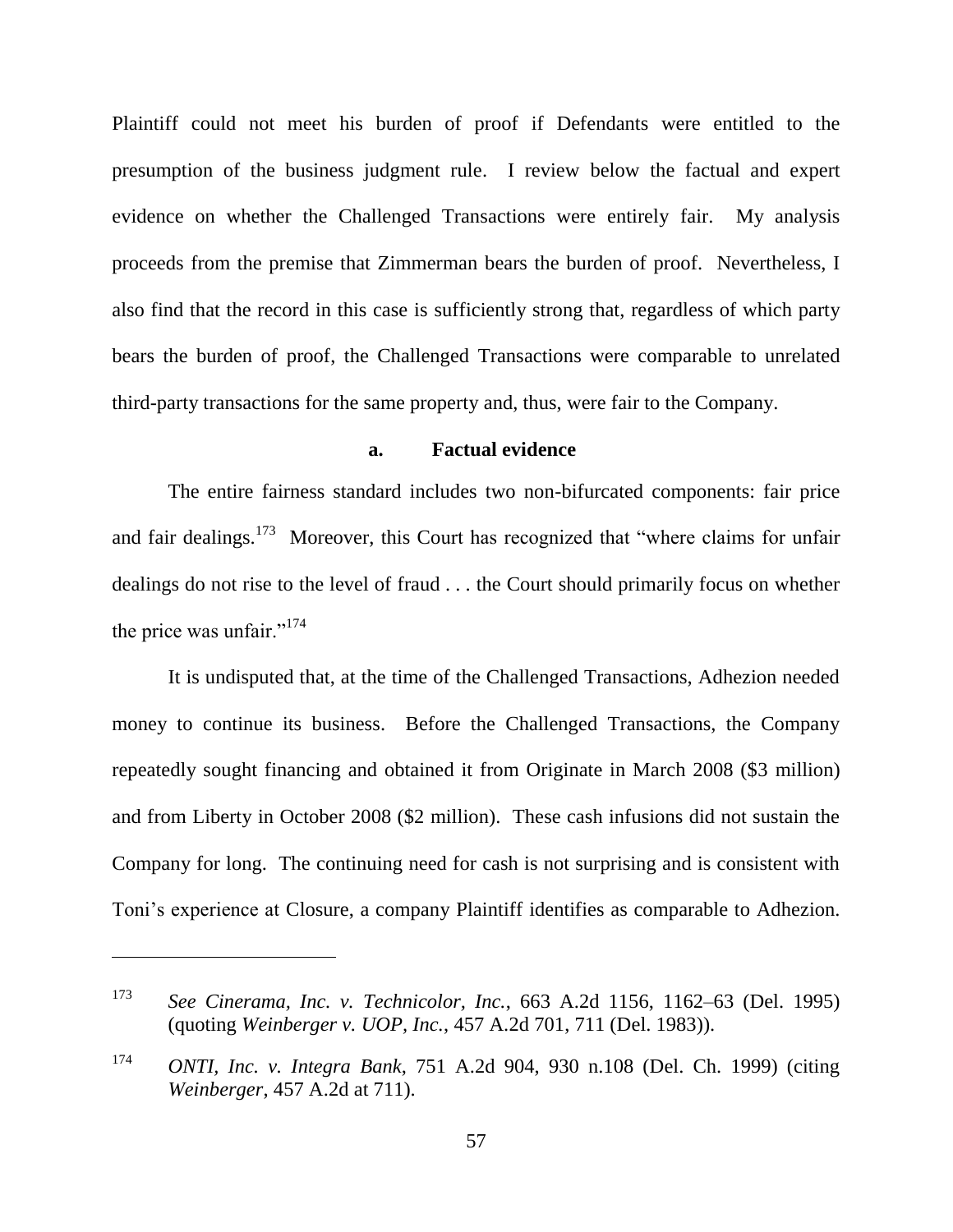Plaintiff could not meet his burden of proof if Defendants were entitled to the presumption of the business judgment rule. I review below the factual and expert evidence on whether the Challenged Transactions were entirely fair. My analysis proceeds from the premise that Zimmerman bears the burden of proof. Nevertheless, I also find that the record in this case is sufficiently strong that, regardless of which party bears the burden of proof, the Challenged Transactions were comparable to unrelated third-party transactions for the same property and, thus, were fair to the Company.

**a. Factual evidence**

The entire fairness standard includes two non-bifurcated components: fair price and fair dealings.[173] Moreover, this Court has recognized that "where claims for unfair dealings do not rise to the level of fraud . . . the Court should primarily focus on whether the price was unfair."[174]

It is undisputed that, at the time of the Challenged Transactions, Adhezion needed money to continue its business. Before the Challenged Transactions, the Company repeatedly sought financing and obtained it from Originate in March 2008 ($3 million) and from Liberty in October 2008 ($2 million). These cash infusions did not sustain the Company for long. The continuing need for cash is not surprising and is consistent with Toni's experience at Closure, a company Plaintiff identifies as comparable to Adhezion.

---

[173] *See Cinerama, Inc. v. Technicolor, Inc.*, 663 A.2d 1156, 1162–63 (Del. 1995) (quoting *Weinberger v. UOP, Inc.*, 457 A.2d 701, 711 (Del. 1983)).

[174] *ONTI, Inc. v. Integra Bank*, 751 A.2d 904, 930 n.108 (Del. Ch. 1999) (citing *Weinberger*, 457 A.2d at 711).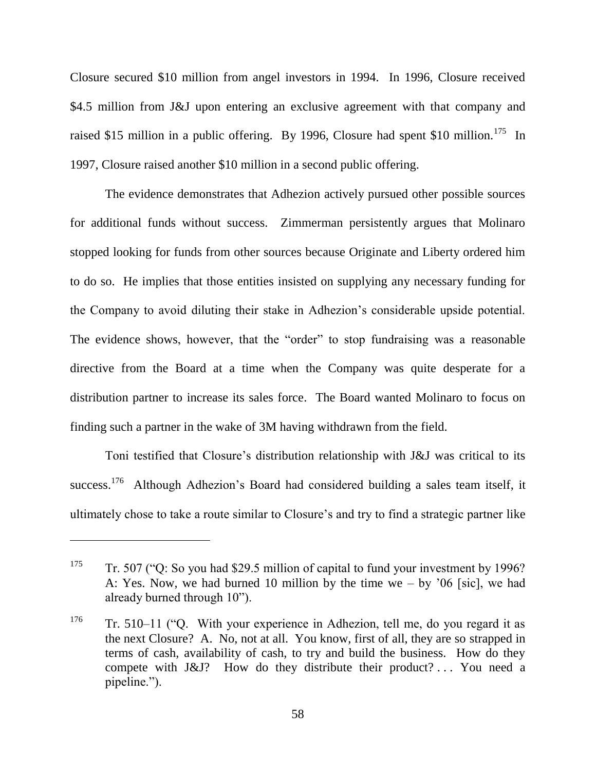Closure secured $10 million from angel investors in 1994. In 1996, Closure received $4.5 million from J&J upon entering an exclusive agreement with that company and raised $15 million in a public offering. By 1996, Closure had spent $10 million.[175] In 1997, Closure raised another $10 million in a second public offering.

The evidence demonstrates that Adhezion actively pursued other possible sources for additional funds without success. Zimmerman persistently argues that Molinaro stopped looking for funds from other sources because Originate and Liberty ordered him to do so. He implies that those entities insisted on supplying any necessary funding for the Company to avoid diluting their stake in Adhezion's considerable upside potential. The evidence shows, however, that the "order" to stop fundraising was a reasonable directive from the Board at a time when the Company was quite desperate for a distribution partner to increase its sales force. The Board wanted Molinaro to focus on finding such a partner in the wake of 3M having withdrawn from the field.

Toni testified that Closure's distribution relationship with J&J was critical to its success.[176] Although Adhezion's Board had considered building a sales team itself, it ultimately chose to take a route similar to Closure's and try to find a strategic partner like

---

[175] Tr. 507 ("Q: So you had $29.5 million of capital to fund your investment by 1996? A: Yes. Now, we had burned 10 million by the time we – by '06 [sic], we had already burned through 10").

[176] Tr. 510–11 ("Q. With your experience in Adhezion, tell me, do you regard it as the next Closure? A. No, not at all. You know, first of all, they are so strapped in terms of cash, availability of cash, to try and build the business. How do they compete with J&J? How do they distribute their product? . . . You need a pipeline.").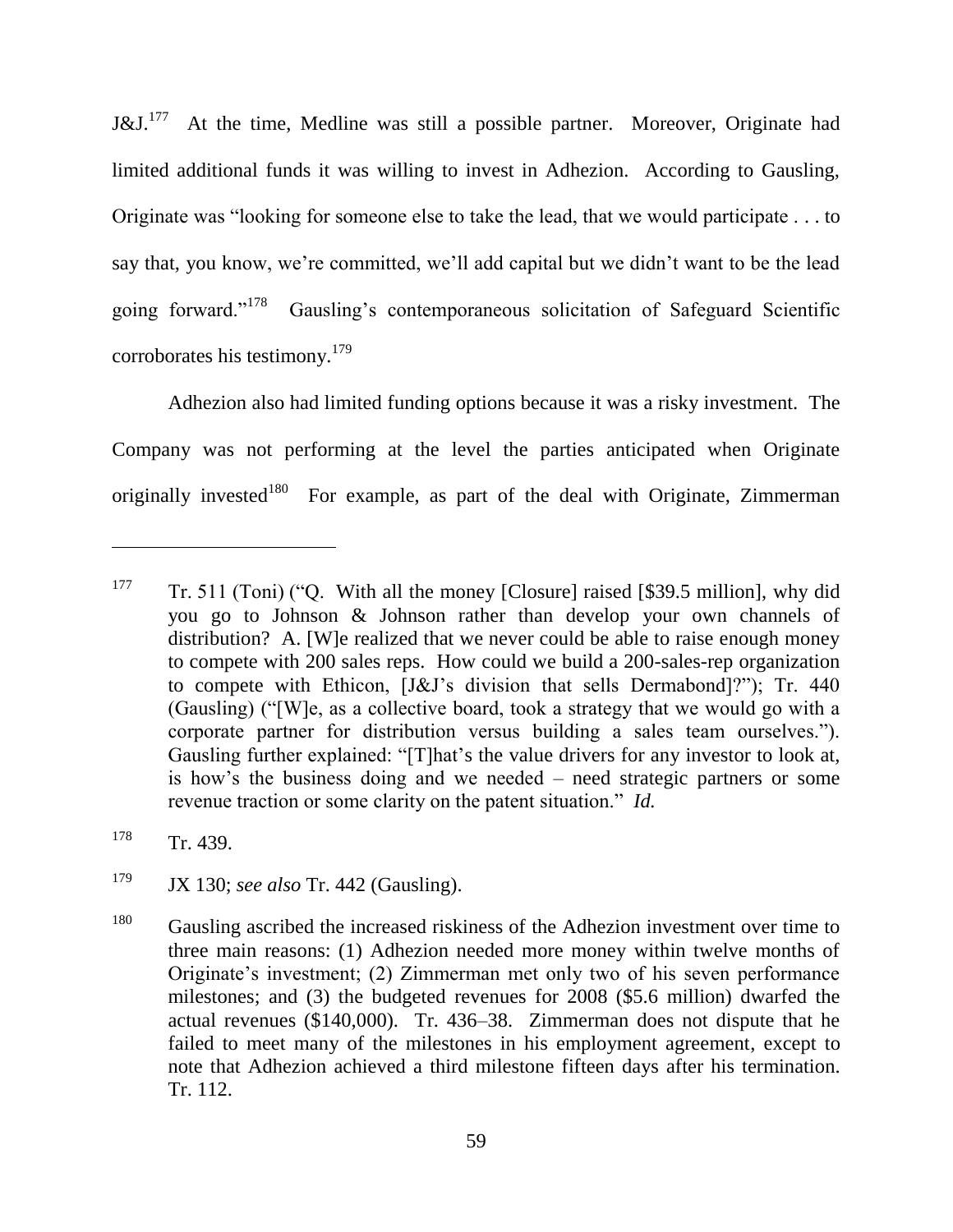J&J.[177] At the time, Medline was still a possible partner. Moreover, Originate had limited additional funds it was willing to invest in Adhezion. According to Gausling, Originate was "looking for someone else to take the lead, that we would participate . . . to say that, you know, we're committed, we'll add capital but we didn't want to be the lead going forward."[178] Gausling's contemporaneous solicitation of Safeguard Scientific corroborates his testimony.[179]

Adhezion also had limited funding options because it was a risky investment. The Company was not performing at the level the parties anticipated when Originate originally invested[180] For example, as part of the deal with Originate, Zimmerman

---

[177] Tr. 511 (Toni) ("Q. With all the money [Closure] raised [$39.5 million], why did you go to Johnson & Johnson rather than develop your own channels of distribution? A. [W]e realized that we never could be able to raise enough money to compete with 200 sales reps. How could we build a 200-sales-rep organization to compete with Ethicon, [J&J's division that sells Dermabond]?"); Tr. 440 (Gausling) ("[W]e, as a collective board, took a strategy that we would go with a corporate partner for distribution versus building a sales team ourselves."). Gausling further explained: "[T]hat's the value drivers for any investor to look at, is how's the business doing and we needed – need strategic partners or some revenue traction or some clarity on the patent situation." *Id.*

[178] Tr. 439.

[179] JX 130; *see also* Tr. 442 (Gausling).

[180] Gausling ascribed the increased riskiness of the Adhezion investment over time to three main reasons: (1) Adhezion needed more money within twelve months of Originate's investment; (2) Zimmerman met only two of his seven performance milestones; and (3) the budgeted revenues for 2008 ($5.6 million) dwarfed the actual revenues ($140,000). Tr. 436–38. Zimmerman does not dispute that he failed to meet many of the milestones in his employment agreement, except to note that Adhezion achieved a third milestone fifteen days after his termination. Tr. 112.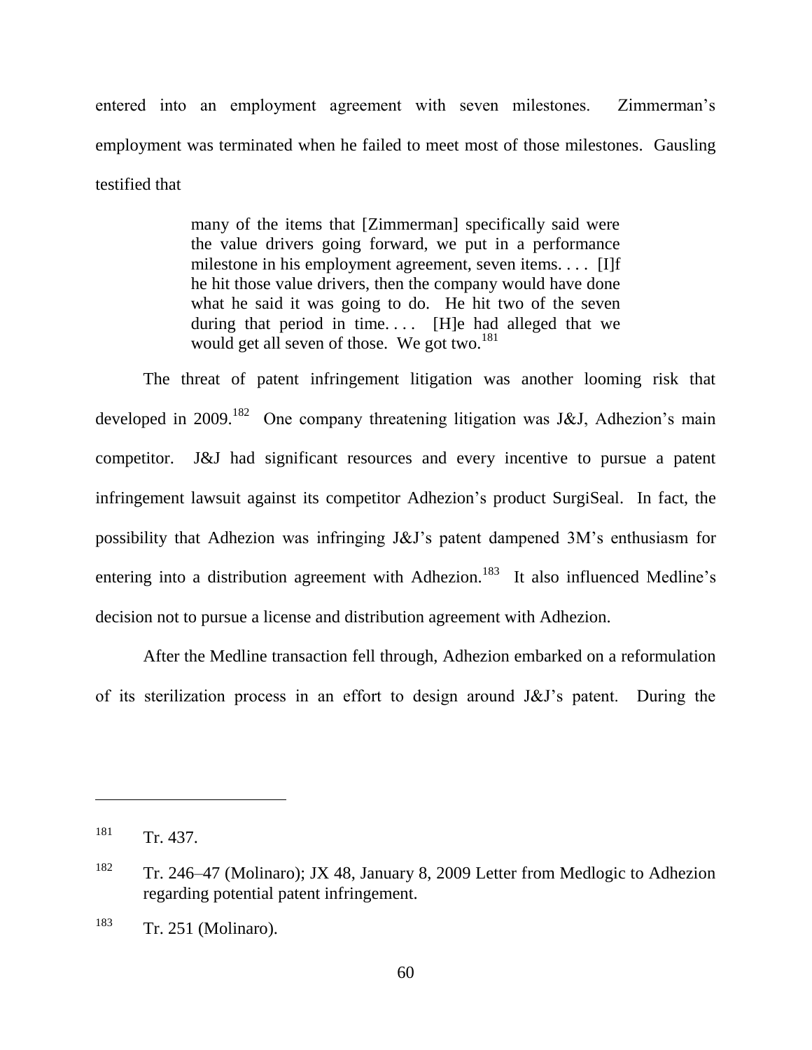entered into an employment agreement with seven milestones. Zimmerman's employment was terminated when he failed to meet most of those milestones. Gausling testified that

> many of the items that [Zimmerman] specifically said were the value drivers going forward, we put in a performance milestone in his employment agreement, seven items. . . . [I]f he hit those value drivers, then the company would have done what he said it was going to do. He hit two of the seven during that period in time. . . . [H]e had alleged that we would get all seven of those. We got two.[181]

The threat of patent infringement litigation was another looming risk that developed in 2009.[182] One company threatening litigation was J&J, Adhezion's main competitor. J&J had significant resources and every incentive to pursue a patent infringement lawsuit against its competitor Adhezion's product SurgiSeal. In fact, the possibility that Adhezion was infringing J&J's patent dampened 3M's enthusiasm for entering into a distribution agreement with Adhezion.[183] It also influenced Medline's decision not to pursue a license and distribution agreement with Adhezion.

After the Medline transaction fell through, Adhezion embarked on a reformulation of its sterilization process in an effort to design around J&J's patent. During the

---

[181] Tr. 437.

[182] Tr. 246–47 (Molinaro); JX 48, January 8, 2009 Letter from Medlogic to Adhezion regarding potential patent infringement.

[183] Tr. 251 (Molinaro).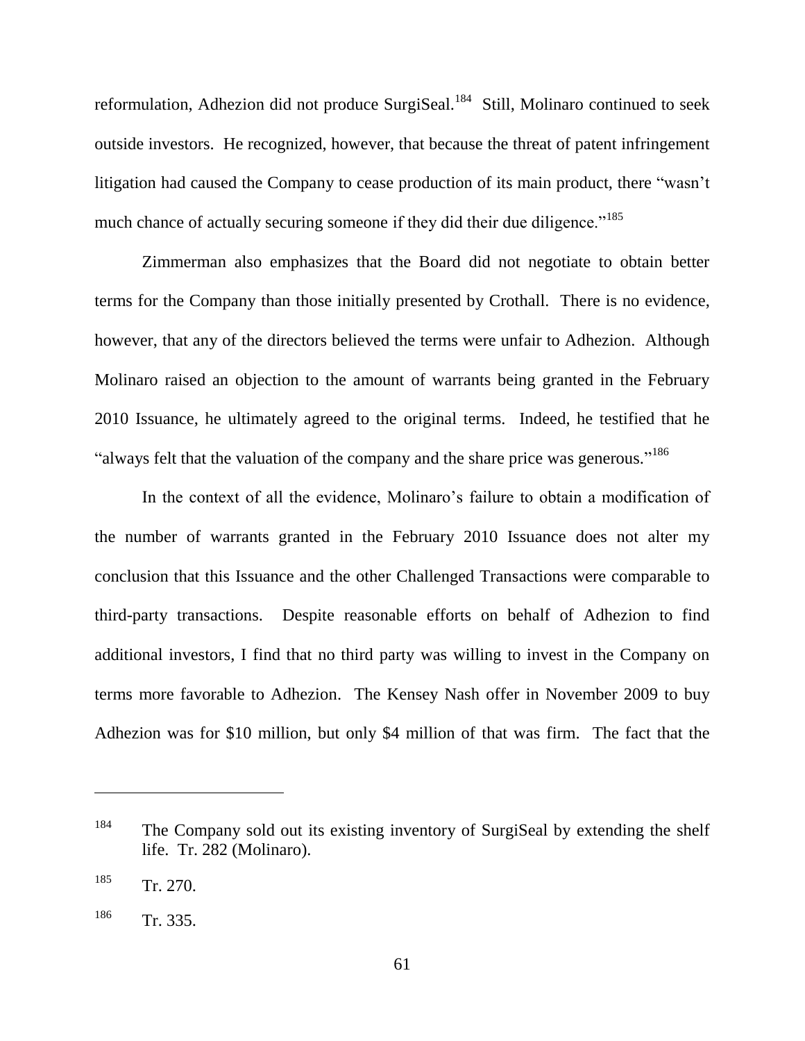reformulation, Adhezion did not produce SurgiSeal.[184] Still, Molinaro continued to seek outside investors. He recognized, however, that because the threat of patent infringement litigation had caused the Company to cease production of its main product, there "wasn't much chance of actually securing someone if they did their due diligence."[185]

Zimmerman also emphasizes that the Board did not negotiate to obtain better terms for the Company than those initially presented by Crothall. There is no evidence, however, that any of the directors believed the terms were unfair to Adhezion. Although Molinaro raised an objection to the amount of warrants being granted in the February 2010 Issuance, he ultimately agreed to the original terms. Indeed, he testified that he "always felt that the valuation of the company and the share price was generous."[186]

In the context of all the evidence, Molinaro's failure to obtain a modification of the number of warrants granted in the February 2010 Issuance does not alter my conclusion that this Issuance and the other Challenged Transactions were comparable to third-party transactions. Despite reasonable efforts on behalf of Adhezion to find additional investors, I find that no third party was willing to invest in the Company on terms more favorable to Adhezion. The Kensey Nash offer in November 2009 to buy Adhezion was for $10 million, but only $4 million of that was firm. The fact that the

---

[184] The Company sold out its existing inventory of SurgiSeal by extending the shelf life. Tr. 282 (Molinaro).

[185] Tr. 270.

[186] Tr. 335.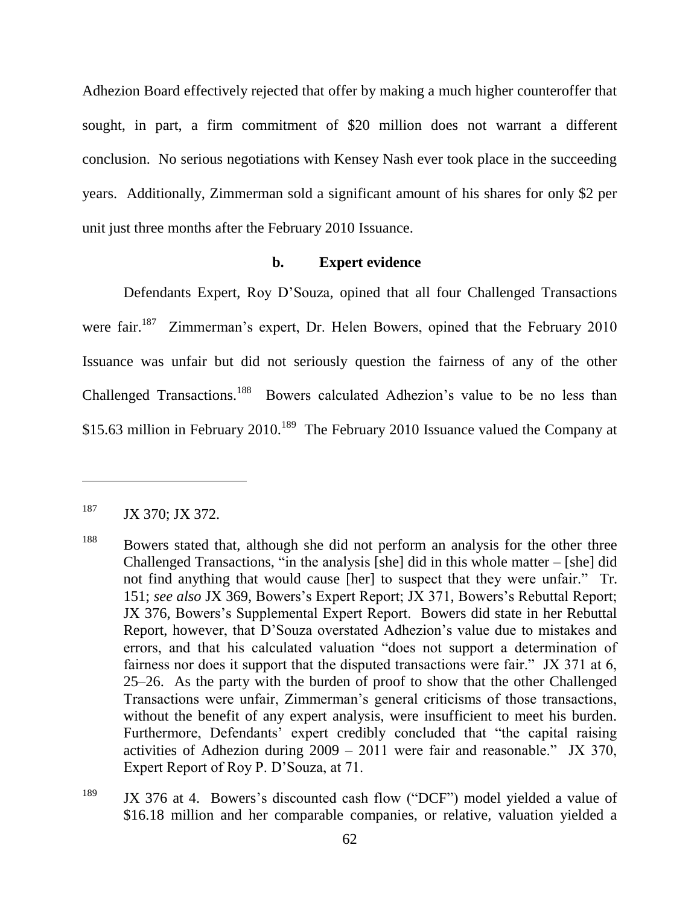Adhezion Board effectively rejected that offer by making a much higher counteroffer that sought, in part, a firm commitment of $20 million does not warrant a different conclusion. No serious negotiations with Kensey Nash ever took place in the succeeding years. Additionally, Zimmerman sold a significant amount of his shares for only $2 per unit just three months after the February 2010 Issuance.

**b. Expert evidence**

Defendants Expert, Roy D'Souza, opined that all four Challenged Transactions were fair.[187] Zimmerman's expert, Dr. Helen Bowers, opined that the February 2010 Issuance was unfair but did not seriously question the fairness of any of the other Challenged Transactions.[188] Bowers calculated Adhezion's value to be no less than $15.63 million in February 2010.[189] The February 2010 Issuance valued the Company at

---

[187] JX 370; JX 372.

[188] Bowers stated that, although she did not perform an analysis for the other three Challenged Transactions, "in the analysis [she] did in this whole matter – [she] did not find anything that would cause [her] to suspect that they were unfair." Tr. 151; *see also* JX 369, Bowers's Expert Report; JX 371, Bowers's Rebuttal Report; JX 376, Bowers's Supplemental Expert Report. Bowers did state in her Rebuttal Report, however, that D'Souza overstated Adhezion's value due to mistakes and errors, and that his calculated valuation "does not support a determination of fairness nor does it support that the disputed transactions were fair." JX 371 at 6, 25–26. As the party with the burden of proof to show that the other Challenged Transactions were unfair, Zimmerman's general criticisms of those transactions, without the benefit of any expert analysis, were insufficient to meet his burden. Furthermore, Defendants' expert credibly concluded that "the capital raising activities of Adhezion during 2009 – 2011 were fair and reasonable." JX 370, Expert Report of Roy P. D'Souza, at 71.

[189] JX 376 at 4. Bowers's discounted cash flow ("DCF") model yielded a value of $16.18 million and her comparable companies, or relative, valuation yielded a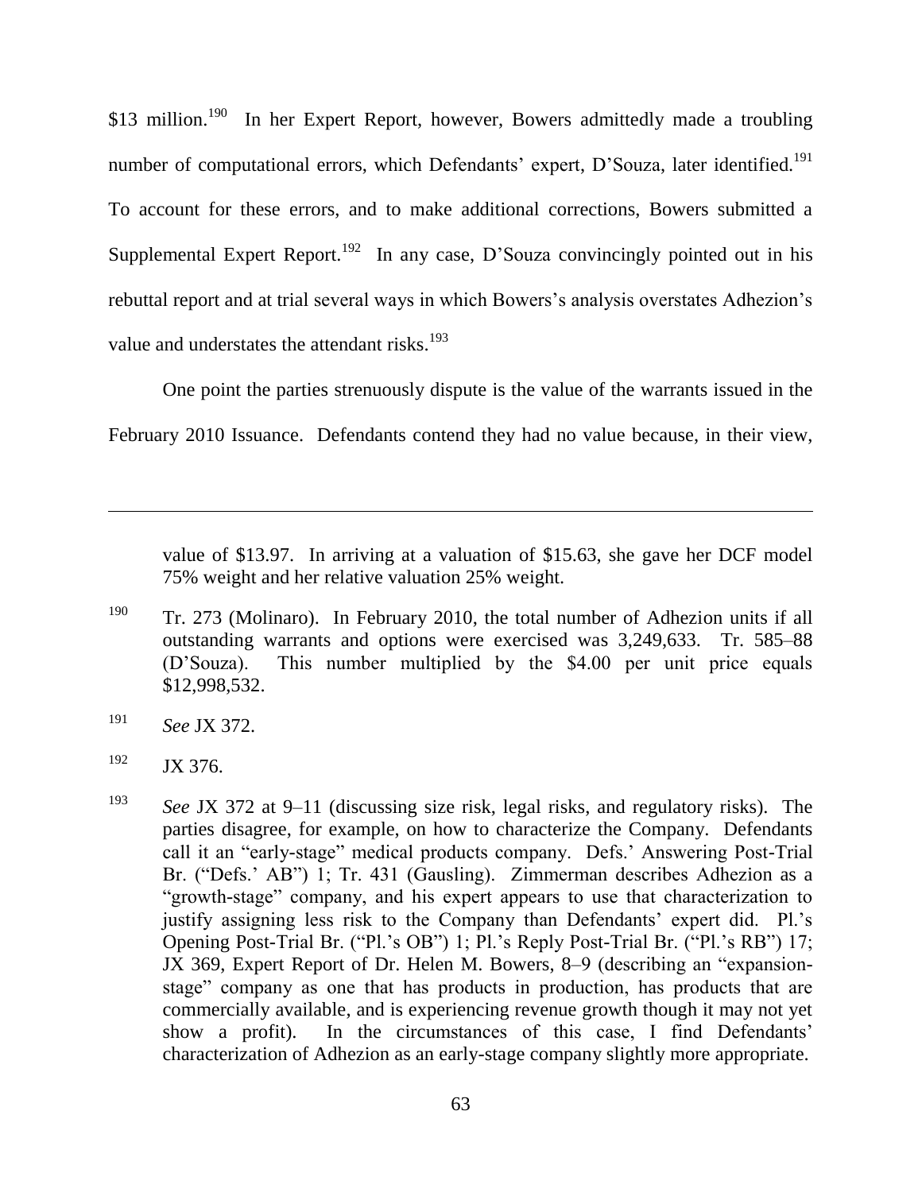\$13 million.[190] In her Expert Report, however, Bowers admittedly made a troubling number of computational errors, which Defendants' expert, D'Souza, later identified.[191] To account for these errors, and to make additional corrections, Bowers submitted a Supplemental Expert Report.[192] In any case, D'Souza convincingly pointed out in his rebuttal report and at trial several ways in which Bowers's analysis overstates Adhezion's value and understates the attendant risks.[193]

One point the parties strenuously dispute is the value of the warrants issued in the February 2010 Issuance. Defendants contend they had no value because, in their view,

---

value of \$13.97. In arriving at a valuation of \$15.63, she gave her DCF model 75% weight and her relative valuation 25% weight.

[190] Tr. 273 (Molinaro). In February 2010, the total number of Adhezion units if all outstanding warrants and options were exercised was 3,249,633. Tr. 585–88 (D'Souza). This number multiplied by the \$4.00 per unit price equals \$12,998,532.

[191] *See* JX 372.

[192] JX 376.

[193] *See* JX 372 at 9–11 (discussing size risk, legal risks, and regulatory risks). The parties disagree, for example, on how to characterize the Company. Defendants call it an "early-stage" medical products company. Defs.' Answering Post-Trial Br. ("Defs.' AB") 1; Tr. 431 (Gausling). Zimmerman describes Adhezion as a "growth-stage" company, and his expert appears to use that characterization to justify assigning less risk to the Company than Defendants' expert did. Pl.'s Opening Post-Trial Br. ("Pl.'s OB") 1; Pl.'s Reply Post-Trial Br. ("Pl.'s RB") 17; JX 369, Expert Report of Dr. Helen M. Bowers, 8–9 (describing an "expansion-stage" company as one that has products in production, has products that are commercially available, and is experiencing revenue growth though it may not yet show a profit). In the circumstances of this case, I find Defendants' characterization of Adhezion as an early-stage company slightly more appropriate.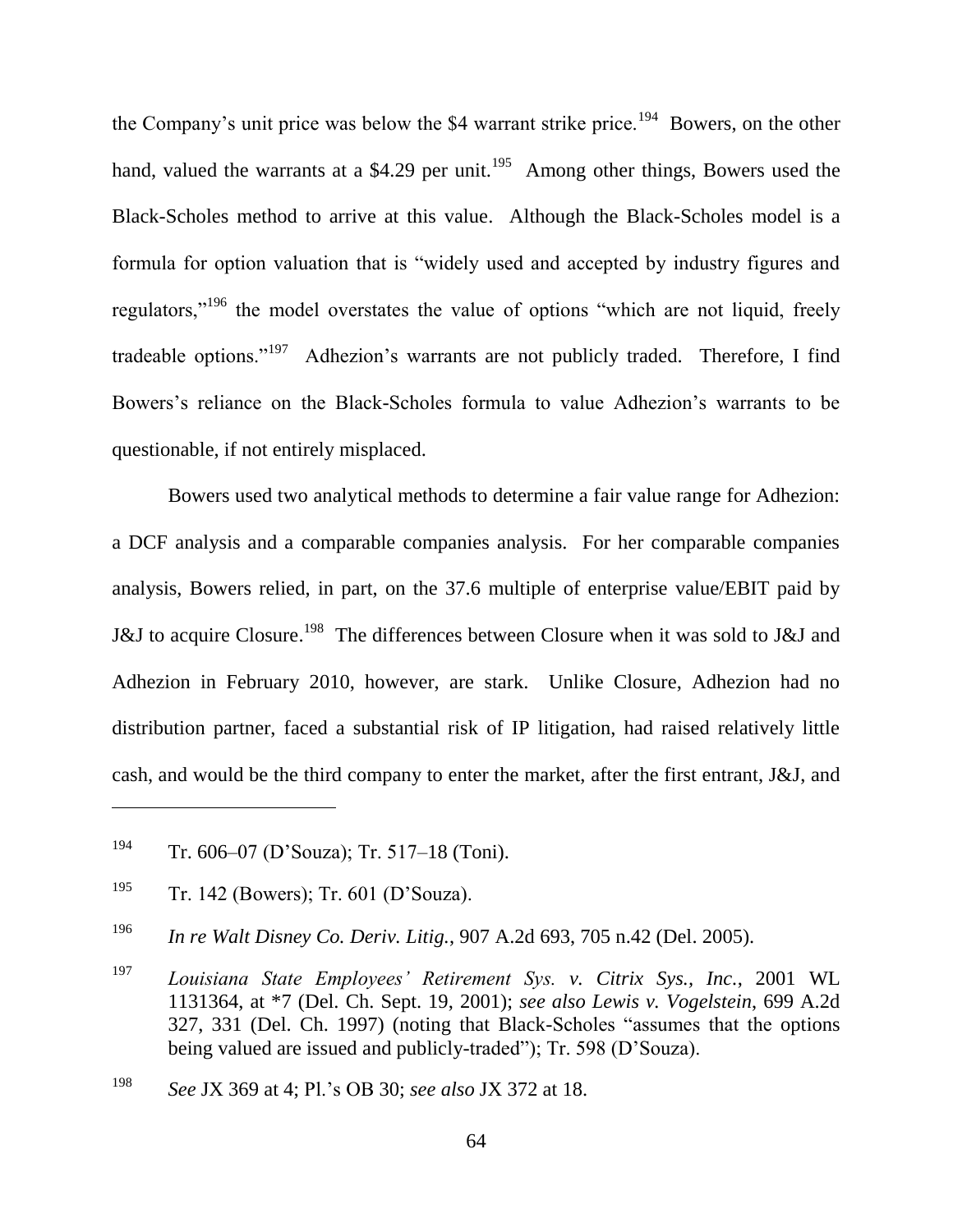the Company's unit price was below the $4 warrant strike price.[194] Bowers, on the other hand, valued the warrants at a $4.29 per unit.[195] Among other things, Bowers used the Black-Scholes method to arrive at this value. Although the Black-Scholes model is a formula for option valuation that is "widely used and accepted by industry figures and regulators,"[196] the model overstates the value of options "which are not liquid, freely tradeable options."[197] Adhezion's warrants are not publicly traded. Therefore, I find Bowers's reliance on the Black-Scholes formula to value Adhezion's warrants to be questionable, if not entirely misplaced.

Bowers used two analytical methods to determine a fair value range for Adhezion: a DCF analysis and a comparable companies analysis. For her comparable companies analysis, Bowers relied, in part, on the 37.6 multiple of enterprise value/EBIT paid by J&J to acquire Closure.[198] The differences between Closure when it was sold to J&J and Adhezion in February 2010, however, are stark. Unlike Closure, Adhezion had no distribution partner, faced a substantial risk of IP litigation, had raised relatively little cash, and would be the third company to enter the market, after the first entrant, J&J, and

---

[194] Tr. 606–07 (D'Souza); Tr. 517–18 (Toni).

[195] Tr. 142 (Bowers); Tr. 601 (D'Souza).

[196] *In re Walt Disney Co. Deriv. Litig.*, 907 A.2d 693, 705 n.42 (Del. 2005).

[197] *Louisiana State Employees' Retirement Sys. v. Citrix Sys., Inc.*, 2001 WL 1131364, at *7 (Del. Ch. Sept. 19, 2001); *see also Lewis v. Vogelstein*, 699 A.2d 327, 331 (Del. Ch. 1997) (noting that Black-Scholes "assumes that the options being valued are issued and publicly-traded"); Tr. 598 (D'Souza).

[198] *See* JX 369 at 4; Pl.'s OB 30; *see also* JX 372 at 18.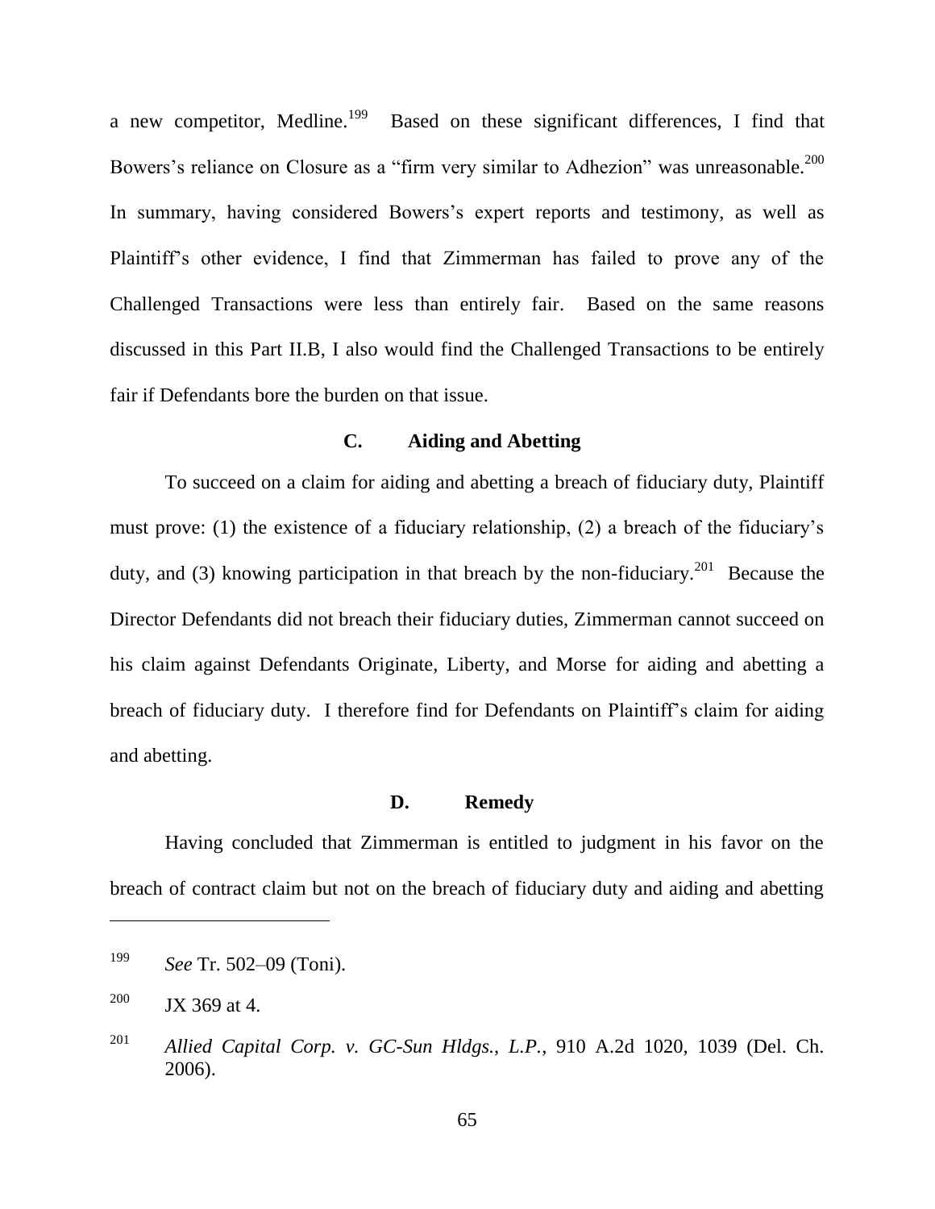a new competitor, Medline.[199] Based on these significant differences, I find that Bowers's reliance on Closure as a "firm very similar to Adhezion" was unreasonable.[200] In summary, having considered Bowers's expert reports and testimony, as well as Plaintiff's other evidence, I find that Zimmerman has failed to prove any of the Challenged Transactions were less than entirely fair. Based on the same reasons discussed in this Part II.B, I also would find the Challenged Transactions to be entirely fair if Defendants bore the burden on that issue.

### C. Aiding and Abetting

To succeed on a claim for aiding and abetting a breach of fiduciary duty, Plaintiff must prove: (1) the existence of a fiduciary relationship, (2) a breach of the fiduciary's duty, and (3) knowing participation in that breach by the non-fiduciary.[201] Because the Director Defendants did not breach their fiduciary duties, Zimmerman cannot succeed on his claim against Defendants Originate, Liberty, and Morse for aiding and abetting a breach of fiduciary duty. I therefore find for Defendants on Plaintiff's claim for aiding and abetting.

### D. Remedy

Having concluded that Zimmerman is entitled to judgment in his favor on the breach of contract claim but not on the breach of fiduciary duty and aiding and abetting

---

[199] *See* Tr. 502–09 (Toni).

[200] JX 369 at 4.

[201] *Allied Capital Corp. v. GC-Sun Hldgs., L.P.*, 910 A.2d 1020, 1039 (Del. Ch. 2006).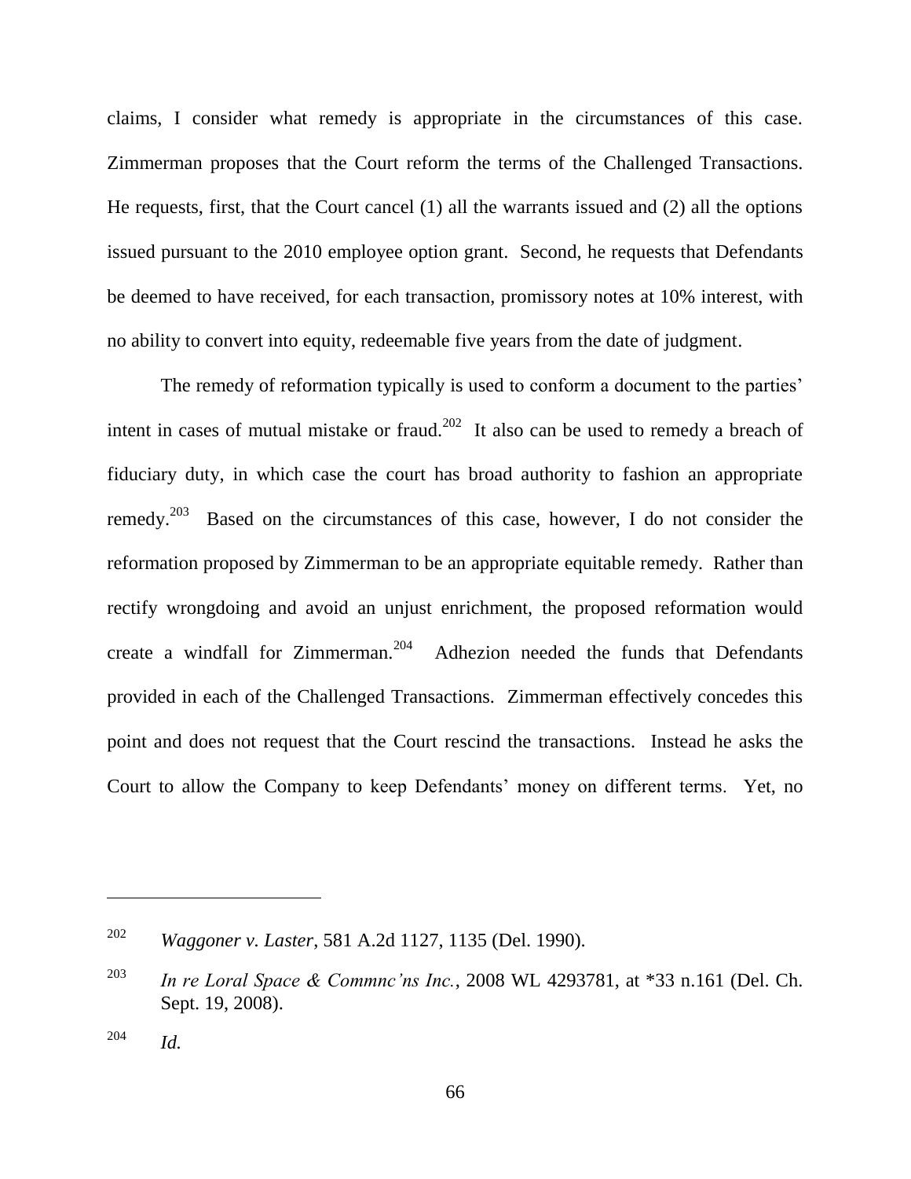claims, I consider what remedy is appropriate in the circumstances of this case. Zimmerman proposes that the Court reform the terms of the Challenged Transactions. He requests, first, that the Court cancel (1) all the warrants issued and (2) all the options issued pursuant to the 2010 employee option grant. Second, he requests that Defendants be deemed to have received, for each transaction, promissory notes at 10% interest, with no ability to convert into equity, redeemable five years from the date of judgment.

The remedy of reformation typically is used to conform a document to the parties' intent in cases of mutual mistake or fraud.[202] It also can be used to remedy a breach of fiduciary duty, in which case the court has broad authority to fashion an appropriate remedy.[203] Based on the circumstances of this case, however, I do not consider the reformation proposed by Zimmerman to be an appropriate equitable remedy. Rather than rectify wrongdoing and avoid an unjust enrichment, the proposed reformation would create a windfall for Zimmerman.[204] Adhezion needed the funds that Defendants provided in each of the Challenged Transactions. Zimmerman effectively concedes this point and does not request that the Court rescind the transactions. Instead he asks the Court to allow the Company to keep Defendants' money on different terms. Yet, no

---

[202] *Waggoner v. Laster*, 581 A.2d 1127, 1135 (Del. 1990).

[203] *In re Loral Space & Commnc'ns Inc.*, 2008 WL 4293781, at *33 n.161 (Del. Ch. Sept. 19, 2008).

[204] *Id.*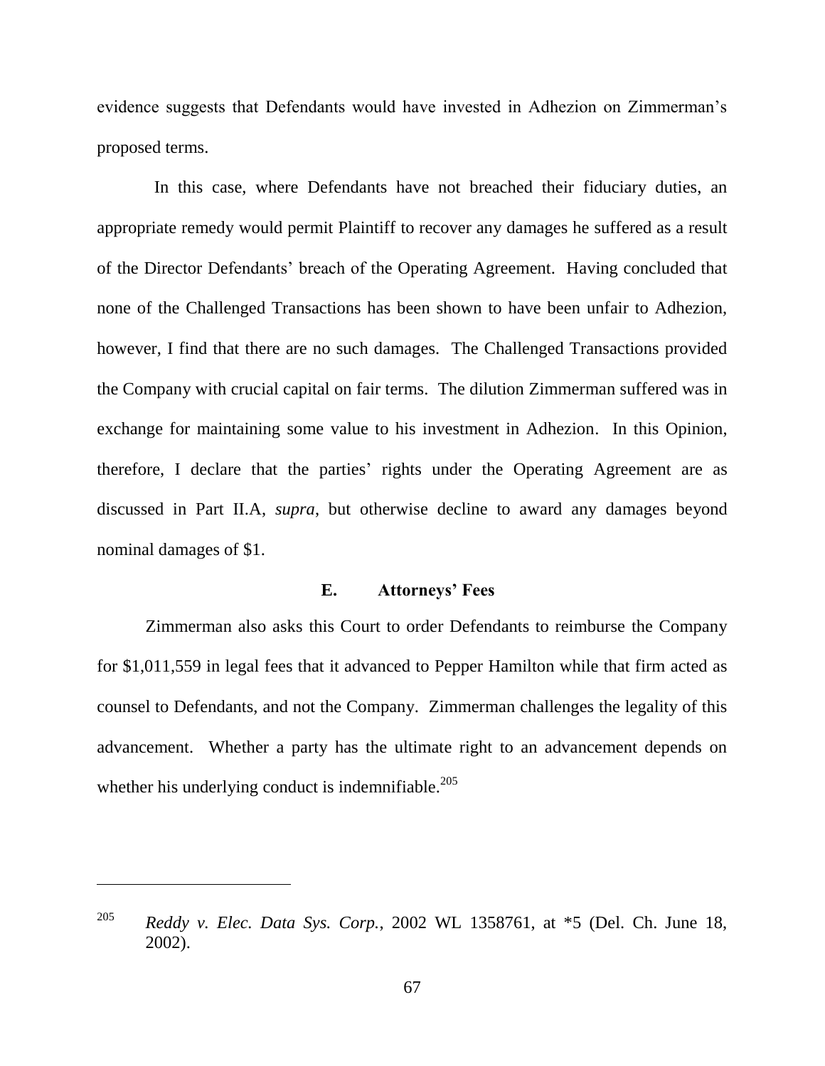evidence suggests that Defendants would have invested in Adhezion on Zimmerman's proposed terms.

In this case, where Defendants have not breached their fiduciary duties, an appropriate remedy would permit Plaintiff to recover any damages he suffered as a result of the Director Defendants' breach of the Operating Agreement. Having concluded that none of the Challenged Transactions has been shown to have been unfair to Adhezion, however, I find that there are no such damages. The Challenged Transactions provided the Company with crucial capital on fair terms. The dilution Zimmerman suffered was in exchange for maintaining some value to his investment in Adhezion. In this Opinion, therefore, I declare that the parties' rights under the Operating Agreement are as discussed in Part II.A, *supra*, but otherwise decline to award any damages beyond nominal damages of $1.

### E. Attorneys' Fees

Zimmerman also asks this Court to order Defendants to reimburse the Company for $1,011,559 in legal fees that it advanced to Pepper Hamilton while that firm acted as counsel to Defendants, and not the Company. Zimmerman challenges the legality of this advancement. Whether a party has the ultimate right to an advancement depends on whether his underlying conduct is indemnifiable.[205]

---

[205] *Reddy v. Elec. Data Sys. Corp.*, 2002 WL 1358761, at *5 (Del. Ch. June 18, 2002).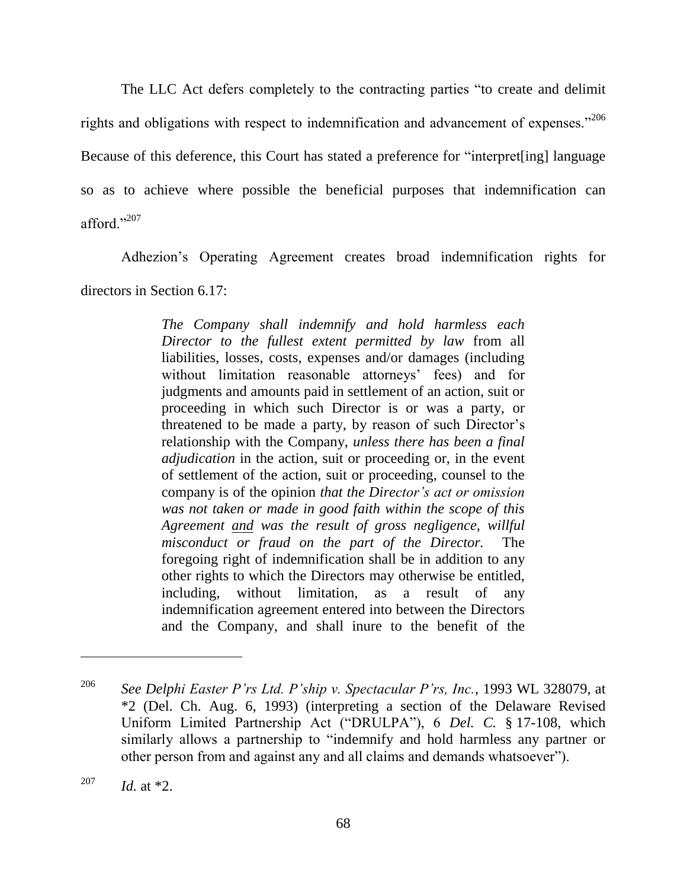The LLC Act defers completely to the contracting parties "to create and delimit rights and obligations with respect to indemnification and advancement of expenses."[206] Because of this deference, this Court has stated a preference for "interpret[ing] language so as to achieve where possible the beneficial purposes that indemnification can afford."[207]

Adhezion's Operating Agreement creates broad indemnification rights for directors in Section 6.17:

> *The Company shall indemnify and hold harmless each Director to the fullest extent permitted by law* from all liabilities, losses, costs, expenses and/or damages (including without limitation reasonable attorneys' fees) and for judgments and amounts paid in settlement of an action, suit or proceeding in which such Director is or was a party, or threatened to be made a party, by reason of such Director's relationship with the Company, *unless there has been a final adjudication* in the action, suit or proceeding or, in the event of settlement of the action, suit or proceeding, counsel to the company is of the opinion *that the Director's act or omission was not taken or made in good faith within the scope of this Agreement <u>and</u> was the result of gross negligence, willful misconduct or fraud on the part of the Director.* The foregoing right of indemnification shall be in addition to any other rights to which the Directors may otherwise be entitled, including, without limitation, as a result of any indemnification agreement entered into between the Directors and the Company, and shall inure to the benefit of the

---

[206] *See Delphi Easter P'rs Ltd. P'ship v. Spectacular P'rs, Inc.*, 1993 WL 328079, at *2 (Del. Ch. Aug. 6, 1993) (interpreting a section of the Delaware Revised Uniform Limited Partnership Act ("DRULPA"), 6 *Del. C.* § 17-108, which similarly allows a partnership to "indemnify and hold harmless any partner or other person from and against any and all claims and demands whatsoever").

[207] *Id.* at *2.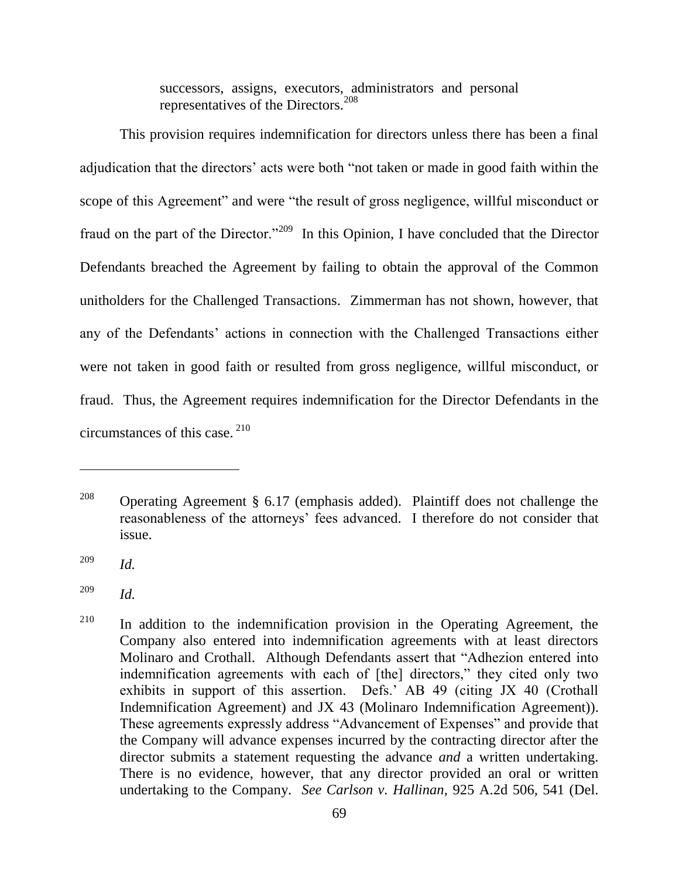> successors, assigns, executors, administrators and personal representatives of the Directors.[208]

This provision requires indemnification for directors unless there has been a final adjudication that the directors' acts were both "not taken or made in good faith within the scope of this Agreement" and were "the result of gross negligence, willful misconduct or fraud on the part of the Director."[209] In this Opinion, I have concluded that the Director Defendants breached the Agreement by failing to obtain the approval of the Common unitholders for the Challenged Transactions. Zimmerman has not shown, however, that any of the Defendants' actions in connection with the Challenged Transactions either were not taken in good faith or resulted from gross negligence, willful misconduct, or fraud. Thus, the Agreement requires indemnification for the Director Defendants in the circumstances of this case.[210]

---

[208] Operating Agreement § 6.17 (emphasis added). Plaintiff does not challenge the reasonableness of the attorneys' fees advanced. I therefore do not consider that issue.

[209] *Id.*

[209] *Id.*

[210] In addition to the indemnification provision in the Operating Agreement, the Company also entered into indemnification agreements with at least directors Molinaro and Crothall. Although Defendants assert that "Adhezion entered into indemnification agreements with each of [the] directors," they cited only two exhibits in support of this assertion. Defs.' AB 49 (citing JX 40 (Crothall Indemnification Agreement) and JX 43 (Molinaro Indemnification Agreement)). These agreements expressly address "Advancement of Expenses" and provide that the Company will advance expenses incurred by the contracting director after the director submits a statement requesting the advance *and* a written undertaking. There is no evidence, however, that any director provided an oral or written undertaking to the Company. *See Carlson v. Hallinan*, 925 A.2d 506, 541 (Del.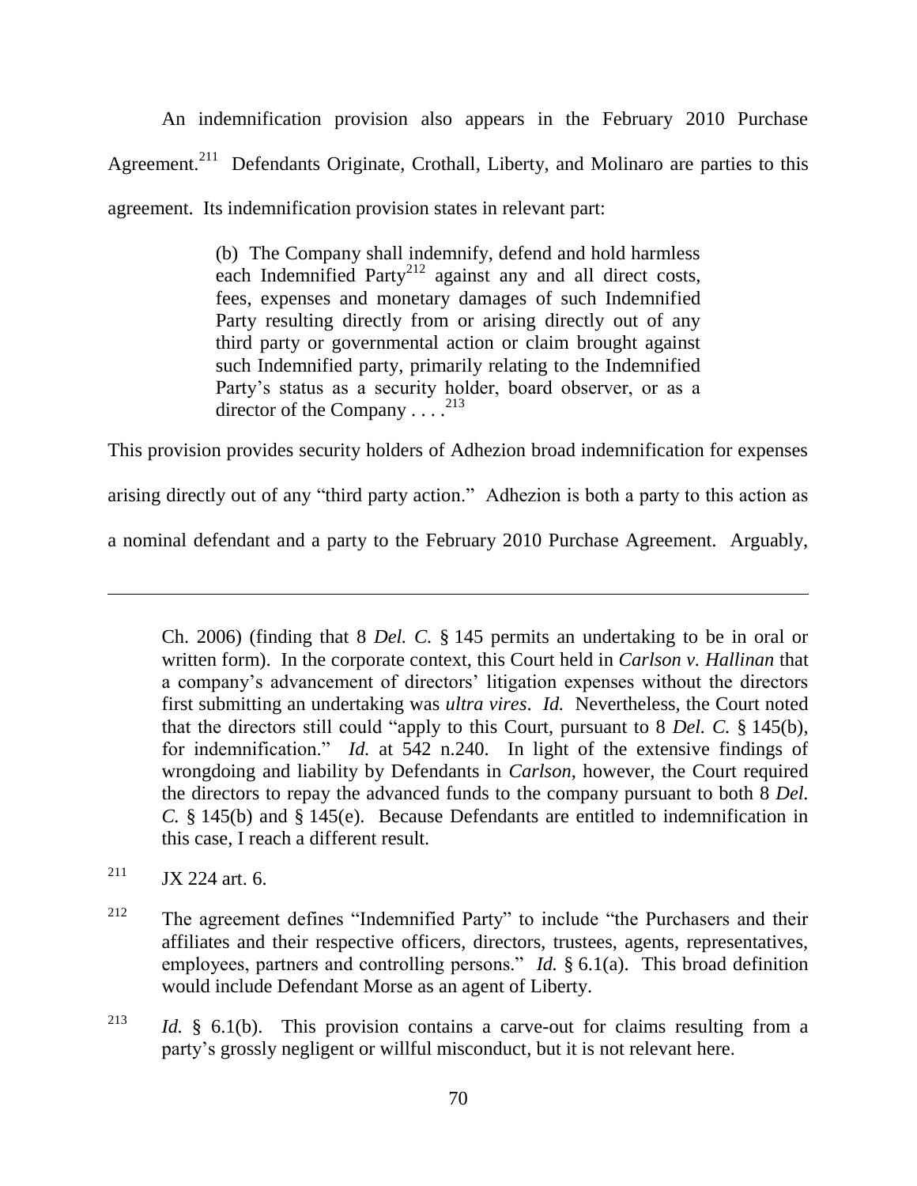An indemnification provision also appears in the February 2010 Purchase Agreement.[211] Defendants Originate, Crothall, Liberty, and Molinaro are parties to this agreement. Its indemnification provision states in relevant part:

> (b) The Company shall indemnify, defend and hold harmless each Indemnified Party[212] against any and all direct costs, fees, expenses and monetary damages of such Indemnified Party resulting directly from or arising directly out of any third party or governmental action or claim brought against such Indemnified party, primarily relating to the Indemnified Party's status as a security holder, board observer, or as a director of the Company . . . .[213]

This provision provides security holders of Adhezion broad indemnification for expenses arising directly out of any "third party action." Adhezion is both a party to this action as a nominal defendant and a party to the February 2010 Purchase Agreement. Arguably,

---

Ch. 2006) (finding that 8 *Del. C.* § 145 permits an undertaking to be in oral or written form). In the corporate context, this Court held in *Carlson v. Hallinan* that a company's advancement of directors' litigation expenses without the directors first submitting an undertaking was *ultra vires*. *Id.* Nevertheless, the Court noted that the directors still could "apply to this Court, pursuant to 8 *Del. C.* § 145(b), for indemnification." *Id.* at 542 n.240. In light of the extensive findings of wrongdoing and liability by Defendants in *Carlson*, however, the Court required the directors to repay the advanced funds to the company pursuant to both 8 *Del. C.* § 145(b) and § 145(e). Because Defendants are entitled to indemnification in this case, I reach a different result.

[211] JX 224 art. 6.

[212] The agreement defines "Indemnified Party" to include "the Purchasers and their affiliates and their respective officers, directors, trustees, agents, representatives, employees, partners and controlling persons." *Id.* § 6.1(a). This broad definition would include Defendant Morse as an agent of Liberty.

[213] *Id.* § 6.1(b). This provision contains a carve-out for claims resulting from a party's grossly negligent or willful misconduct, but it is not relevant here.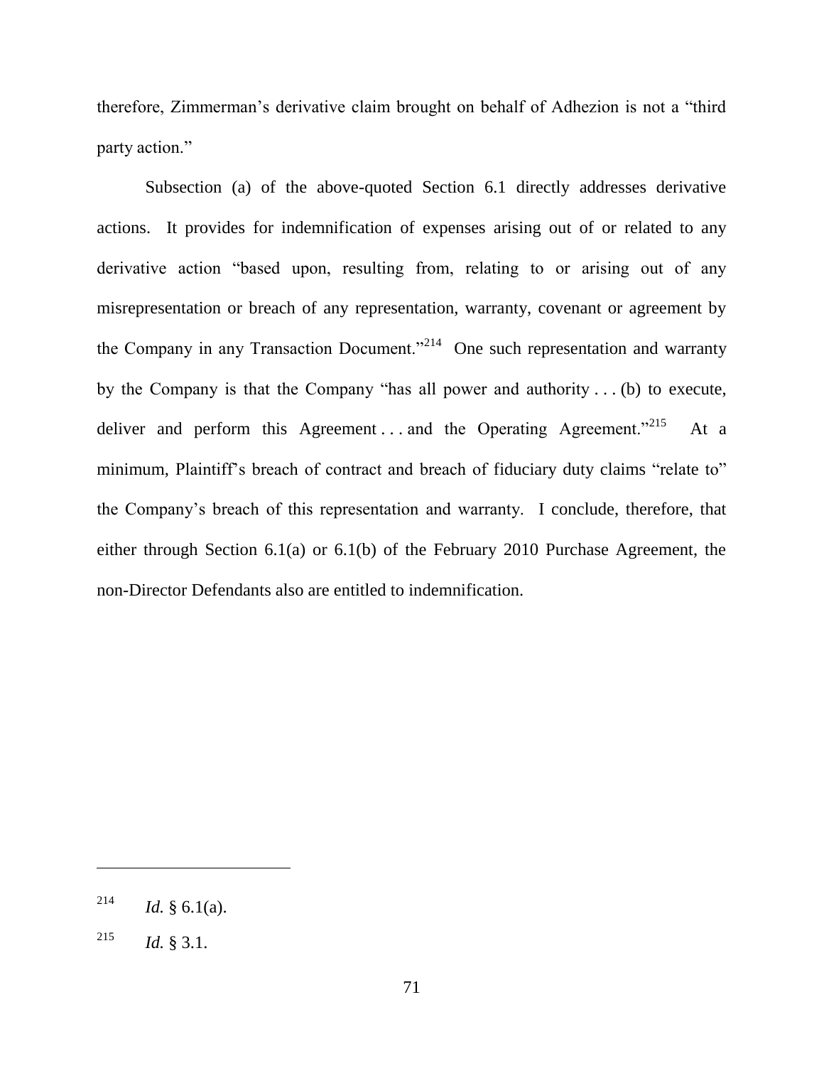therefore, Zimmerman's derivative claim brought on behalf of Adhezion is not a "third party action."

Subsection (a) of the above-quoted Section 6.1 directly addresses derivative actions. It provides for indemnification of expenses arising out of or related to any derivative action "based upon, resulting from, relating to or arising out of any misrepresentation or breach of any representation, warranty, covenant or agreement by the Company in any Transaction Document."[214] One such representation and warranty by the Company is that the Company "has all power and authority . . . (b) to execute, deliver and perform this Agreement . . . and the Operating Agreement."[215] At a minimum, Plaintiff's breach of contract and breach of fiduciary duty claims "relate to" the Company's breach of this representation and warranty. I conclude, therefore, that either through Section 6.1(a) or 6.1(b) of the February 2010 Purchase Agreement, the non-Director Defendants also are entitled to indemnification.

---

[214] *Id.* § 6.1(a).

[215] *Id.* § 3.1.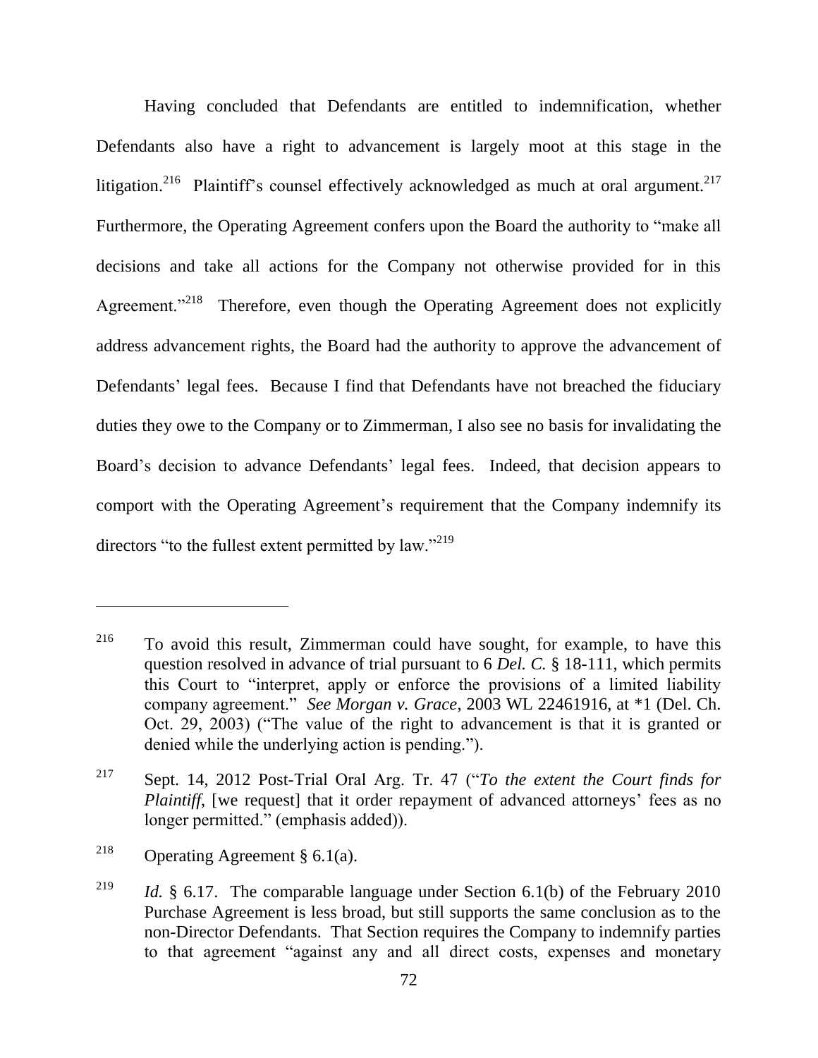Having concluded that Defendants are entitled to indemnification, whether Defendants also have a right to advancement is largely moot at this stage in the litigation.[216] Plaintiff's counsel effectively acknowledged as much at oral argument.[217] Furthermore, the Operating Agreement confers upon the Board the authority to "make all decisions and take all actions for the Company not otherwise provided for in this Agreement."[218] Therefore, even though the Operating Agreement does not explicitly address advancement rights, the Board had the authority to approve the advancement of Defendants' legal fees. Because I find that Defendants have not breached the fiduciary duties they owe to the Company or to Zimmerman, I also see no basis for invalidating the Board's decision to advance Defendants' legal fees. Indeed, that decision appears to comport with the Operating Agreement's requirement that the Company indemnify its directors "to the fullest extent permitted by law."[219]

---

[216] To avoid this result, Zimmerman could have sought, for example, to have this question resolved in advance of trial pursuant to 6 *Del. C.* § 18-111, which permits this Court to "interpret, apply or enforce the provisions of a limited liability company agreement." *See Morgan v. Grace*, 2003 WL 22461916, at *1 (Del. Ch. Oct. 29, 2003) ("The value of the right to advancement is that it is granted or denied while the underlying action is pending.").

[217] Sept. 14, 2012 Post-Trial Oral Arg. Tr. 47 ("*To the extent the Court finds for Plaintiff*, [we request] that it order repayment of advanced attorneys' fees as no longer permitted." (emphasis added)).

[218] Operating Agreement § 6.1(a).

[219] *Id.* § 6.17. The comparable language under Section 6.1(b) of the February 2010 Purchase Agreement is less broad, but still supports the same conclusion as to the non-Director Defendants. That Section requires the Company to indemnify parties to that agreement "against any and all direct costs, expenses and monetary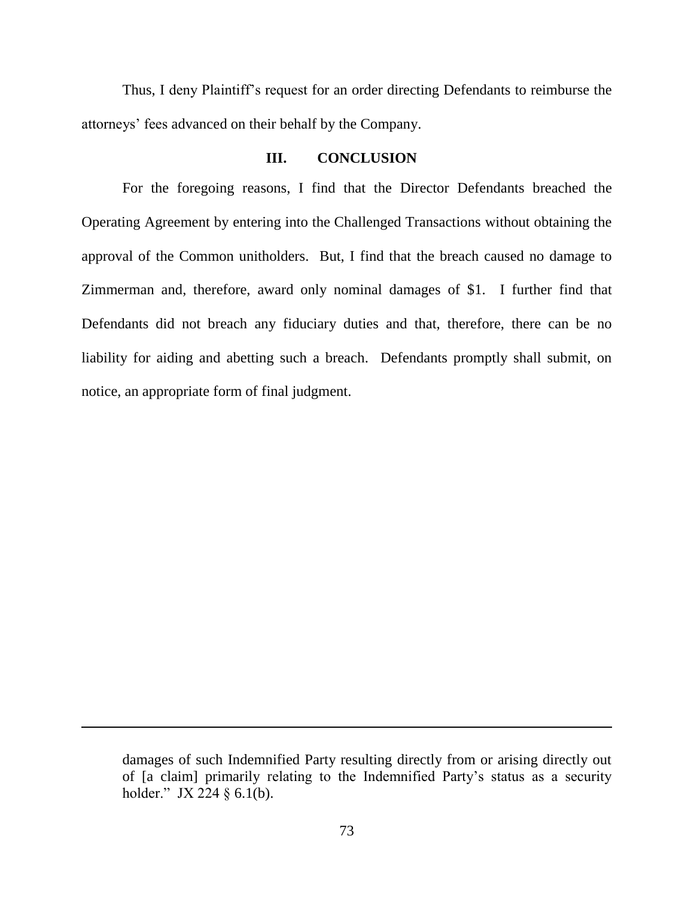Thus, I deny Plaintiff's request for an order directing Defendants to reimburse the attorneys' fees advanced on their behalf by the Company.

## III. CONCLUSION

For the foregoing reasons, I find that the Director Defendants breached the Operating Agreement by entering into the Challenged Transactions without obtaining the approval of the Common unitholders. But, I find that the breach caused no damage to Zimmerman and, therefore, award only nominal damages of $1. I further find that Defendants did not breach any fiduciary duties and that, therefore, there can be no liability for aiding and abetting such a breach. Defendants promptly shall submit, on notice, an appropriate form of final judgment.

---

damages of such Indemnified Party resulting directly from or arising directly out of [a claim] primarily relating to the Indemnified Party's status as a security holder." JX 224 § 6.1(b).